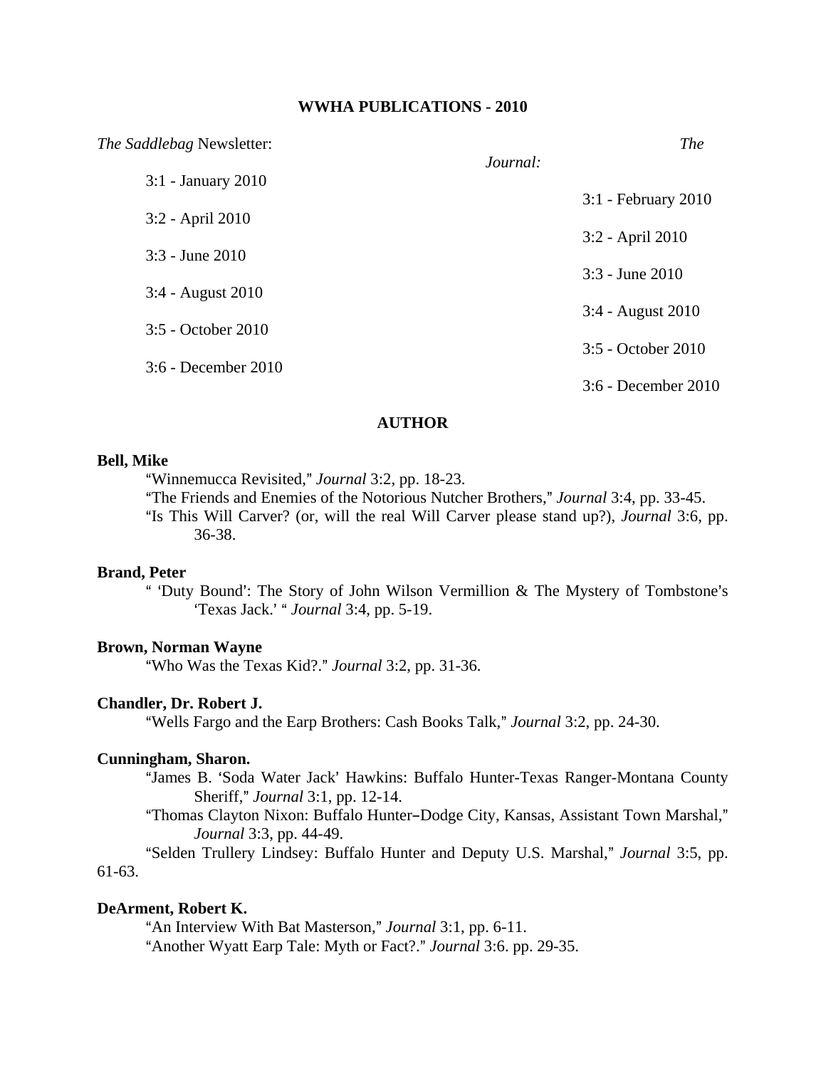# WWHA PUBLICATIONS - 2010

*The Saddlebag* Newsletter:

- 3:1 - January 2010
- 3:2 - April 2010
- 3:3 - June 2010
- 3:4 - August 2010
- 3:5 - October 2010
- 3:6 - December 2010

*The Journal:*

- 3:1 - February 2010
- 3:2 - April 2010
- 3:3 - June 2010
- 3:4 - August 2010
- 3:5 - October 2010
- 3:6 - December 2010

## AUTHOR

**Bell, Mike**

"Winnemucca Revisited," *Journal* 3:2, pp. 18-23.

"The Friends and Enemies of the Notorious Nutcher Brothers," *Journal* 3:4, pp. 33-45.

"Is This Will Carver? (or, will the real Will Carver please stand up?), *Journal* 3:6, pp. 36-38.

**Brand, Peter**

" 'Duty Bound': The Story of John Wilson Vermillion & The Mystery of Tombstone's 'Texas Jack.' " *Journal* 3:4, pp. 5-19.

**Brown, Norman Wayne**

"Who Was the Texas Kid?." *Journal* 3:2, pp. 31-36.

**Chandler, Dr. Robert J.**

"Wells Fargo and the Earp Brothers: Cash Books Talk," *Journal* 3:2, pp. 24-30.

**Cunningham, Sharon.**

"James B. 'Soda Water Jack' Hawkins: Buffalo Hunter-Texas Ranger-Montana County Sheriff," *Journal* 3:1, pp. 12-14.

"Thomas Clayton Nixon: Buffalo Hunter–Dodge City, Kansas, Assistant Town Marshal," *Journal* 3:3, pp. 44-49.

"Selden Trullery Lindsey: Buffalo Hunter and Deputy U.S. Marshal," *Journal* 3:5, pp. 61-63.

**DeArment, Robert K.**

"An Interview With Bat Masterson," *Journal* 3:1, pp. 6-11.

"Another Wyatt Earp Tale: Myth or Fact?." *Journal* 3:6. pp. 29-35.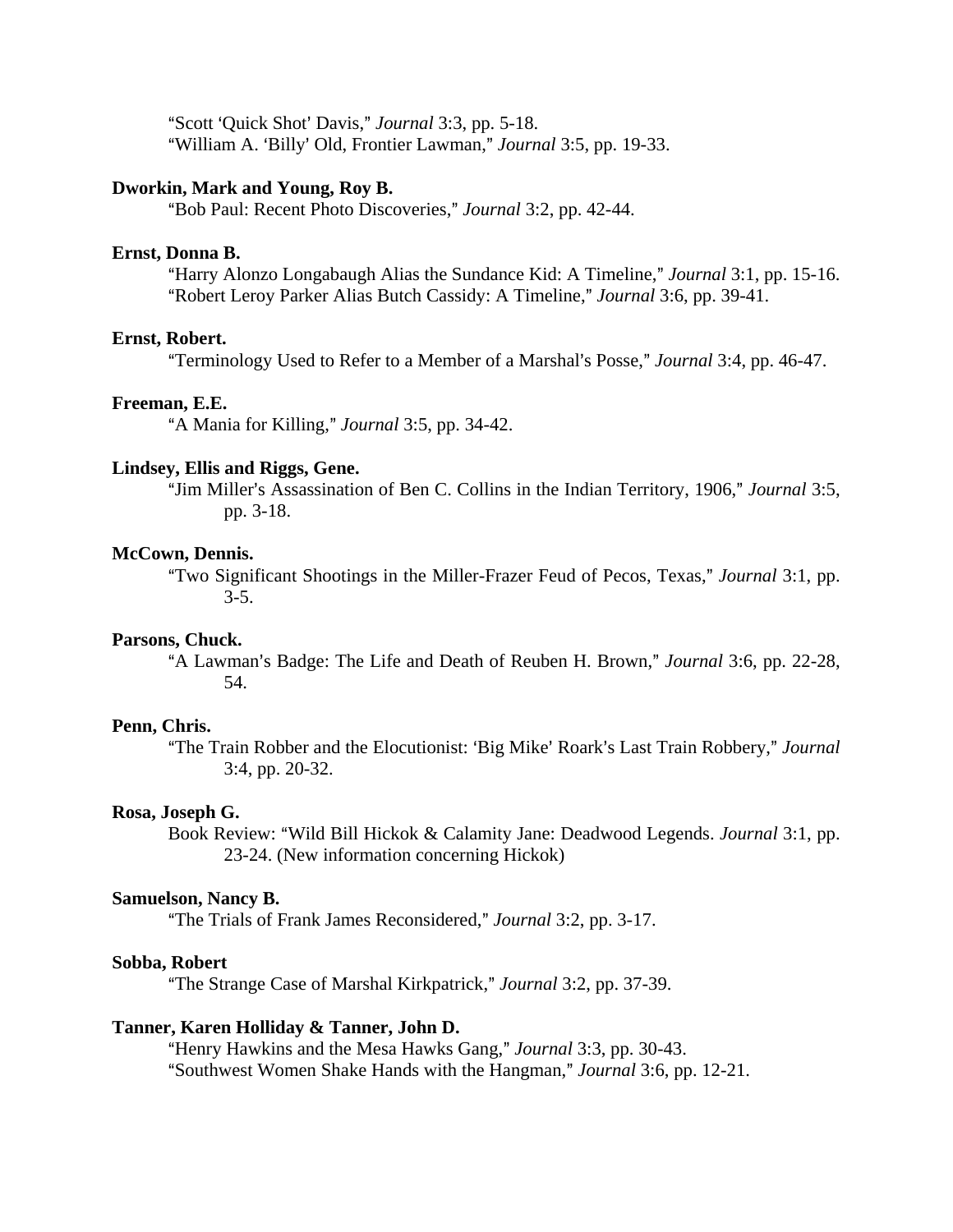"Scott 'Quick Shot' Davis," *Journal* 3:3, pp. 5-18.
"William A. 'Billy' Old, Frontier Lawman," *Journal* 3:5, pp. 19-33.

**Dworkin, Mark and Young, Roy B.**
"Bob Paul: Recent Photo Discoveries," *Journal* 3:2, pp. 42-44.

**Ernst, Donna B.**
"Harry Alonzo Longabaugh Alias the Sundance Kid: A Timeline," *Journal* 3:1, pp. 15-16.
"Robert Leroy Parker Alias Butch Cassidy: A Timeline," *Journal* 3:6, pp. 39-41.

**Ernst, Robert.**
"Terminology Used to Refer to a Member of a Marshal's Posse," *Journal* 3:4, pp. 46-47.

**Freeman, E.E.**
"A Mania for Killing," *Journal* 3:5, pp. 34-42.

**Lindsey, Ellis and Riggs, Gene.**
"Jim Miller's Assassination of Ben C. Collins in the Indian Territory, 1906," *Journal* 3:5, pp. 3-18.

**McCown, Dennis.**
"Two Significant Shootings in the Miller-Frazer Feud of Pecos, Texas," *Journal* 3:1, pp. 3-5.

**Parsons, Chuck.**
"A Lawman's Badge: The Life and Death of Reuben H. Brown," *Journal* 3:6, pp. 22-28, 54.

**Penn, Chris.**
"The Train Robber and the Elocutionist: 'Big Mike' Roark's Last Train Robbery," *Journal* 3:4, pp. 20-32.

**Rosa, Joseph G.**
Book Review: "Wild Bill Hickok & Calamity Jane: Deadwood Legends. *Journal* 3:1, pp. 23-24. (New information concerning Hickok)

**Samuelson, Nancy B.**
"The Trials of Frank James Reconsidered," *Journal* 3:2, pp. 3-17.

**Sobba, Robert**
"The Strange Case of Marshal Kirkpatrick," *Journal* 3:2, pp. 37-39.

**Tanner, Karen Holliday & Tanner, John D.**
"Henry Hawkins and the Mesa Hawks Gang," *Journal* 3:3, pp. 30-43.
"Southwest Women Shake Hands with the Hangman," *Journal* 3:6, pp. 12-21.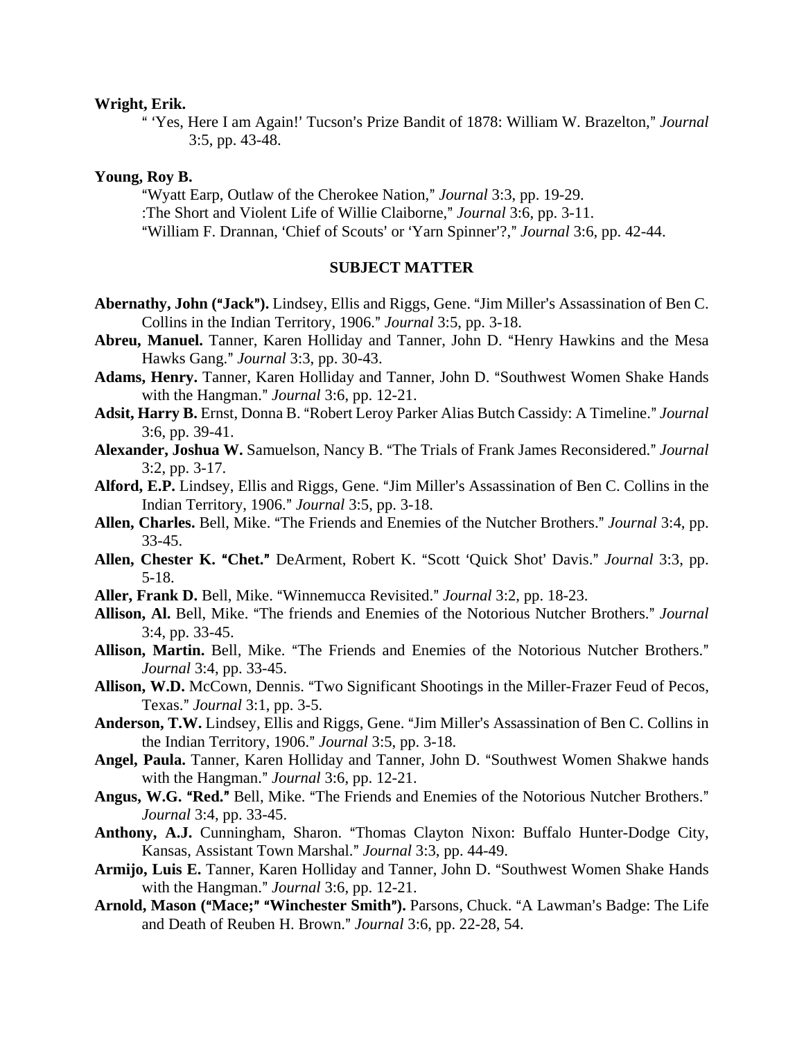**Wright, Erik.**

" 'Yes, Here I am Again!' Tucson's Prize Bandit of 1878: William W. Brazelton," *Journal* 3:5, pp. 43-48.

**Young, Roy B.**

"Wyatt Earp, Outlaw of the Cherokee Nation," *Journal* 3:3, pp. 19-29.

:The Short and Violent Life of Willie Claiborne," *Journal* 3:6, pp. 3-11.

"William F. Drannan, 'Chief of Scouts' or 'Yarn Spinner'?," *Journal* 3:6, pp. 42-44.

## SUBJECT MATTER

**Abernathy, John ("Jack").** Lindsey, Ellis and Riggs, Gene. "Jim Miller's Assassination of Ben C. Collins in the Indian Territory, 1906." *Journal* 3:5, pp. 3-18.

**Abreu, Manuel.** Tanner, Karen Holliday and Tanner, John D. "Henry Hawkins and the Mesa Hawks Gang." *Journal* 3:3, pp. 30-43.

**Adams, Henry.** Tanner, Karen Holliday and Tanner, John D. "Southwest Women Shake Hands with the Hangman." *Journal* 3:6, pp. 12-21.

**Adsit, Harry B.** Ernst, Donna B. "Robert Leroy Parker Alias Butch Cassidy: A Timeline." *Journal* 3:6, pp. 39-41.

**Alexander, Joshua W.** Samuelson, Nancy B. "The Trials of Frank James Reconsidered." *Journal* 3:2, pp. 3-17.

**Alford, E.P.** Lindsey, Ellis and Riggs, Gene. "Jim Miller's Assassination of Ben C. Collins in the Indian Territory, 1906." *Journal* 3:5, pp. 3-18.

**Allen, Charles.** Bell, Mike. "The Friends and Enemies of the Nutcher Brothers." *Journal* 3:4, pp. 33-45.

**Allen, Chester K. "Chet."** DeArment, Robert K. "Scott 'Quick Shot' Davis." *Journal* 3:3, pp. 5-18.

**Aller, Frank D.** Bell, Mike. "Winnemucca Revisited." *Journal* 3:2, pp. 18-23.

**Allison, Al.** Bell, Mike. "The friends and Enemies of the Notorious Nutcher Brothers." *Journal* 3:4, pp. 33-45.

**Allison, Martin.** Bell, Mike. "The Friends and Enemies of the Notorious Nutcher Brothers." *Journal* 3:4, pp. 33-45.

**Allison, W.D.** McCown, Dennis. "Two Significant Shootings in the Miller-Frazer Feud of Pecos, Texas." *Journal* 3:1, pp. 3-5.

**Anderson, T.W.** Lindsey, Ellis and Riggs, Gene. "Jim Miller's Assassination of Ben C. Collins in the Indian Territory, 1906." *Journal* 3:5, pp. 3-18.

**Angel, Paula.** Tanner, Karen Holliday and Tanner, John D. "Southwest Women Shakwe hands with the Hangman." *Journal* 3:6, pp. 12-21.

**Angus, W.G. "Red."** Bell, Mike. "The Friends and Enemies of the Notorious Nutcher Brothers." *Journal* 3:4, pp. 33-45.

**Anthony, A.J.** Cunningham, Sharon. "Thomas Clayton Nixon: Buffalo Hunter-Dodge City, Kansas, Assistant Town Marshal." *Journal* 3:3, pp. 44-49.

**Armijo, Luis E.** Tanner, Karen Holliday and Tanner, John D. "Southwest Women Shake Hands with the Hangman." *Journal* 3:6, pp. 12-21.

**Arnold, Mason ("Mace;" "Winchester Smith").** Parsons, Chuck. "A Lawman's Badge: The Life and Death of Reuben H. Brown." *Journal* 3:6, pp. 22-28, 54.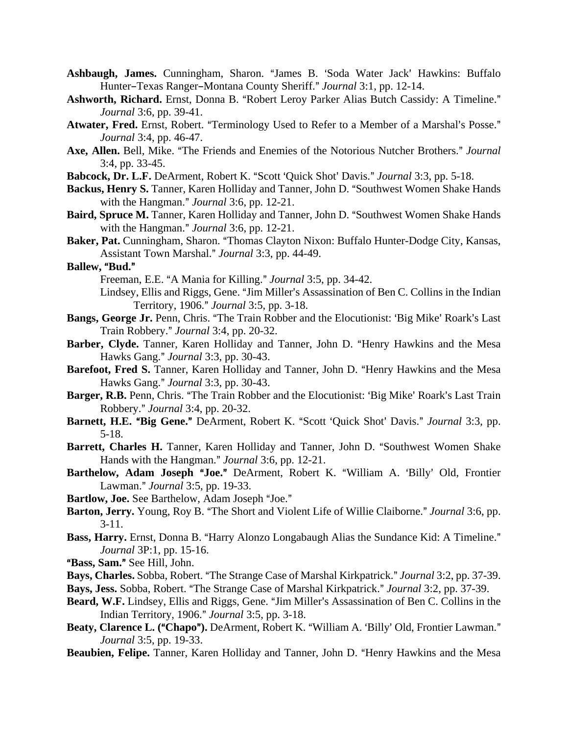**Ashbaugh, James.** Cunningham, Sharon. "James B. 'Soda Water Jack' Hawkins: Buffalo Hunter–Texas Ranger–Montana County Sheriff." *Journal* 3:1, pp. 12-14.

**Ashworth, Richard.** Ernst, Donna B. "Robert Leroy Parker Alias Butch Cassidy: A Timeline." *Journal* 3:6, pp. 39-41.

**Atwater, Fred.** Ernst, Robert. "Terminology Used to Refer to a Member of a Marshal's Posse." *Journal* 3:4, pp. 46-47.

**Axe, Allen.** Bell, Mike. "The Friends and Enemies of the Notorious Nutcher Brothers." *Journal* 3:4, pp. 33-45.

**Babcock, Dr. L.F.** DeArment, Robert K. "Scott 'Quick Shot' Davis." *Journal* 3:3, pp. 5-18.

**Backus, Henry S.** Tanner, Karen Holliday and Tanner, John D. "Southwest Women Shake Hands with the Hangman." *Journal* 3:6, pp. 12-21.

**Baird, Spruce M.** Tanner, Karen Holliday and Tanner, John D. "Southwest Women Shake Hands with the Hangman." *Journal* 3:6, pp. 12-21.

**Baker, Pat.** Cunningham, Sharon. "Thomas Clayton Nixon: Buffalo Hunter-Dodge City, Kansas, Assistant Town Marshal." *Journal* 3:3, pp. 44-49.

**Ballew, "Bud."**

Freeman, E.E. "A Mania for Killing." *Journal* 3:5, pp. 34-42.

Lindsey, Ellis and Riggs, Gene. "Jim Miller's Assassination of Ben C. Collins in the Indian Territory, 1906." *Journal* 3:5, pp. 3-18.

**Bangs, George Jr.** Penn, Chris. "The Train Robber and the Elocutionist: 'Big Mike' Roark's Last Train Robbery." *Journal* 3:4, pp. 20-32.

**Barber, Clyde.** Tanner, Karen Holliday and Tanner, John D. "Henry Hawkins and the Mesa Hawks Gang." *Journal* 3:3, pp. 30-43.

**Barefoot, Fred S.** Tanner, Karen Holliday and Tanner, John D. "Henry Hawkins and the Mesa Hawks Gang." *Journal* 3:3, pp. 30-43.

**Barger, R.B.** Penn, Chris. "The Train Robber and the Elocutionist: 'Big Mike' Roark's Last Train Robbery." *Journal* 3:4, pp. 20-32.

**Barnett, H.E. "Big Gene."** DeArment, Robert K. "Scott 'Quick Shot' Davis." *Journal* 3:3, pp. 5-18.

**Barrett, Charles H.** Tanner, Karen Holliday and Tanner, John D. "Southwest Women Shake Hands with the Hangman." *Journal* 3:6, pp. 12-21.

**Barthelow, Adam Joseph "Joe."** DeArment, Robert K. "William A. 'Billy' Old, Frontier Lawman." *Journal* 3:5, pp. 19-33.

**Bartlow, Joe.** See Barthelow, Adam Joseph "Joe."

**Barton, Jerry.** Young, Roy B. "The Short and Violent Life of Willie Claiborne." *Journal* 3:6, pp. 3-11.

**Bass, Harry.** Ernst, Donna B. "Harry Alonzo Longabaugh Alias the Sundance Kid: A Timeline." *Journal* 3P:1, pp. 15-16.

**"Bass, Sam."** See Hill, John.

**Bays, Charles.** Sobba, Robert. "The Strange Case of Marshal Kirkpatrick." *Journal* 3:2, pp. 37-39.

**Bays, Jess.** Sobba, Robert. "The Strange Case of Marshal Kirkpatrick." *Journal* 3:2, pp. 37-39.

**Beard, W.F.** Lindsey, Ellis and Riggs, Gene. "Jim Miller's Assassination of Ben C. Collins in the Indian Territory, 1906." *Journal* 3:5, pp. 3-18.

**Beaty, Clarence L. ("Chapo").** DeArment, Robert K. "William A. 'Billy' Old, Frontier Lawman." *Journal* 3:5, pp. 19-33.

**Beaubien, Felipe.** Tanner, Karen Holliday and Tanner, John D. "Henry Hawkins and the Mesa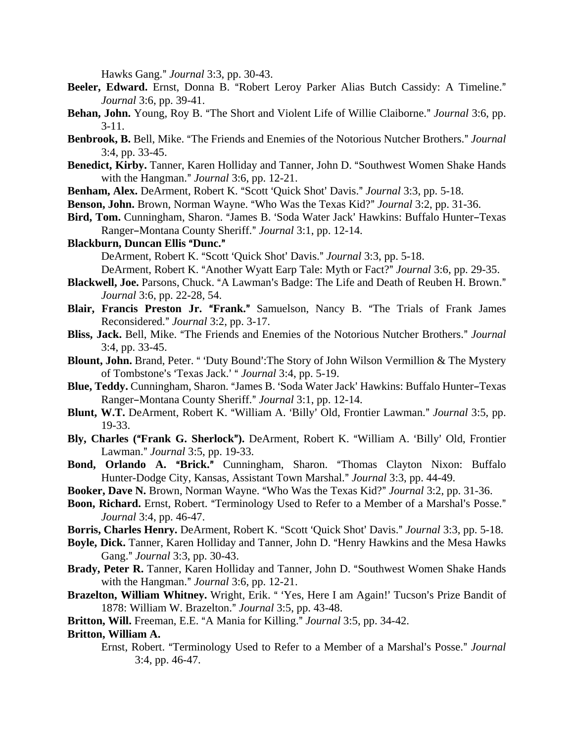Hawks Gang." *Journal* 3:3, pp. 30-43.

**Beeler, Edward.** Ernst, Donna B. "Robert Leroy Parker Alias Butch Cassidy: A Timeline." *Journal* 3:6, pp. 39-41.

**Behan, John.** Young, Roy B. "The Short and Violent Life of Willie Claiborne." *Journal* 3:6, pp. 3-11.

**Benbrook, B.** Bell, Mike. "The Friends and Enemies of the Notorious Nutcher Brothers." *Journal* 3:4, pp. 33-45.

**Benedict, Kirby.** Tanner, Karen Holliday and Tanner, John D. "Southwest Women Shake Hands with the Hangman." *Journal* 3:6, pp. 12-21.

**Benham, Alex.** DeArment, Robert K. "Scott 'Quick Shot' Davis." *Journal* 3:3, pp. 5-18.

**Benson, John.** Brown, Norman Wayne. "Who Was the Texas Kid?" *Journal* 3:2, pp. 31-36.

**Bird, Tom.** Cunningham, Sharon. "James B. 'Soda Water Jack' Hawkins: Buffalo Hunter–Texas Ranger–Montana County Sheriff." *Journal* 3:1, pp. 12-14.

**Blackburn, Duncan Ellis "Dunc."**
DeArment, Robert K. "Scott 'Quick Shot' Davis." *Journal* 3:3, pp. 5-18.
DeArment, Robert K. "Another Wyatt Earp Tale: Myth or Fact?" *Journal* 3:6, pp. 29-35.

**Blackwell, Joe.** Parsons, Chuck. "A Lawman's Badge: The Life and Death of Reuben H. Brown." *Journal* 3:6, pp. 22-28, 54.

**Blair, Francis Preston Jr. "Frank."** Samuelson, Nancy B. "The Trials of Frank James Reconsidered." *Journal* 3:2, pp. 3-17.

**Bliss, Jack.** Bell, Mike. "The Friends and Enemies of the Notorious Nutcher Brothers." *Journal* 3:4, pp. 33-45.

**Blount, John.** Brand, Peter. " 'Duty Bound':The Story of John Wilson Vermillion & The Mystery of Tombstone's 'Texas Jack.' " *Journal* 3:4, pp. 5-19.

**Blue, Teddy.** Cunningham, Sharon. "James B. 'Soda Water Jack' Hawkins: Buffalo Hunter–Texas Ranger–Montana County Sheriff." *Journal* 3:1, pp. 12-14.

**Blunt, W.T.** DeArment, Robert K. "William A. 'Billy' Old, Frontier Lawman." *Journal* 3:5, pp. 19-33.

**Bly, Charles ("Frank G. Sherlock").** DeArment, Robert K. "William A. 'Billy' Old, Frontier Lawman." *Journal* 3:5, pp. 19-33.

**Bond, Orlando A. "Brick."** Cunningham, Sharon. "Thomas Clayton Nixon: Buffalo Hunter-Dodge City, Kansas, Assistant Town Marshal." *Journal* 3:3, pp. 44-49.

**Booker, Dave N.** Brown, Norman Wayne. "Who Was the Texas Kid?" *Journal* 3:2, pp. 31-36.

**Boon, Richard.** Ernst, Robert. "Terminology Used to Refer to a Member of a Marshal's Posse." *Journal* 3:4, pp. 46-47.

**Borris, Charles Henry.** DeArment, Robert K. "Scott 'Quick Shot' Davis." *Journal* 3:3, pp. 5-18.

**Boyle, Dick.** Tanner, Karen Holliday and Tanner, John D. "Henry Hawkins and the Mesa Hawks Gang." *Journal* 3:3, pp. 30-43.

**Brady, Peter R.** Tanner, Karen Holliday and Tanner, John D. "Southwest Women Shake Hands with the Hangman." *Journal* 3:6, pp. 12-21.

**Brazelton, William Whitney.** Wright, Erik. " 'Yes, Here I am Again!' Tucson's Prize Bandit of 1878: William W. Brazelton." *Journal* 3:5, pp. 43-48.

**Britton, Will.** Freeman, E.E. "A Mania for Killing." *Journal* 3:5, pp. 34-42.

**Britton, William A.**
Ernst, Robert. "Terminology Used to Refer to a Member of a Marshal's Posse." *Journal* 3:4, pp. 46-47.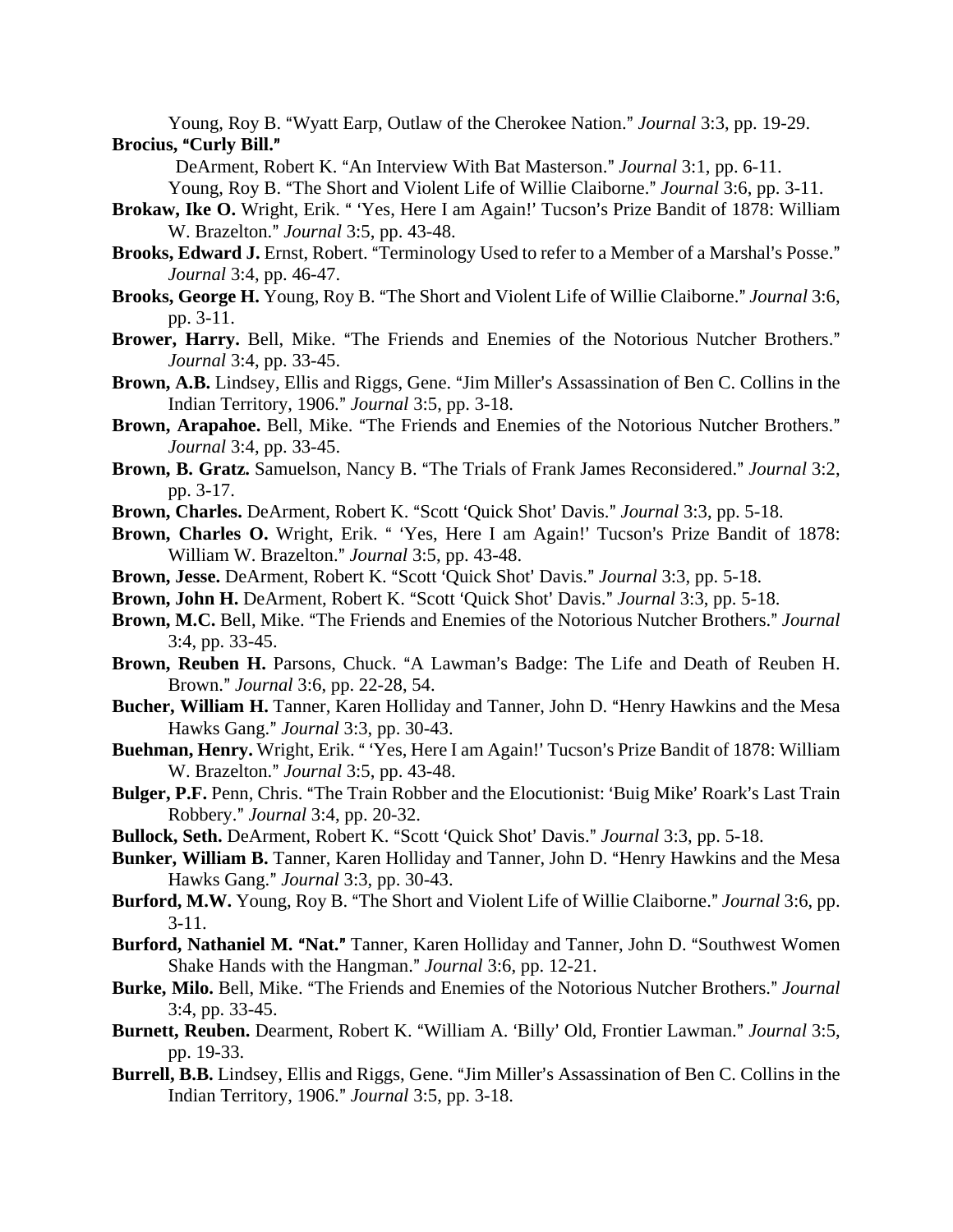Young, Roy B. "Wyatt Earp, Outlaw of the Cherokee Nation." *Journal* 3:3, pp. 19-29.

**Brocius, "Curly Bill."**
DeArment, Robert K. "An Interview With Bat Masterson." *Journal* 3:1, pp. 6-11.
Young, Roy B. "The Short and Violent Life of Willie Claiborne." *Journal* 3:6, pp. 3-11.

**Brokaw, Ike O.** Wright, Erik. " 'Yes, Here I am Again!' Tucson's Prize Bandit of 1878: William W. Brazelton." *Journal* 3:5, pp. 43-48.

**Brooks, Edward J.** Ernst, Robert. "Terminology Used to refer to a Member of a Marshal's Posse." *Journal* 3:4, pp. 46-47.

**Brooks, George H.** Young, Roy B. "The Short and Violent Life of Willie Claiborne." *Journal* 3:6, pp. 3-11.

**Brower, Harry.** Bell, Mike. "The Friends and Enemies of the Notorious Nutcher Brothers." *Journal* 3:4, pp. 33-45.

**Brown, A.B.** Lindsey, Ellis and Riggs, Gene. "Jim Miller's Assassination of Ben C. Collins in the Indian Territory, 1906." *Journal* 3:5, pp. 3-18.

**Brown, Arapahoe.** Bell, Mike. "The Friends and Enemies of the Notorious Nutcher Brothers." *Journal* 3:4, pp. 33-45.

**Brown, B. Gratz.** Samuelson, Nancy B. "The Trials of Frank James Reconsidered." *Journal* 3:2, pp. 3-17.

**Brown, Charles.** DeArment, Robert K. "Scott 'Quick Shot' Davis." *Journal* 3:3, pp. 5-18.

**Brown, Charles O.** Wright, Erik. " 'Yes, Here I am Again!' Tucson's Prize Bandit of 1878: William W. Brazelton." *Journal* 3:5, pp. 43-48.

**Brown, Jesse.** DeArment, Robert K. "Scott 'Quick Shot' Davis." *Journal* 3:3, pp. 5-18.

**Brown, John H.** DeArment, Robert K. "Scott 'Quick Shot' Davis." *Journal* 3:3, pp. 5-18.

**Brown, M.C.** Bell, Mike. "The Friends and Enemies of the Notorious Nutcher Brothers." *Journal* 3:4, pp. 33-45.

**Brown, Reuben H.** Parsons, Chuck. "A Lawman's Badge: The Life and Death of Reuben H. Brown." *Journal* 3:6, pp. 22-28, 54.

**Bucher, William H.** Tanner, Karen Holliday and Tanner, John D. "Henry Hawkins and the Mesa Hawks Gang." *Journal* 3:3, pp. 30-43.

**Buehman, Henry.** Wright, Erik. " 'Yes, Here I am Again!' Tucson's Prize Bandit of 1878: William W. Brazelton." *Journal* 3:5, pp. 43-48.

**Bulger, P.F.** Penn, Chris. "The Train Robber and the Elocutionist: 'Buig Mike' Roark's Last Train Robbery." *Journal* 3:4, pp. 20-32.

**Bullock, Seth.** DeArment, Robert K. "Scott 'Quick Shot' Davis." *Journal* 3:3, pp. 5-18.

**Bunker, William B.** Tanner, Karen Holliday and Tanner, John D. "Henry Hawkins and the Mesa Hawks Gang." *Journal* 3:3, pp. 30-43.

**Burford, M.W.** Young, Roy B. "The Short and Violent Life of Willie Claiborne." *Journal* 3:6, pp. 3-11.

**Burford, Nathaniel M. "Nat."** Tanner, Karen Holliday and Tanner, John D. "Southwest Women Shake Hands with the Hangman." *Journal* 3:6, pp. 12-21.

**Burke, Milo.** Bell, Mike. "The Friends and Enemies of the Notorious Nutcher Brothers." *Journal* 3:4, pp. 33-45.

**Burnett, Reuben.** Dearment, Robert K. "William A. 'Billy' Old, Frontier Lawman." *Journal* 3:5, pp. 19-33.

**Burrell, B.B.** Lindsey, Ellis and Riggs, Gene. "Jim Miller's Assassination of Ben C. Collins in the Indian Territory, 1906." *Journal* 3:5, pp. 3-18.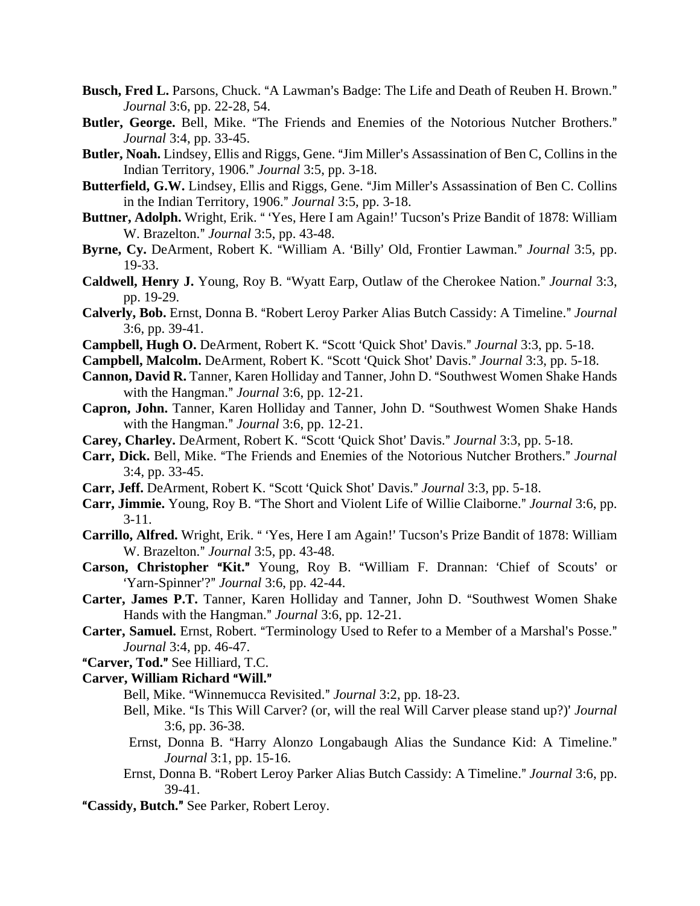**Busch, Fred L.** Parsons, Chuck. "A Lawman's Badge: The Life and Death of Reuben H. Brown." *Journal* 3:6, pp. 22-28, 54.

**Butler, George.** Bell, Mike. "The Friends and Enemies of the Notorious Nutcher Brothers." *Journal* 3:4, pp. 33-45.

**Butler, Noah.** Lindsey, Ellis and Riggs, Gene. "Jim Miller's Assassination of Ben C, Collins in the Indian Territory, 1906." *Journal* 3:5, pp. 3-18.

**Butterfield, G.W.** Lindsey, Ellis and Riggs, Gene. "Jim Miller's Assassination of Ben C. Collins in the Indian Territory, 1906." *Journal* 3:5, pp. 3-18.

**Buttner, Adolph.** Wright, Erik. " 'Yes, Here I am Again!' Tucson's Prize Bandit of 1878: William W. Brazelton." *Journal* 3:5, pp. 43-48.

**Byrne, Cy.** DeArment, Robert K. "William A. 'Billy' Old, Frontier Lawman." *Journal* 3:5, pp. 19-33.

**Caldwell, Henry J.** Young, Roy B. "Wyatt Earp, Outlaw of the Cherokee Nation." *Journal* 3:3, pp. 19-29.

**Calverly, Bob.** Ernst, Donna B. "Robert Leroy Parker Alias Butch Cassidy: A Timeline." *Journal* 3:6, pp. 39-41.

**Campbell, Hugh O.** DeArment, Robert K. "Scott 'Quick Shot' Davis." *Journal* 3:3, pp. 5-18.

**Campbell, Malcolm.** DeArment, Robert K. "Scott 'Quick Shot' Davis." *Journal* 3:3, pp. 5-18.

**Cannon, David R.** Tanner, Karen Holliday and Tanner, John D. "Southwest Women Shake Hands with the Hangman." *Journal* 3:6, pp. 12-21.

**Capron, John.** Tanner, Karen Holliday and Tanner, John D. "Southwest Women Shake Hands with the Hangman." *Journal* 3:6, pp. 12-21.

**Carey, Charley.** DeArment, Robert K. "Scott 'Quick Shot' Davis." *Journal* 3:3, pp. 5-18.

**Carr, Dick.** Bell, Mike. "The Friends and Enemies of the Notorious Nutcher Brothers." *Journal* 3:4, pp. 33-45.

**Carr, Jeff.** DeArment, Robert K. "Scott 'Quick Shot' Davis." *Journal* 3:3, pp. 5-18.

**Carr, Jimmie.** Young, Roy B. "The Short and Violent Life of Willie Claiborne." *Journal* 3:6, pp. 3-11.

**Carrillo, Alfred.** Wright, Erik. " 'Yes, Here I am Again!' Tucson's Prize Bandit of 1878: William W. Brazelton." *Journal* 3:5, pp. 43-48.

**Carson, Christopher "Kit."** Young, Roy B. "William F. Drannan: 'Chief of Scouts' or 'Yarn-Spinner'?" *Journal* 3:6, pp. 42-44.

**Carter, James P.T.** Tanner, Karen Holliday and Tanner, John D. "Southwest Women Shake Hands with the Hangman." *Journal* 3:6, pp. 12-21.

**Carter, Samuel.** Ernst, Robert. "Terminology Used to Refer to a Member of a Marshal's Posse." *Journal* 3:4, pp. 46-47.

**"Carver, Tod."** See Hilliard, T.C.

**Carver, William Richard "Will."**

Bell, Mike. "Winnemucca Revisited." *Journal* 3:2, pp. 18-23.

Bell, Mike. "Is This Will Carver? (or, will the real Will Carver please stand up?)' *Journal* 3:6, pp. 36-38.

Ernst, Donna B. "Harry Alonzo Longabaugh Alias the Sundance Kid: A Timeline." *Journal* 3:1, pp. 15-16.

Ernst, Donna B. "Robert Leroy Parker Alias Butch Cassidy: A Timeline." *Journal* 3:6, pp. 39-41.

**"Cassidy, Butch."** See Parker, Robert Leroy.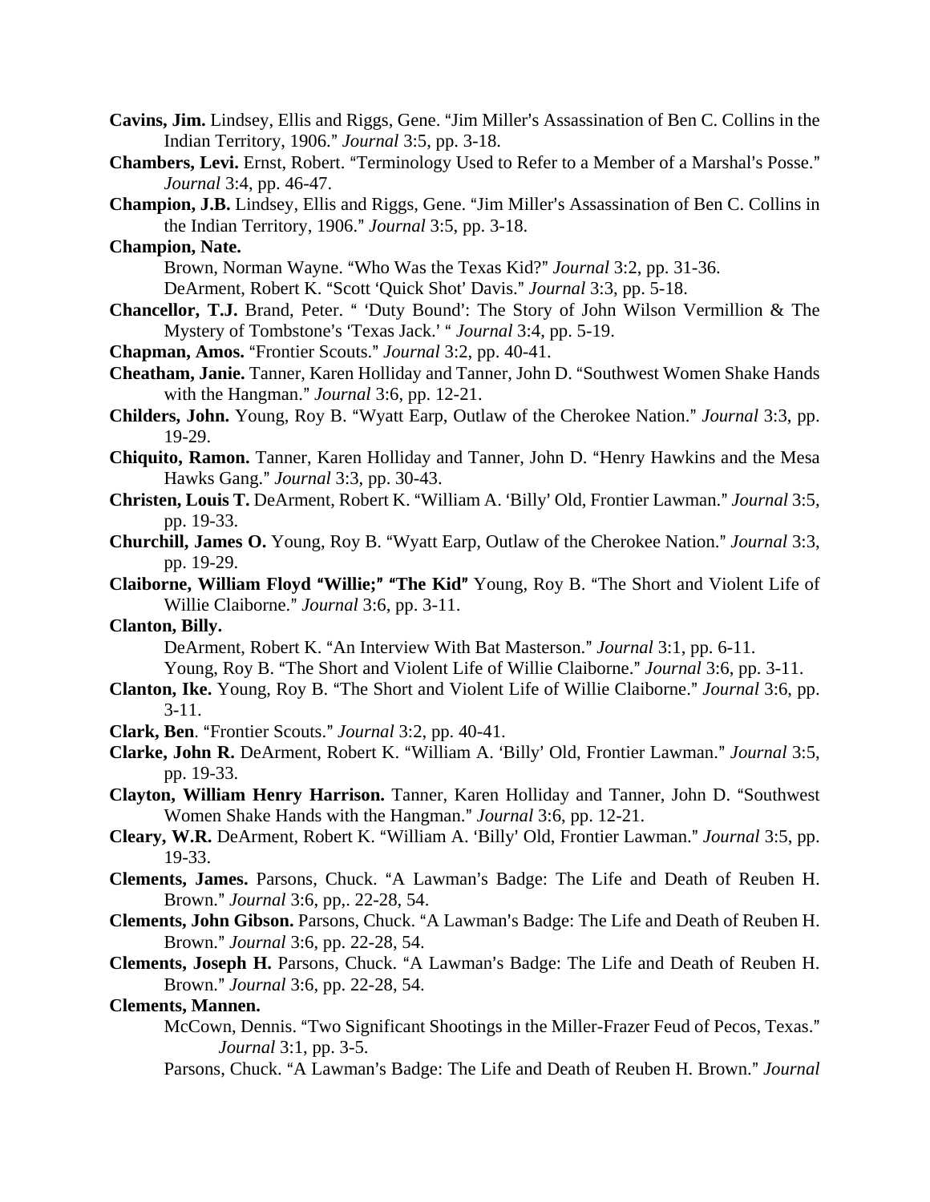**Cavins, Jim.** Lindsey, Ellis and Riggs, Gene. "Jim Miller's Assassination of Ben C. Collins in the Indian Territory, 1906." *Journal* 3:5, pp. 3-18.

**Chambers, Levi.** Ernst, Robert. "Terminology Used to Refer to a Member of a Marshal's Posse." *Journal* 3:4, pp. 46-47.

**Champion, J.B.** Lindsey, Ellis and Riggs, Gene. "Jim Miller's Assassination of Ben C. Collins in the Indian Territory, 1906." *Journal* 3:5, pp. 3-18.

**Champion, Nate.**
Brown, Norman Wayne. "Who Was the Texas Kid?" *Journal* 3:2, pp. 31-36.
DeArment, Robert K. "Scott 'Quick Shot' Davis." *Journal* 3:3, pp. 5-18.

**Chancellor, T.J.** Brand, Peter. " 'Duty Bound': The Story of John Wilson Vermillion & The Mystery of Tombstone's 'Texas Jack.' " *Journal* 3:4, pp. 5-19.

**Chapman, Amos.** "Frontier Scouts." *Journal* 3:2, pp. 40-41.

**Cheatham, Janie.** Tanner, Karen Holliday and Tanner, John D. "Southwest Women Shake Hands with the Hangman." *Journal* 3:6, pp. 12-21.

**Childers, John.** Young, Roy B. "Wyatt Earp, Outlaw of the Cherokee Nation." *Journal* 3:3, pp. 19-29.

**Chiquito, Ramon.** Tanner, Karen Holliday and Tanner, John D. "Henry Hawkins and the Mesa Hawks Gang." *Journal* 3:3, pp. 30-43.

**Christen, Louis T.** DeArment, Robert K. "William A. 'Billy' Old, Frontier Lawman." *Journal* 3:5, pp. 19-33.

**Churchill, James O.** Young, Roy B. "Wyatt Earp, Outlaw of the Cherokee Nation." *Journal* 3:3, pp. 19-29.

**Claiborne, William Floyd "Willie;" "The Kid"** Young, Roy B. "The Short and Violent Life of Willie Claiborne." *Journal* 3:6, pp. 3-11.

**Clanton, Billy.**
DeArment, Robert K. "An Interview With Bat Masterson." *Journal* 3:1, pp. 6-11.
Young, Roy B. "The Short and Violent Life of Willie Claiborne." *Journal* 3:6, pp. 3-11.

**Clanton, Ike.** Young, Roy B. "The Short and Violent Life of Willie Claiborne." *Journal* 3:6, pp. 3-11.

**Clark, Ben**. "Frontier Scouts." *Journal* 3:2, pp. 40-41.

**Clarke, John R.** DeArment, Robert K. "William A. 'Billy' Old, Frontier Lawman." *Journal* 3:5, pp. 19-33.

**Clayton, William Henry Harrison.** Tanner, Karen Holliday and Tanner, John D. "Southwest Women Shake Hands with the Hangman." *Journal* 3:6, pp. 12-21.

**Cleary, W.R.** DeArment, Robert K. "William A. 'Billy' Old, Frontier Lawman." *Journal* 3:5, pp. 19-33.

**Clements, James.** Parsons, Chuck. "A Lawman's Badge: The Life and Death of Reuben H. Brown." *Journal* 3:6, pp,. 22-28, 54.

**Clements, John Gibson.** Parsons, Chuck. "A Lawman's Badge: The Life and Death of Reuben H. Brown." *Journal* 3:6, pp. 22-28, 54.

**Clements, Joseph H.** Parsons, Chuck. "A Lawman's Badge: The Life and Death of Reuben H. Brown." *Journal* 3:6, pp. 22-28, 54.

**Clements, Mannen.**
McCown, Dennis. "Two Significant Shootings in the Miller-Frazer Feud of Pecos, Texas." *Journal* 3:1, pp. 3-5.
Parsons, Chuck. "A Lawman's Badge: The Life and Death of Reuben H. Brown." *Journal*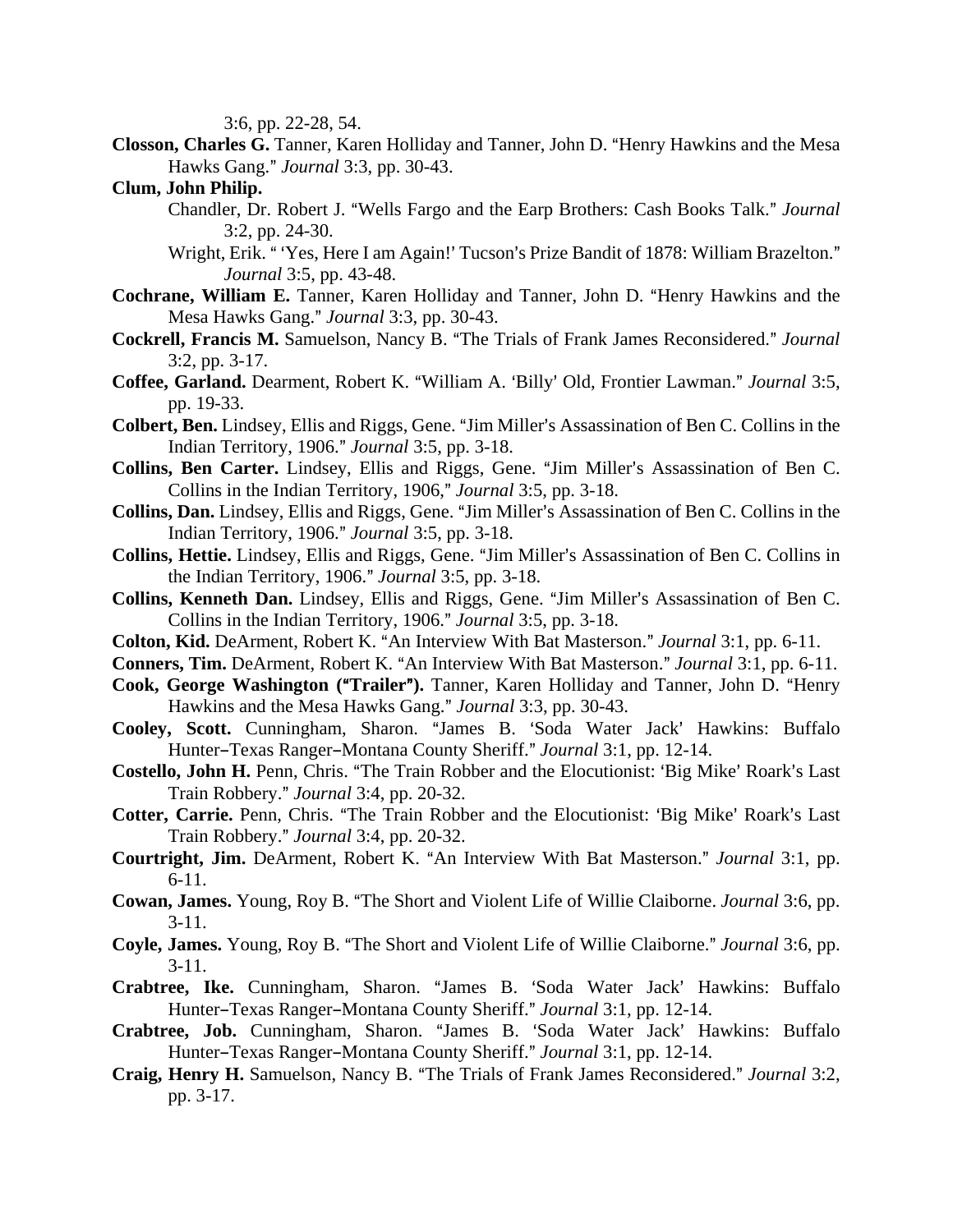3:6, pp. 22-28, 54.

**Closson, Charles G.** Tanner, Karen Holliday and Tanner, John D. "Henry Hawkins and the Mesa Hawks Gang." *Journal* 3:3, pp. 30-43.

**Clum, John Philip.**

Chandler, Dr. Robert J. "Wells Fargo and the Earp Brothers: Cash Books Talk." *Journal* 3:2, pp. 24-30.

Wright, Erik. " 'Yes, Here I am Again!' Tucson's Prize Bandit of 1878: William Brazelton." *Journal* 3:5, pp. 43-48.

**Cochrane, William E.** Tanner, Karen Holliday and Tanner, John D. "Henry Hawkins and the Mesa Hawks Gang." *Journal* 3:3, pp. 30-43.

**Cockrell, Francis M.** Samuelson, Nancy B. "The Trials of Frank James Reconsidered." *Journal* 3:2, pp. 3-17.

**Coffee, Garland.** Dearment, Robert K. "William A. 'Billy' Old, Frontier Lawman." *Journal* 3:5, pp. 19-33.

**Colbert, Ben.** Lindsey, Ellis and Riggs, Gene. "Jim Miller's Assassination of Ben C. Collins in the Indian Territory, 1906." *Journal* 3:5, pp. 3-18.

**Collins, Ben Carter.** Lindsey, Ellis and Riggs, Gene. "Jim Miller's Assassination of Ben C. Collins in the Indian Territory, 1906," *Journal* 3:5, pp. 3-18.

**Collins, Dan.** Lindsey, Ellis and Riggs, Gene. "Jim Miller's Assassination of Ben C. Collins in the Indian Territory, 1906." *Journal* 3:5, pp. 3-18.

**Collins, Hettie.** Lindsey, Ellis and Riggs, Gene. "Jim Miller's Assassination of Ben C. Collins in the Indian Territory, 1906." *Journal* 3:5, pp. 3-18.

**Collins, Kenneth Dan.** Lindsey, Ellis and Riggs, Gene. "Jim Miller's Assassination of Ben C. Collins in the Indian Territory, 1906." *Journal* 3:5, pp. 3-18.

**Colton, Kid.** DeArment, Robert K. "An Interview With Bat Masterson." *Journal* 3:1, pp. 6-11.

**Conners, Tim.** DeArment, Robert K. "An Interview With Bat Masterson." *Journal* 3:1, pp. 6-11.

**Cook, George Washington ("Trailer").** Tanner, Karen Holliday and Tanner, John D. "Henry Hawkins and the Mesa Hawks Gang." *Journal* 3:3, pp. 30-43.

**Cooley, Scott.** Cunningham, Sharon. "James B. 'Soda Water Jack' Hawkins: Buffalo Hunter–Texas Ranger–Montana County Sheriff." *Journal* 3:1, pp. 12-14.

**Costello, John H.** Penn, Chris. "The Train Robber and the Elocutionist: 'Big Mike' Roark's Last Train Robbery." *Journal* 3:4, pp. 20-32.

**Cotter, Carrie.** Penn, Chris. "The Train Robber and the Elocutionist: 'Big Mike' Roark's Last Train Robbery." *Journal* 3:4, pp. 20-32.

**Courtright, Jim.** DeArment, Robert K. "An Interview With Bat Masterson." *Journal* 3:1, pp. 6-11.

**Cowan, James.** Young, Roy B. "The Short and Violent Life of Willie Claiborne. *Journal* 3:6, pp. 3-11.

**Coyle, James.** Young, Roy B. "The Short and Violent Life of Willie Claiborne." *Journal* 3:6, pp. 3-11.

**Crabtree, Ike.** Cunningham, Sharon. "James B. 'Soda Water Jack' Hawkins: Buffalo Hunter–Texas Ranger–Montana County Sheriff." *Journal* 3:1, pp. 12-14.

**Crabtree, Job.** Cunningham, Sharon. "James B. 'Soda Water Jack' Hawkins: Buffalo Hunter–Texas Ranger–Montana County Sheriff." *Journal* 3:1, pp. 12-14.

**Craig, Henry H.** Samuelson, Nancy B. "The Trials of Frank James Reconsidered." *Journal* 3:2, pp. 3-17.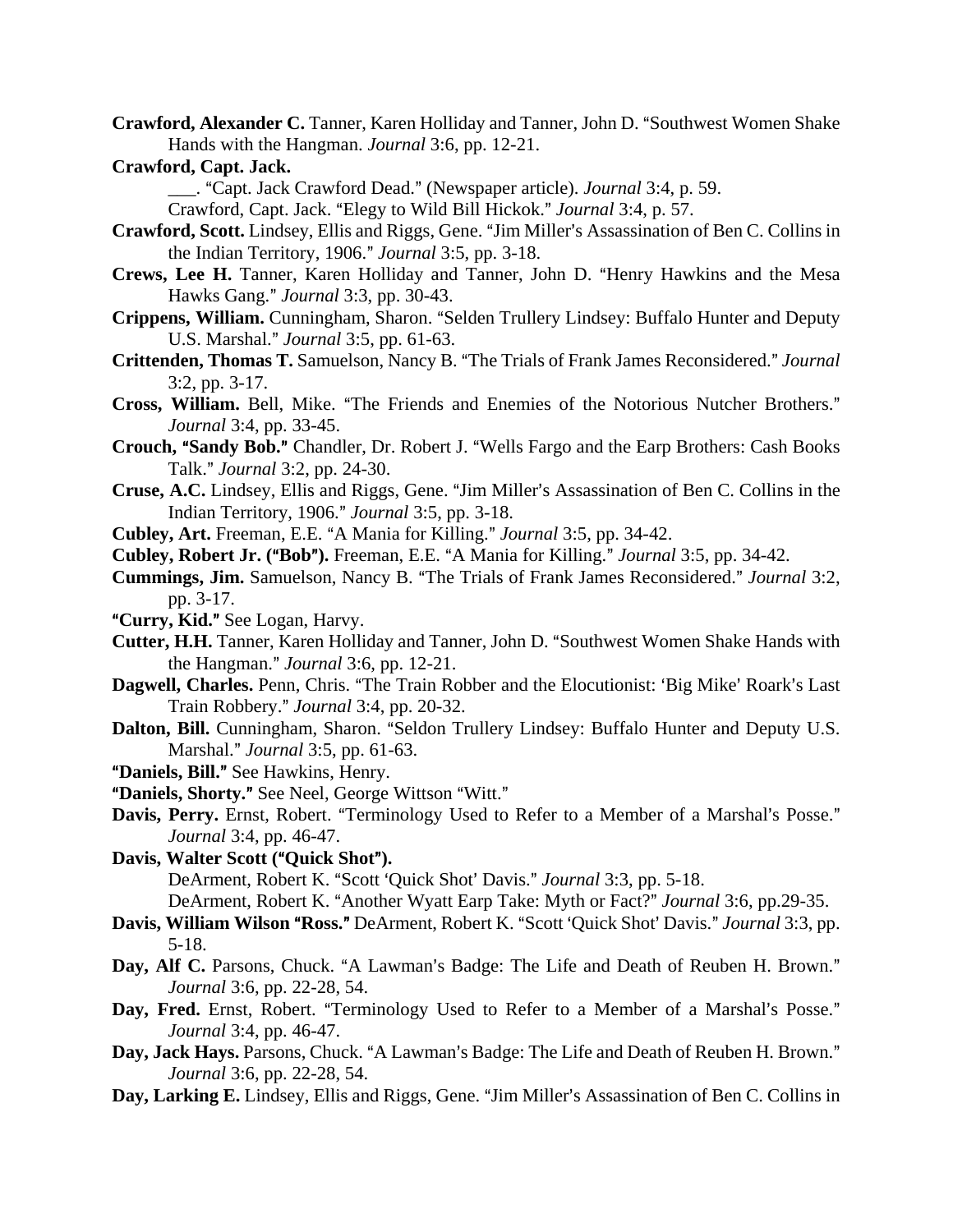**Crawford, Alexander C.** Tanner, Karen Holliday and Tanner, John D. "Southwest Women Shake Hands with the Hangman. *Journal* 3:6, pp. 12-21.

**Crawford, Capt. Jack.**

\_\_\_. "Capt. Jack Crawford Dead." (Newspaper article). *Journal* 3:4, p. 59.

Crawford, Capt. Jack. "Elegy to Wild Bill Hickok." *Journal* 3:4, p. 57.

**Crawford, Scott.** Lindsey, Ellis and Riggs, Gene. "Jim Miller's Assassination of Ben C. Collins in the Indian Territory, 1906." *Journal* 3:5, pp. 3-18.

**Crews, Lee H.** Tanner, Karen Holliday and Tanner, John D. "Henry Hawkins and the Mesa Hawks Gang." *Journal* 3:3, pp. 30-43.

**Crippens, William.** Cunningham, Sharon. "Selden Trullery Lindsey: Buffalo Hunter and Deputy U.S. Marshal." *Journal* 3:5, pp. 61-63.

**Crittenden, Thomas T.** Samuelson, Nancy B. "The Trials of Frank James Reconsidered." *Journal* 3:2, pp. 3-17.

**Cross, William.** Bell, Mike. "The Friends and Enemies of the Notorious Nutcher Brothers." *Journal* 3:4, pp. 33-45.

**Crouch, "Sandy Bob."** Chandler, Dr. Robert J. "Wells Fargo and the Earp Brothers: Cash Books Talk." *Journal* 3:2, pp. 24-30.

**Cruse, A.C.** Lindsey, Ellis and Riggs, Gene. "Jim Miller's Assassination of Ben C. Collins in the Indian Territory, 1906." *Journal* 3:5, pp. 3-18.

**Cubley, Art.** Freeman, E.E. "A Mania for Killing." *Journal* 3:5, pp. 34-42.

**Cubley, Robert Jr. ("Bob").** Freeman, E.E. "A Mania for Killing." *Journal* 3:5, pp. 34-42.

**Cummings, Jim.** Samuelson, Nancy B. "The Trials of Frank James Reconsidered." *Journal* 3:2, pp. 3-17.

**"Curry, Kid."** See Logan, Harvy.

**Cutter, H.H.** Tanner, Karen Holliday and Tanner, John D. "Southwest Women Shake Hands with the Hangman." *Journal* 3:6, pp. 12-21.

**Dagwell, Charles.** Penn, Chris. "The Train Robber and the Elocutionist: 'Big Mike' Roark's Last Train Robbery." *Journal* 3:4, pp. 20-32.

**Dalton, Bill.** Cunningham, Sharon. "Seldon Trullery Lindsey: Buffalo Hunter and Deputy U.S. Marshal." *Journal* 3:5, pp. 61-63.

**"Daniels, Bill."** See Hawkins, Henry.

**"Daniels, Shorty."** See Neel, George Wittson "Witt."

**Davis, Perry.** Ernst, Robert. "Terminology Used to Refer to a Member of a Marshal's Posse." *Journal* 3:4, pp. 46-47.

**Davis, Walter Scott ("Quick Shot").**

DeArment, Robert K. "Scott 'Quick Shot' Davis." *Journal* 3:3, pp. 5-18.

DeArment, Robert K. "Another Wyatt Earp Take: Myth or Fact?" *Journal* 3:6, pp.29-35.

**Davis, William Wilson "Ross."** DeArment, Robert K. "Scott 'Quick Shot' Davis." *Journal* 3:3, pp. 5-18.

**Day, Alf C.** Parsons, Chuck. "A Lawman's Badge: The Life and Death of Reuben H. Brown." *Journal* 3:6, pp. 22-28, 54.

**Day, Fred.** Ernst, Robert. "Terminology Used to Refer to a Member of a Marshal's Posse." *Journal* 3:4, pp. 46-47.

**Day, Jack Hays.** Parsons, Chuck. "A Lawman's Badge: The Life and Death of Reuben H. Brown." *Journal* 3:6, pp. 22-28, 54.

**Day, Larking E.** Lindsey, Ellis and Riggs, Gene. "Jim Miller's Assassination of Ben C. Collins in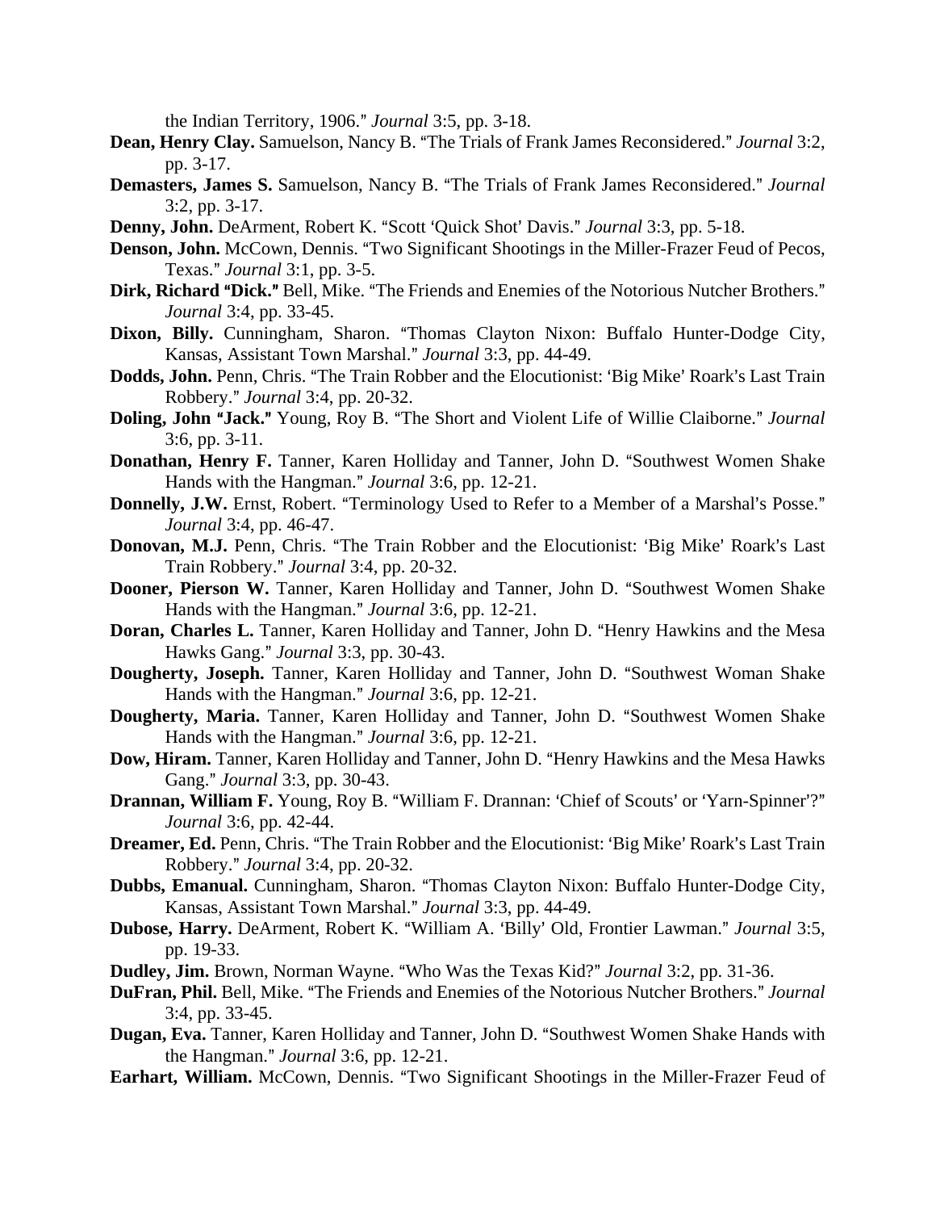the Indian Territory, 1906." *Journal* 3:5, pp. 3-18.

**Dean, Henry Clay.** Samuelson, Nancy B. "The Trials of Frank James Reconsidered." *Journal* 3:2, pp. 3-17.

**Demasters, James S.** Samuelson, Nancy B. "The Trials of Frank James Reconsidered." *Journal* 3:2, pp. 3-17.

**Denny, John.** DeArment, Robert K. "Scott 'Quick Shot' Davis." *Journal* 3:3, pp. 5-18.

**Denson, John.** McCown, Dennis. "Two Significant Shootings in the Miller-Frazer Feud of Pecos, Texas." *Journal* 3:1, pp. 3-5.

**Dirk, Richard "Dick."** Bell, Mike. "The Friends and Enemies of the Notorious Nutcher Brothers." *Journal* 3:4, pp. 33-45.

**Dixon, Billy.** Cunningham, Sharon. "Thomas Clayton Nixon: Buffalo Hunter-Dodge City, Kansas, Assistant Town Marshal." *Journal* 3:3, pp. 44-49.

**Dodds, John.** Penn, Chris. "The Train Robber and the Elocutionist: 'Big Mike' Roark's Last Train Robbery." *Journal* 3:4, pp. 20-32.

**Doling, John "Jack."** Young, Roy B. "The Short and Violent Life of Willie Claiborne." *Journal* 3:6, pp. 3-11.

**Donathan, Henry F.** Tanner, Karen Holliday and Tanner, John D. "Southwest Women Shake Hands with the Hangman." *Journal* 3:6, pp. 12-21.

**Donnelly, J.W.** Ernst, Robert. "Terminology Used to Refer to a Member of a Marshal's Posse." *Journal* 3:4, pp. 46-47.

**Donovan, M.J.** Penn, Chris. "The Train Robber and the Elocutionist: 'Big Mike' Roark's Last Train Robbery." *Journal* 3:4, pp. 20-32.

**Dooner, Pierson W.** Tanner, Karen Holliday and Tanner, John D. "Southwest Women Shake Hands with the Hangman." *Journal* 3:6, pp. 12-21.

**Doran, Charles L.** Tanner, Karen Holliday and Tanner, John D. "Henry Hawkins and the Mesa Hawks Gang." *Journal* 3:3, pp. 30-43.

**Dougherty, Joseph.** Tanner, Karen Holliday and Tanner, John D. "Southwest Woman Shake Hands with the Hangman." *Journal* 3:6, pp. 12-21.

**Dougherty, Maria.** Tanner, Karen Holliday and Tanner, John D. "Southwest Women Shake Hands with the Hangman." *Journal* 3:6, pp. 12-21.

**Dow, Hiram.** Tanner, Karen Holliday and Tanner, John D. "Henry Hawkins and the Mesa Hawks Gang." *Journal* 3:3, pp. 30-43.

**Drannan, William F.** Young, Roy B. "William F. Drannan: 'Chief of Scouts' or 'Yarn-Spinner'?" *Journal* 3:6, pp. 42-44.

**Dreamer, Ed.** Penn, Chris. "The Train Robber and the Elocutionist: 'Big Mike' Roark's Last Train Robbery." *Journal* 3:4, pp. 20-32.

**Dubbs, Emanual.** Cunningham, Sharon. "Thomas Clayton Nixon: Buffalo Hunter-Dodge City, Kansas, Assistant Town Marshal." *Journal* 3:3, pp. 44-49.

**Dubose, Harry.** DeArment, Robert K. "William A. 'Billy' Old, Frontier Lawman." *Journal* 3:5, pp. 19-33.

**Dudley, Jim.** Brown, Norman Wayne. "Who Was the Texas Kid?" *Journal* 3:2, pp. 31-36.

**DuFran, Phil.** Bell, Mike. "The Friends and Enemies of the Notorious Nutcher Brothers." *Journal* 3:4, pp. 33-45.

**Dugan, Eva.** Tanner, Karen Holliday and Tanner, John D. "Southwest Women Shake Hands with the Hangman." *Journal* 3:6, pp. 12-21.

**Earhart, William.** McCown, Dennis. "Two Significant Shootings in the Miller-Frazer Feud of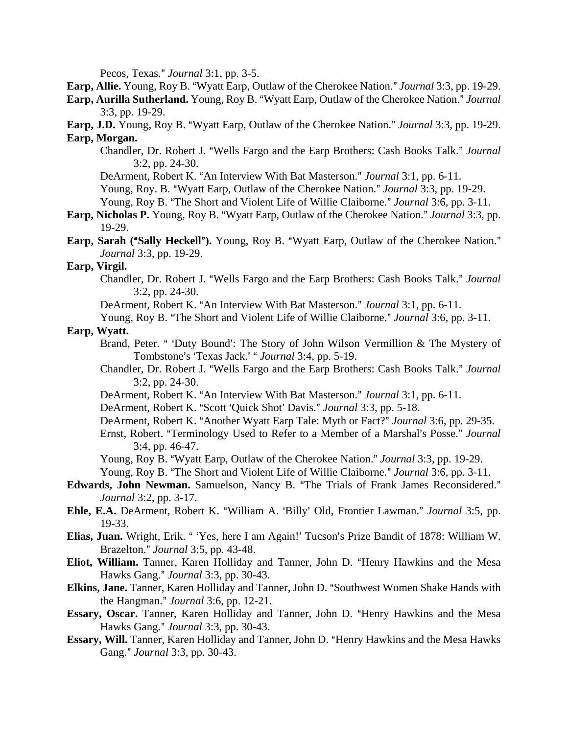Pecos, Texas." *Journal* 3:1, pp. 3-5.

**Earp, Allie.** Young, Roy B. "Wyatt Earp, Outlaw of the Cherokee Nation." *Journal* 3:3, pp. 19-29.

**Earp, Aurilla Sutherland.** Young, Roy B. "Wyatt Earp, Outlaw of the Cherokee Nation." *Journal* 3:3, pp. 19-29.

**Earp, J.D.** Young, Roy B. "Wyatt Earp, Outlaw of the Cherokee Nation." *Journal* 3:3, pp. 19-29.

**Earp, Morgan.**

Chandler, Dr. Robert J. "Wells Fargo and the Earp Brothers: Cash Books Talk." *Journal* 3:2, pp. 24-30.

DeArment, Robert K. "An Interview With Bat Masterson." *Journal* 3:1, pp. 6-11.

Young, Roy. B. "Wyatt Earp, Outlaw of the Cherokee Nation." *Journal* 3:3, pp. 19-29.

Young, Roy B. "The Short and Violent Life of Willie Claiborne." *Journal* 3:6, pp. 3-11.

**Earp, Nicholas P.** Young, Roy B. "Wyatt Earp, Outlaw of the Cherokee Nation." *Journal* 3:3, pp. 19-29.

**Earp, Sarah ("Sally Heckell").** Young, Roy B. "Wyatt Earp, Outlaw of the Cherokee Nation." *Journal* 3:3, pp. 19-29.

**Earp, Virgil.**

Chandler, Dr. Robert J. "Wells Fargo and the Earp Brothers: Cash Books Talk." *Journal* 3:2, pp. 24-30.

DeArment, Robert K. "An Interview With Bat Masterson." *Journal* 3:1, pp. 6-11.

Young, Roy B. "The Short and Violent Life of Willie Claiborne." *Journal* 3:6, pp. 3-11.

**Earp, Wyatt.**

Brand, Peter. " 'Duty Bound': The Story of John Wilson Vermillion & The Mystery of Tombstone's 'Texas Jack.' " *Journal* 3:4, pp. 5-19.

Chandler, Dr. Robert J. "Wells Fargo and the Earp Brothers: Cash Books Talk." *Journal* 3:2, pp. 24-30.

DeArment, Robert K. "An Interview With Bat Masterson." *Journal* 3:1, pp. 6-11.

DeArment, Robert K. "Scott 'Quick Shot' Davis." *Journal* 3:3, pp. 5-18.

DeArment, Robert K. "Another Wyatt Earp Tale: Myth or Fact?" *Journal* 3:6, pp. 29-35.

Ernst, Robert. "Terminology Used to Refer to a Member of a Marshal's Posse." *Journal* 3:4, pp. 46-47.

Young, Roy B. "Wyatt Earp, Outlaw of the Cherokee Nation." *Journal* 3:3, pp. 19-29.

Young, Roy B. "The Short and Violent Life of Willie Claiborne." *Journal* 3:6, pp. 3-11.

**Edwards, John Newman.** Samuelson, Nancy B. "The Trials of Frank James Reconsidered." *Journal* 3:2, pp. 3-17.

**Ehle, E.A.** DeArment, Robert K. "William A. 'Billy' Old, Frontier Lawman." *Journal* 3:5, pp. 19-33.

**Elias, Juan.** Wright, Erik. " 'Yes, here I am Again!' Tucson's Prize Bandit of 1878: William W. Brazelton." *Journal* 3:5, pp. 43-48.

**Eliot, William.** Tanner, Karen Holliday and Tanner, John D. "Henry Hawkins and the Mesa Hawks Gang." *Journal* 3:3, pp. 30-43.

**Elkins, Jane.** Tanner, Karen Holliday and Tanner, John D. "Southwest Women Shake Hands with the Hangman." *Journal* 3:6, pp. 12-21.

**Essary, Oscar.** Tanner, Karen Holliday and Tanner, John D. "Henry Hawkins and the Mesa Hawks Gang." *Journal* 3:3, pp. 30-43.

**Essary, Will.** Tanner, Karen Holliday and Tanner, John D. "Henry Hawkins and the Mesa Hawks Gang." *Journal* 3:3, pp. 30-43.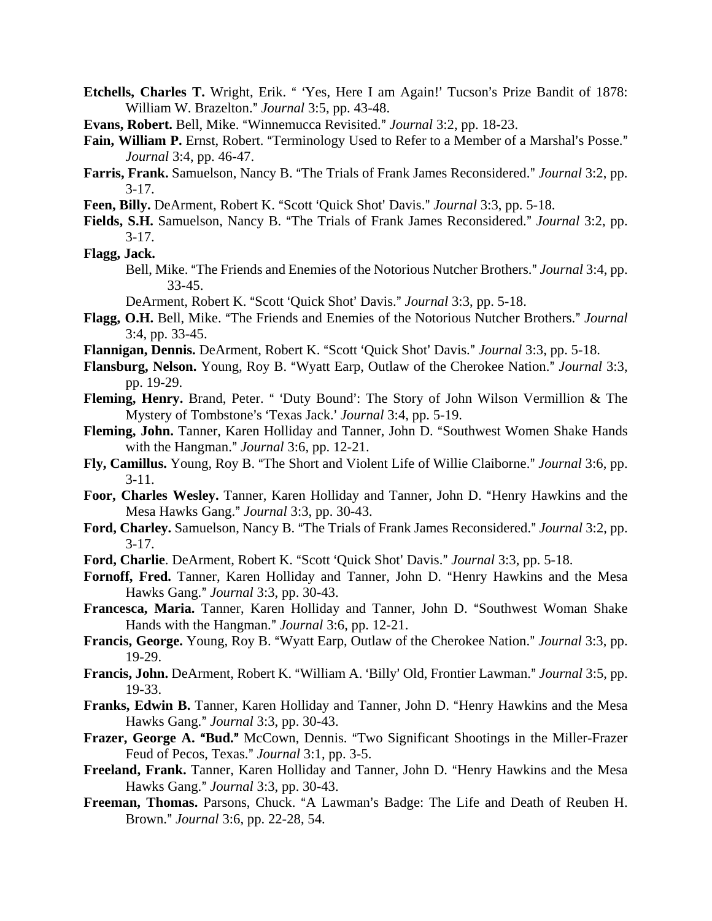**Etchells, Charles T.** Wright, Erik. " 'Yes, Here I am Again!' Tucson's Prize Bandit of 1878: William W. Brazelton." *Journal* 3:5, pp. 43-48.

**Evans, Robert.** Bell, Mike. "Winnemucca Revisited." *Journal* 3:2, pp. 18-23.

**Fain, William P.** Ernst, Robert. "Terminology Used to Refer to a Member of a Marshal's Posse." *Journal* 3:4, pp. 46-47.

**Farris, Frank.** Samuelson, Nancy B. "The Trials of Frank James Reconsidered." *Journal* 3:2, pp. 3-17.

**Feen, Billy.** DeArment, Robert K. "Scott 'Quick Shot' Davis." *Journal* 3:3, pp. 5-18.

**Fields, S.H.** Samuelson, Nancy B. "The Trials of Frank James Reconsidered." *Journal* 3:2, pp. 3-17.

**Flagg, Jack.**

Bell, Mike. "The Friends and Enemies of the Notorious Nutcher Brothers." *Journal* 3:4, pp. 33-45.

DeArment, Robert K. "Scott 'Quick Shot' Davis." *Journal* 3:3, pp. 5-18.

**Flagg, O.H.** Bell, Mike. "The Friends and Enemies of the Notorious Nutcher Brothers." *Journal* 3:4, pp. 33-45.

**Flannigan, Dennis.** DeArment, Robert K. "Scott 'Quick Shot' Davis." *Journal* 3:3, pp. 5-18.

**Flansburg, Nelson.** Young, Roy B. "Wyatt Earp, Outlaw of the Cherokee Nation." *Journal* 3:3, pp. 19-29.

**Fleming, Henry.** Brand, Peter. " 'Duty Bound': The Story of John Wilson Vermillion & The Mystery of Tombstone's 'Texas Jack.' *Journal* 3:4, pp. 5-19.

**Fleming, John.** Tanner, Karen Holliday and Tanner, John D. "Southwest Women Shake Hands with the Hangman." *Journal* 3:6, pp. 12-21.

**Fly, Camillus.** Young, Roy B. "The Short and Violent Life of Willie Claiborne." *Journal* 3:6, pp. 3-11.

**Foor, Charles Wesley.** Tanner, Karen Holliday and Tanner, John D. "Henry Hawkins and the Mesa Hawks Gang." *Journal* 3:3, pp. 30-43.

**Ford, Charley.** Samuelson, Nancy B. "The Trials of Frank James Reconsidered." *Journal* 3:2, pp. 3-17.

**Ford, Charlie**. DeArment, Robert K. "Scott 'Quick Shot' Davis." *Journal* 3:3, pp. 5-18.

**Fornoff, Fred.** Tanner, Karen Holliday and Tanner, John D. "Henry Hawkins and the Mesa Hawks Gang." *Journal* 3:3, pp. 30-43.

**Francesca, Maria.** Tanner, Karen Holliday and Tanner, John D. "Southwest Woman Shake Hands with the Hangman." *Journal* 3:6, pp. 12-21.

**Francis, George.** Young, Roy B. "Wyatt Earp, Outlaw of the Cherokee Nation." *Journal* 3:3, pp. 19-29.

**Francis, John.** DeArment, Robert K. "William A. 'Billy' Old, Frontier Lawman." *Journal* 3:5, pp. 19-33.

**Franks, Edwin B.** Tanner, Karen Holliday and Tanner, John D. "Henry Hawkins and the Mesa Hawks Gang." *Journal* 3:3, pp. 30-43.

**Frazer, George A. "Bud."** McCown, Dennis. "Two Significant Shootings in the Miller-Frazer Feud of Pecos, Texas." *Journal* 3:1, pp. 3-5.

**Freeland, Frank.** Tanner, Karen Holliday and Tanner, John D. "Henry Hawkins and the Mesa Hawks Gang." *Journal* 3:3, pp. 30-43.

**Freeman, Thomas.** Parsons, Chuck. "A Lawman's Badge: The Life and Death of Reuben H. Brown." *Journal* 3:6, pp. 22-28, 54.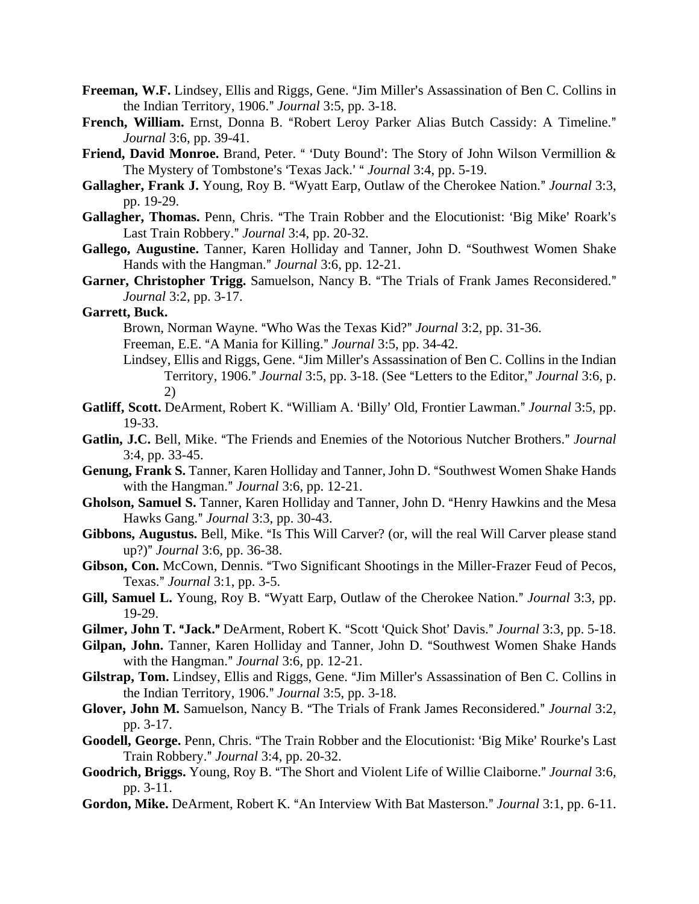**Freeman, W.F.** Lindsey, Ellis and Riggs, Gene. "Jim Miller's Assassination of Ben C. Collins in the Indian Territory, 1906." *Journal* 3:5, pp. 3-18.

**French, William.** Ernst, Donna B. "Robert Leroy Parker Alias Butch Cassidy: A Timeline." *Journal* 3:6, pp. 39-41.

**Friend, David Monroe.** Brand, Peter. " 'Duty Bound': The Story of John Wilson Vermillion & The Mystery of Tombstone's 'Texas Jack.' " *Journal* 3:4, pp. 5-19.

**Gallagher, Frank J.** Young, Roy B. "Wyatt Earp, Outlaw of the Cherokee Nation." *Journal* 3:3, pp. 19-29.

**Gallagher, Thomas.** Penn, Chris. "The Train Robber and the Elocutionist: 'Big Mike' Roark's Last Train Robbery." *Journal* 3:4, pp. 20-32.

**Gallego, Augustine.** Tanner, Karen Holliday and Tanner, John D. "Southwest Women Shake Hands with the Hangman." *Journal* 3:6, pp. 12-21.

**Garner, Christopher Trigg.** Samuelson, Nancy B. "The Trials of Frank James Reconsidered." *Journal* 3:2, pp. 3-17.

**Garrett, Buck.**

Brown, Norman Wayne. "Who Was the Texas Kid?" *Journal* 3:2, pp. 31-36.

Freeman, E.E. "A Mania for Killing." *Journal* 3:5, pp. 34-42.

Lindsey, Ellis and Riggs, Gene. "Jim Miller's Assassination of Ben C. Collins in the Indian Territory, 1906." *Journal* 3:5, pp. 3-18. (See "Letters to the Editor," *Journal* 3:6, p. 2)

**Gatliff, Scott.** DeArment, Robert K. "William A. 'Billy' Old, Frontier Lawman." *Journal* 3:5, pp. 19-33.

**Gatlin, J.C.** Bell, Mike. "The Friends and Enemies of the Notorious Nutcher Brothers." *Journal* 3:4, pp. 33-45.

**Genung, Frank S.** Tanner, Karen Holliday and Tanner, John D. "Southwest Women Shake Hands with the Hangman." *Journal* 3:6, pp. 12-21.

**Gholson, Samuel S.** Tanner, Karen Holliday and Tanner, John D. "Henry Hawkins and the Mesa Hawks Gang." *Journal* 3:3, pp. 30-43.

**Gibbons, Augustus.** Bell, Mike. "Is This Will Carver? (or, will the real Will Carver please stand up?)" *Journal* 3:6, pp. 36-38.

**Gibson, Con.** McCown, Dennis. "Two Significant Shootings in the Miller-Frazer Feud of Pecos, Texas." *Journal* 3:1, pp. 3-5.

**Gill, Samuel L.** Young, Roy B. "Wyatt Earp, Outlaw of the Cherokee Nation." *Journal* 3:3, pp. 19-29.

**Gilmer, John T. "Jack."** DeArment, Robert K. "Scott 'Quick Shot' Davis." *Journal* 3:3, pp. 5-18.

**Gilpan, John.** Tanner, Karen Holliday and Tanner, John D. "Southwest Women Shake Hands with the Hangman." *Journal* 3:6, pp. 12-21.

**Gilstrap, Tom.** Lindsey, Ellis and Riggs, Gene. "Jim Miller's Assassination of Ben C. Collins in the Indian Territory, 1906." *Journal* 3:5, pp. 3-18.

**Glover, John M.** Samuelson, Nancy B. "The Trials of Frank James Reconsidered." *Journal* 3:2, pp. 3-17.

**Goodell, George.** Penn, Chris. "The Train Robber and the Elocutionist: 'Big Mike' Rourke's Last Train Robbery." *Journal* 3:4, pp. 20-32.

**Goodrich, Briggs.** Young, Roy B. "The Short and Violent Life of Willie Claiborne." *Journal* 3:6, pp. 3-11.

**Gordon, Mike.** DeArment, Robert K. "An Interview With Bat Masterson." *Journal* 3:1, pp. 6-11.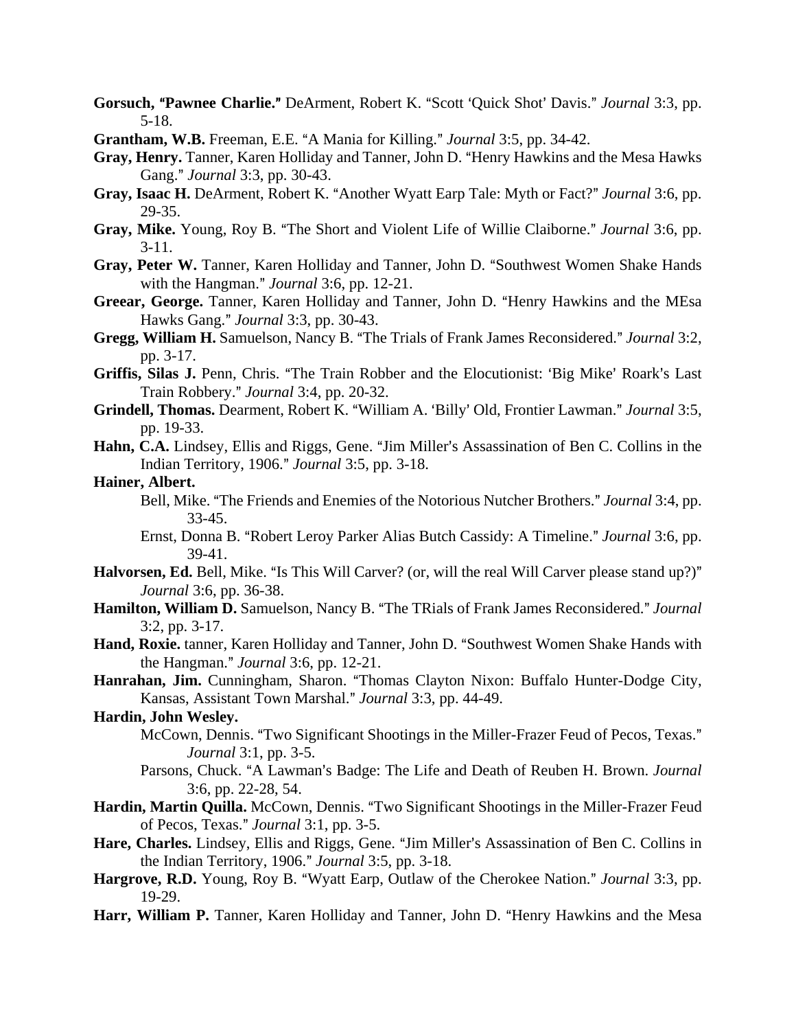**Gorsuch, "Pawnee Charlie."** DeArment, Robert K. "Scott 'Quick Shot' Davis." *Journal* 3:3, pp. 5-18.

**Grantham, W.B.** Freeman, E.E. "A Mania for Killing." *Journal* 3:5, pp. 34-42.

**Gray, Henry.** Tanner, Karen Holliday and Tanner, John D. "Henry Hawkins and the Mesa Hawks Gang." *Journal* 3:3, pp. 30-43.

**Gray, Isaac H.** DeArment, Robert K. "Another Wyatt Earp Tale: Myth or Fact?" *Journal* 3:6, pp. 29-35.

**Gray, Mike.** Young, Roy B. "The Short and Violent Life of Willie Claiborne." *Journal* 3:6, pp. 3-11.

**Gray, Peter W.** Tanner, Karen Holliday and Tanner, John D. "Southwest Women Shake Hands with the Hangman." *Journal* 3:6, pp. 12-21.

**Greear, George.** Tanner, Karen Holliday and Tanner, John D. "Henry Hawkins and the MEsa Hawks Gang." *Journal* 3:3, pp. 30-43.

**Gregg, William H.** Samuelson, Nancy B. "The Trials of Frank James Reconsidered." *Journal* 3:2, pp. 3-17.

**Griffis, Silas J.** Penn, Chris. "The Train Robber and the Elocutionist: 'Big Mike' Roark's Last Train Robbery." *Journal* 3:4, pp. 20-32.

**Grindell, Thomas.** Dearment, Robert K. "William A. 'Billy' Old, Frontier Lawman." *Journal* 3:5, pp. 19-33.

**Hahn, C.A.** Lindsey, Ellis and Riggs, Gene. "Jim Miller's Assassination of Ben C. Collins in the Indian Territory, 1906." *Journal* 3:5, pp. 3-18.

**Hainer, Albert.**

- Bell, Mike. "The Friends and Enemies of the Notorious Nutcher Brothers." *Journal* 3:4, pp. 33-45.
- Ernst, Donna B. "Robert Leroy Parker Alias Butch Cassidy: A Timeline." *Journal* 3:6, pp. 39-41.

**Halvorsen, Ed.** Bell, Mike. "Is This Will Carver? (or, will the real Will Carver please stand up?)" *Journal* 3:6, pp. 36-38.

**Hamilton, William D.** Samuelson, Nancy B. "The TRials of Frank James Reconsidered." *Journal* 3:2, pp. 3-17.

**Hand, Roxie.** tanner, Karen Holliday and Tanner, John D. "Southwest Women Shake Hands with the Hangman." *Journal* 3:6, pp. 12-21.

**Hanrahan, Jim.** Cunningham, Sharon. "Thomas Clayton Nixon: Buffalo Hunter-Dodge City, Kansas, Assistant Town Marshal." *Journal* 3:3, pp. 44-49.

**Hardin, John Wesley.**

- McCown, Dennis. "Two Significant Shootings in the Miller-Frazer Feud of Pecos, Texas." *Journal* 3:1, pp. 3-5.
- Parsons, Chuck. "A Lawman's Badge: The Life and Death of Reuben H. Brown. *Journal* 3:6, pp. 22-28, 54.

**Hardin, Martin Quilla.** McCown, Dennis. "Two Significant Shootings in the Miller-Frazer Feud of Pecos, Texas." *Journal* 3:1, pp. 3-5.

**Hare, Charles.** Lindsey, Ellis and Riggs, Gene. "Jim Miller's Assassination of Ben C. Collins in the Indian Territory, 1906." *Journal* 3:5, pp. 3-18.

**Hargrove, R.D.** Young, Roy B. "Wyatt Earp, Outlaw of the Cherokee Nation." *Journal* 3:3, pp. 19-29.

**Harr, William P.** Tanner, Karen Holliday and Tanner, John D. "Henry Hawkins and the Mesa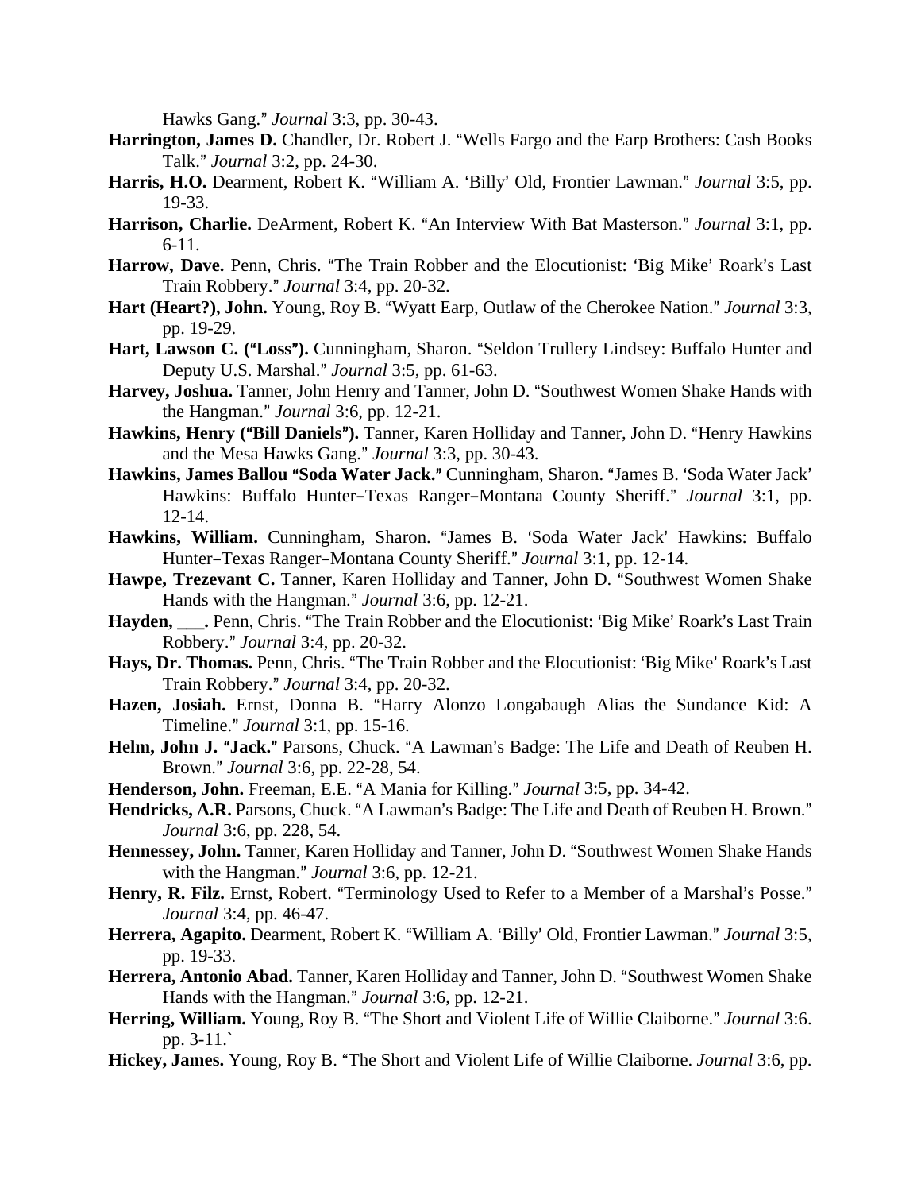Hawks Gang." *Journal* 3:3, pp. 30-43.

**Harrington, James D.** Chandler, Dr. Robert J. "Wells Fargo and the Earp Brothers: Cash Books Talk." *Journal* 3:2, pp. 24-30.

**Harris, H.O.** Dearment, Robert K. "William A. 'Billy' Old, Frontier Lawman." *Journal* 3:5, pp. 19-33.

**Harrison, Charlie.** DeArment, Robert K. "An Interview With Bat Masterson." *Journal* 3:1, pp. 6-11.

**Harrow, Dave.** Penn, Chris. "The Train Robber and the Elocutionist: 'Big Mike' Roark's Last Train Robbery." *Journal* 3:4, pp. 20-32.

**Hart (Heart?), John.** Young, Roy B. "Wyatt Earp, Outlaw of the Cherokee Nation." *Journal* 3:3, pp. 19-29.

**Hart, Lawson C. ("Loss").** Cunningham, Sharon. "Seldon Trullery Lindsey: Buffalo Hunter and Deputy U.S. Marshal." *Journal* 3:5, pp. 61-63.

**Harvey, Joshua.** Tanner, John Henry and Tanner, John D. "Southwest Women Shake Hands with the Hangman." *Journal* 3:6, pp. 12-21.

**Hawkins, Henry ("Bill Daniels").** Tanner, Karen Holliday and Tanner, John D. "Henry Hawkins and the Mesa Hawks Gang." *Journal* 3:3, pp. 30-43.

**Hawkins, James Ballou "Soda Water Jack."** Cunningham, Sharon. "James B. 'Soda Water Jack' Hawkins: Buffalo Hunter–Texas Ranger–Montana County Sheriff." *Journal* 3:1, pp. 12-14.

**Hawkins, William.** Cunningham, Sharon. "James B. 'Soda Water Jack' Hawkins: Buffalo Hunter–Texas Ranger–Montana County Sheriff." *Journal* 3:1, pp. 12-14.

**Hawpe, Trezevant C.** Tanner, Karen Holliday and Tanner, John D. "Southwest Women Shake Hands with the Hangman." *Journal* 3:6, pp. 12-21.

**Hayden, ___.** Penn, Chris. "The Train Robber and the Elocutionist: 'Big Mike' Roark's Last Train Robbery." *Journal* 3:4, pp. 20-32.

**Hays, Dr. Thomas.** Penn, Chris. "The Train Robber and the Elocutionist: 'Big Mike' Roark's Last Train Robbery." *Journal* 3:4, pp. 20-32.

**Hazen, Josiah.** Ernst, Donna B. "Harry Alonzo Longabaugh Alias the Sundance Kid: A Timeline." *Journal* 3:1, pp. 15-16.

**Helm, John J. "Jack."** Parsons, Chuck. "A Lawman's Badge: The Life and Death of Reuben H. Brown." *Journal* 3:6, pp. 22-28, 54.

**Henderson, John.** Freeman, E.E. "A Mania for Killing." *Journal* 3:5, pp. 34-42.

**Hendricks, A.R.** Parsons, Chuck. "A Lawman's Badge: The Life and Death of Reuben H. Brown." *Journal* 3:6, pp. 228, 54.

**Hennessey, John.** Tanner, Karen Holliday and Tanner, John D. "Southwest Women Shake Hands with the Hangman." *Journal* 3:6, pp. 12-21.

**Henry, R. Filz.** Ernst, Robert. "Terminology Used to Refer to a Member of a Marshal's Posse." *Journal* 3:4, pp. 46-47.

**Herrera, Agapito.** Dearment, Robert K. "William A. 'Billy' Old, Frontier Lawman." *Journal* 3:5, pp. 19-33.

**Herrera, Antonio Abad.** Tanner, Karen Holliday and Tanner, John D. "Southwest Women Shake Hands with the Hangman." *Journal* 3:6, pp. 12-21.

**Herring, William.** Young, Roy B. "The Short and Violent Life of Willie Claiborne." *Journal* 3:6. pp. 3-11.`

**Hickey, James.** Young, Roy B. "The Short and Violent Life of Willie Claiborne. *Journal* 3:6, pp.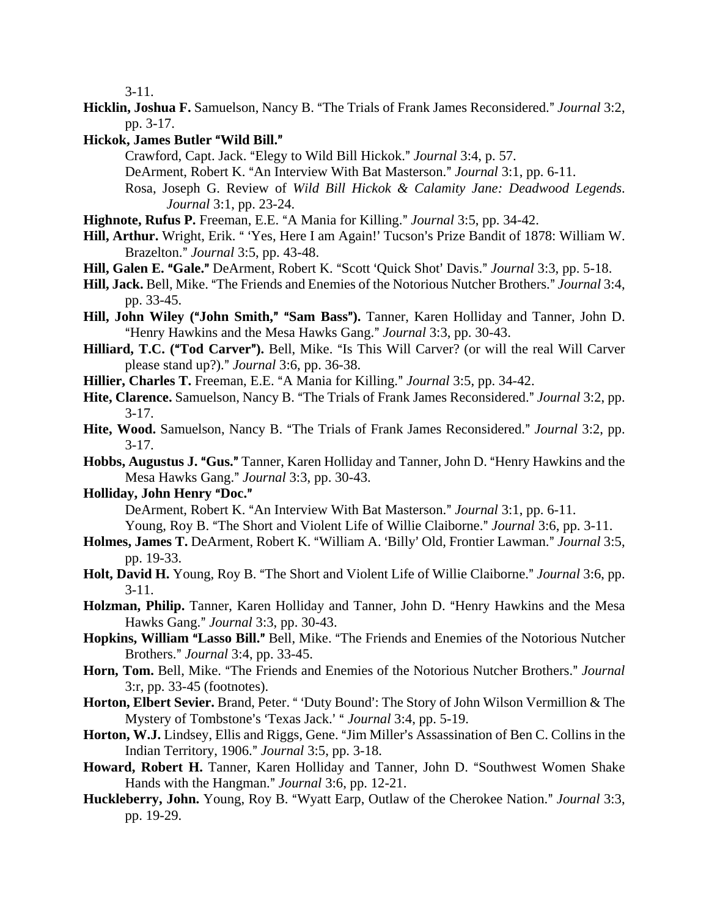3-11.

**Hicklin, Joshua F.** Samuelson, Nancy B. "The Trials of Frank James Reconsidered." *Journal* 3:2, pp. 3-17.

**Hickok, James Butler "Wild Bill."**

Crawford, Capt. Jack. "Elegy to Wild Bill Hickok." *Journal* 3:4, p. 57.

DeArment, Robert K. "An Interview With Bat Masterson." *Journal* 3:1, pp. 6-11.

Rosa, Joseph G. Review of *Wild Bill Hickok & Calamity Jane: Deadwood Legends*. *Journal* 3:1, pp. 23-24.

**Highnote, Rufus P.** Freeman, E.E. "A Mania for Killing." *Journal* 3:5, pp. 34-42.

**Hill, Arthur.** Wright, Erik. " 'Yes, Here I am Again!' Tucson's Prize Bandit of 1878: William W. Brazelton." *Journal* 3:5, pp. 43-48.

**Hill, Galen E. "Gale."** DeArment, Robert K. "Scott 'Quick Shot' Davis." *Journal* 3:3, pp. 5-18.

**Hill, Jack.** Bell, Mike. "The Friends and Enemies of the Notorious Nutcher Brothers." *Journal* 3:4, pp. 33-45.

**Hill, John Wiley ("John Smith," "Sam Bass").** Tanner, Karen Holliday and Tanner, John D. "Henry Hawkins and the Mesa Hawks Gang." *Journal* 3:3, pp. 30-43.

**Hilliard, T.C. ("Tod Carver").** Bell, Mike. "Is This Will Carver? (or will the real Will Carver please stand up?)." *Journal* 3:6, pp. 36-38.

**Hillier, Charles T.** Freeman, E.E. "A Mania for Killing." *Journal* 3:5, pp. 34-42.

**Hite, Clarence.** Samuelson, Nancy B. "The Trials of Frank James Reconsidered." *Journal* 3:2, pp. 3-17.

**Hite, Wood.** Samuelson, Nancy B. "The Trials of Frank James Reconsidered." *Journal* 3:2, pp. 3-17.

**Hobbs, Augustus J. "Gus."** Tanner, Karen Holliday and Tanner, John D. "Henry Hawkins and the Mesa Hawks Gang." *Journal* 3:3, pp. 30-43.

**Holliday, John Henry "Doc."**

DeArment, Robert K. "An Interview With Bat Masterson." *Journal* 3:1, pp. 6-11.

Young, Roy B. "The Short and Violent Life of Willie Claiborne." *Journal* 3:6, pp. 3-11.

**Holmes, James T.** DeArment, Robert K. "William A. 'Billy' Old, Frontier Lawman." *Journal* 3:5, pp. 19-33.

**Holt, David H.** Young, Roy B. "The Short and Violent Life of Willie Claiborne." *Journal* 3:6, pp. 3-11.

**Holzman, Philip.** Tanner, Karen Holliday and Tanner, John D. "Henry Hawkins and the Mesa Hawks Gang." *Journal* 3:3, pp. 30-43.

**Hopkins, William "Lasso Bill."** Bell, Mike. "The Friends and Enemies of the Notorious Nutcher Brothers." *Journal* 3:4, pp. 33-45.

**Horn, Tom.** Bell, Mike. "The Friends and Enemies of the Notorious Nutcher Brothers." *Journal* 3:r, pp. 33-45 (footnotes).

**Horton, Elbert Sevier.** Brand, Peter. " 'Duty Bound': The Story of John Wilson Vermillion & The Mystery of Tombstone's 'Texas Jack.' " *Journal* 3:4, pp. 5-19.

**Horton, W.J.** Lindsey, Ellis and Riggs, Gene. "Jim Miller's Assassination of Ben C. Collins in the Indian Territory, 1906." *Journal* 3:5, pp. 3-18.

**Howard, Robert H.** Tanner, Karen Holliday and Tanner, John D. "Southwest Women Shake Hands with the Hangman." *Journal* 3:6, pp. 12-21.

**Huckleberry, John.** Young, Roy B. "Wyatt Earp, Outlaw of the Cherokee Nation." *Journal* 3:3, pp. 19-29.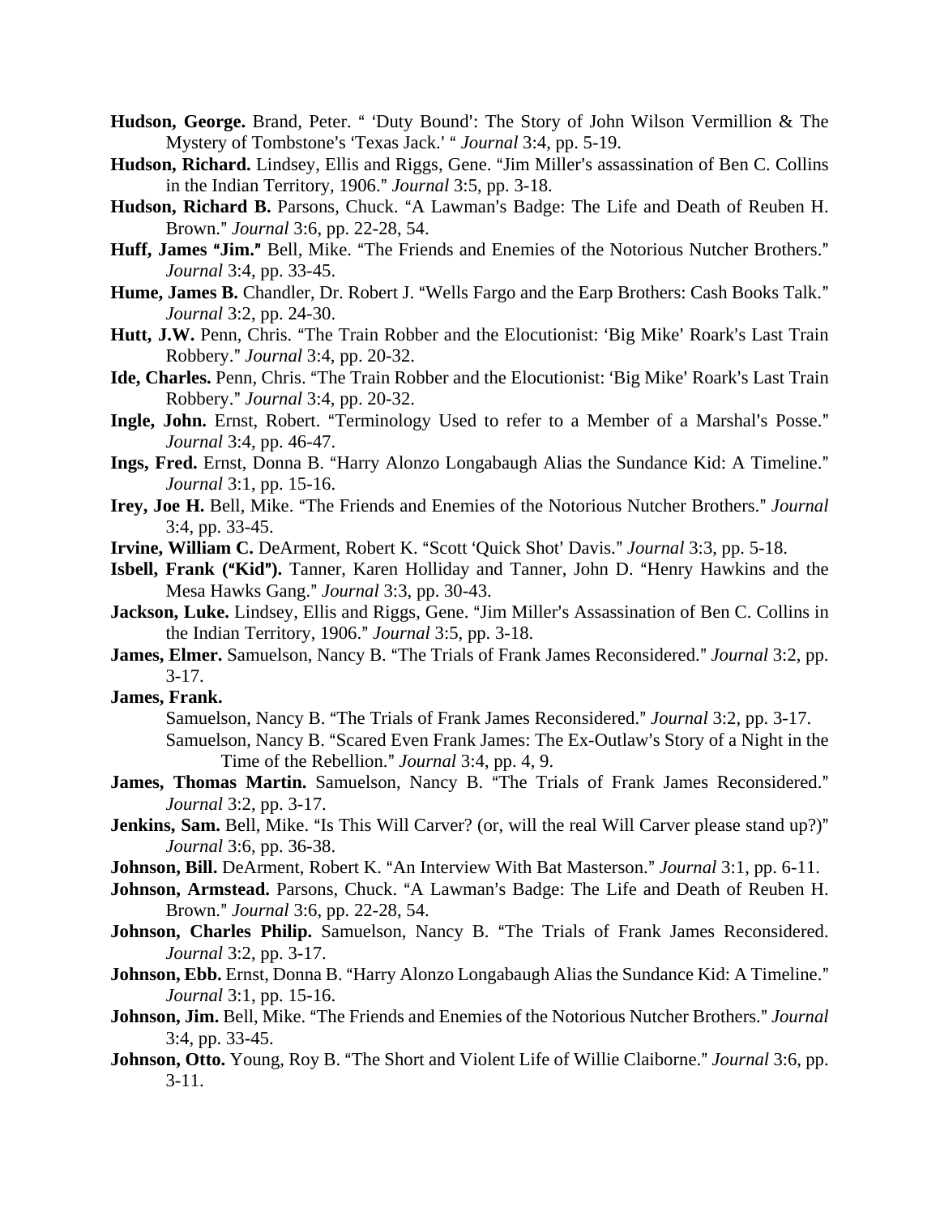**Hudson, George.** Brand, Peter. " 'Duty Bound': The Story of John Wilson Vermillion & The Mystery of Tombstone's 'Texas Jack.' " *Journal* 3:4, pp. 5-19.

**Hudson, Richard.** Lindsey, Ellis and Riggs, Gene. "Jim Miller's assassination of Ben C. Collins in the Indian Territory, 1906." *Journal* 3:5, pp. 3-18.

**Hudson, Richard B.** Parsons, Chuck. "A Lawman's Badge: The Life and Death of Reuben H. Brown." *Journal* 3:6, pp. 22-28, 54.

**Huff, James "Jim."** Bell, Mike. "The Friends and Enemies of the Notorious Nutcher Brothers." *Journal* 3:4, pp. 33-45.

**Hume, James B.** Chandler, Dr. Robert J. "Wells Fargo and the Earp Brothers: Cash Books Talk." *Journal* 3:2, pp. 24-30.

**Hutt, J.W.** Penn, Chris. "The Train Robber and the Elocutionist: 'Big Mike' Roark's Last Train Robbery." *Journal* 3:4, pp. 20-32.

**Ide, Charles.** Penn, Chris. "The Train Robber and the Elocutionist: 'Big Mike' Roark's Last Train Robbery." *Journal* 3:4, pp. 20-32.

**Ingle, John.** Ernst, Robert. "Terminology Used to refer to a Member of a Marshal's Posse." *Journal* 3:4, pp. 46-47.

**Ings, Fred.** Ernst, Donna B. "Harry Alonzo Longabaugh Alias the Sundance Kid: A Timeline." *Journal* 3:1, pp. 15-16.

**Irey, Joe H.** Bell, Mike. "The Friends and Enemies of the Notorious Nutcher Brothers." *Journal* 3:4, pp. 33-45.

**Irvine, William C.** DeArment, Robert K. "Scott 'Quick Shot' Davis." *Journal* 3:3, pp. 5-18.

**Isbell, Frank ("Kid").** Tanner, Karen Holliday and Tanner, John D. "Henry Hawkins and the Mesa Hawks Gang." *Journal* 3:3, pp. 30-43.

**Jackson, Luke.** Lindsey, Ellis and Riggs, Gene. "Jim Miller's Assassination of Ben C. Collins in the Indian Territory, 1906." *Journal* 3:5, pp. 3-18.

**James, Elmer.** Samuelson, Nancy B. "The Trials of Frank James Reconsidered." *Journal* 3:2, pp. 3-17.

**James, Frank.**

Samuelson, Nancy B. "The Trials of Frank James Reconsidered." *Journal* 3:2, pp. 3-17.

Samuelson, Nancy B. "Scared Even Frank James: The Ex-Outlaw's Story of a Night in the Time of the Rebellion." *Journal* 3:4, pp. 4, 9.

**James, Thomas Martin.** Samuelson, Nancy B. "The Trials of Frank James Reconsidered." *Journal* 3:2, pp. 3-17.

**Jenkins, Sam.** Bell, Mike. "Is This Will Carver? (or, will the real Will Carver please stand up?)" *Journal* 3:6, pp. 36-38.

**Johnson, Bill.** DeArment, Robert K. "An Interview With Bat Masterson." *Journal* 3:1, pp. 6-11.

**Johnson, Armstead.** Parsons, Chuck. "A Lawman's Badge: The Life and Death of Reuben H. Brown." *Journal* 3:6, pp. 22-28, 54.

**Johnson, Charles Philip.** Samuelson, Nancy B. "The Trials of Frank James Reconsidered. *Journal* 3:2, pp. 3-17.

**Johnson, Ebb.** Ernst, Donna B. "Harry Alonzo Longabaugh Alias the Sundance Kid: A Timeline." *Journal* 3:1, pp. 15-16.

**Johnson, Jim.** Bell, Mike. "The Friends and Enemies of the Notorious Nutcher Brothers." *Journal* 3:4, pp. 33-45.

**Johnson, Otto.** Young, Roy B. "The Short and Violent Life of Willie Claiborne." *Journal* 3:6, pp. 3-11.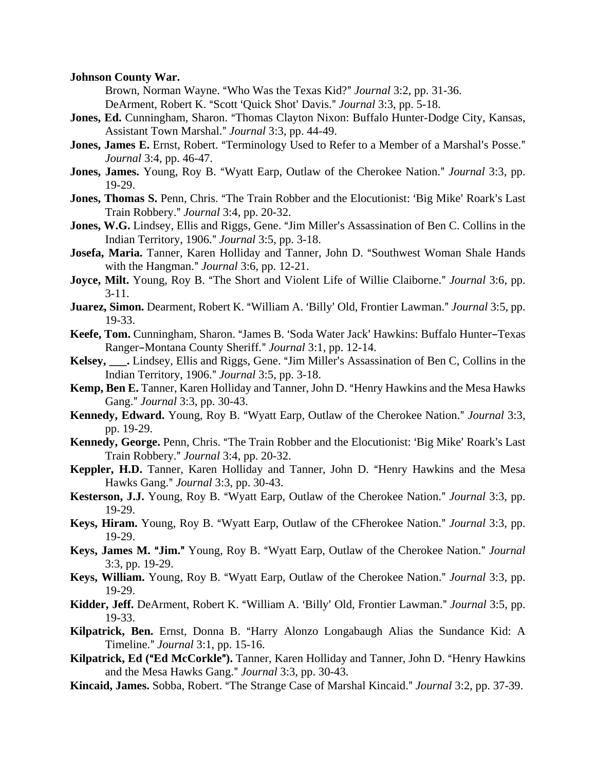**Johnson County War.**

Brown, Norman Wayne. "Who Was the Texas Kid?" *Journal* 3:2, pp. 31-36.

DeArment, Robert K. "Scott 'Quick Shot' Davis." *Journal* 3:3, pp. 5-18.

**Jones, Ed.** Cunningham, Sharon. "Thomas Clayton Nixon: Buffalo Hunter-Dodge City, Kansas, Assistant Town Marshal." *Journal* 3:3, pp. 44-49.

**Jones, James E.** Ernst, Robert. "Terminology Used to Refer to a Member of a Marshal's Posse." *Journal* 3:4, pp. 46-47.

**Jones, James.** Young, Roy B. "Wyatt Earp, Outlaw of the Cherokee Nation." *Journal* 3:3, pp. 19-29.

**Jones, Thomas S.** Penn, Chris. "The Train Robber and the Elocutionist: 'Big Mike' Roark's Last Train Robbery." *Journal* 3:4, pp. 20-32.

**Jones, W.G.** Lindsey, Ellis and Riggs, Gene. "Jim Miller's Assassination of Ben C. Collins in the Indian Territory, 1906." *Journal* 3:5, pp. 3-18.

**Josefa, Maria.** Tanner, Karen Holliday and Tanner, John D. "Southwest Woman Shale Hands with the Hangman." *Journal* 3:6, pp. 12-21.

**Joyce, Milt.** Young, Roy B. "The Short and Violent Life of Willie Claiborne." *Journal* 3:6, pp. 3-11.

**Juarez, Simon.** Dearment, Robert K. "William A. 'Billy' Old, Frontier Lawman." *Journal* 3:5, pp. 19-33.

**Keefe, Tom.** Cunningham, Sharon. "James B. 'Soda Water Jack' Hawkins: Buffalo Hunter–Texas Ranger–Montana County Sheriff." *Journal* 3:1, pp. 12-14.

**Kelsey, ___.** Lindsey, Ellis and Riggs, Gene. "Jim Miller's Assassination of Ben C, Collins in the Indian Territory, 1906." *Journal* 3:5, pp. 3-18.

**Kemp, Ben E.** Tanner, Karen Holliday and Tanner, John D. "Henry Hawkins and the Mesa Hawks Gang." *Journal* 3:3, pp. 30-43.

**Kennedy, Edward.** Young, Roy B. "Wyatt Earp, Outlaw of the Cherokee Nation." *Journal* 3:3, pp. 19-29.

**Kennedy, George.** Penn, Chris. "The Train Robber and the Elocutionist: 'Big Mike' Roark's Last Train Robbery." *Journal* 3:4, pp. 20-32.

**Keppler, H.D.** Tanner, Karen Holliday and Tanner, John D. "Henry Hawkins and the Mesa Hawks Gang." *Journal* 3:3, pp. 30-43.

**Kesterson, J.J.** Young, Roy B. "Wyatt Earp, Outlaw of the Cherokee Nation." *Journal* 3:3, pp. 19-29.

**Keys, Hiram.** Young, Roy B. "Wyatt Earp, Outlaw of the CFherokee Nation." *Journal* 3:3, pp. 19-29.

**Keys, James M. "Jim."** Young, Roy B. "Wyatt Earp, Outlaw of the Cherokee Nation." *Journal* 3:3, pp. 19-29.

**Keys, William.** Young, Roy B. "Wyatt Earp, Outlaw of the Cherokee Nation." *Journal* 3:3, pp. 19-29.

**Kidder, Jeff.** DeArment, Robert K. "William A. 'Billy' Old, Frontier Lawman." *Journal* 3:5, pp. 19-33.

**Kilpatrick, Ben.** Ernst, Donna B. "Harry Alonzo Longabaugh Alias the Sundance Kid: A Timeline." *Journal* 3:1, pp. 15-16.

**Kilpatrick, Ed ("Ed McCorkle").** Tanner, Karen Holliday and Tanner, John D. "Henry Hawkins and the Mesa Hawks Gang." *Journal* 3:3, pp. 30-43.

**Kincaid, James.** Sobba, Robert. "The Strange Case of Marshal Kincaid." *Journal* 3:2, pp. 37-39.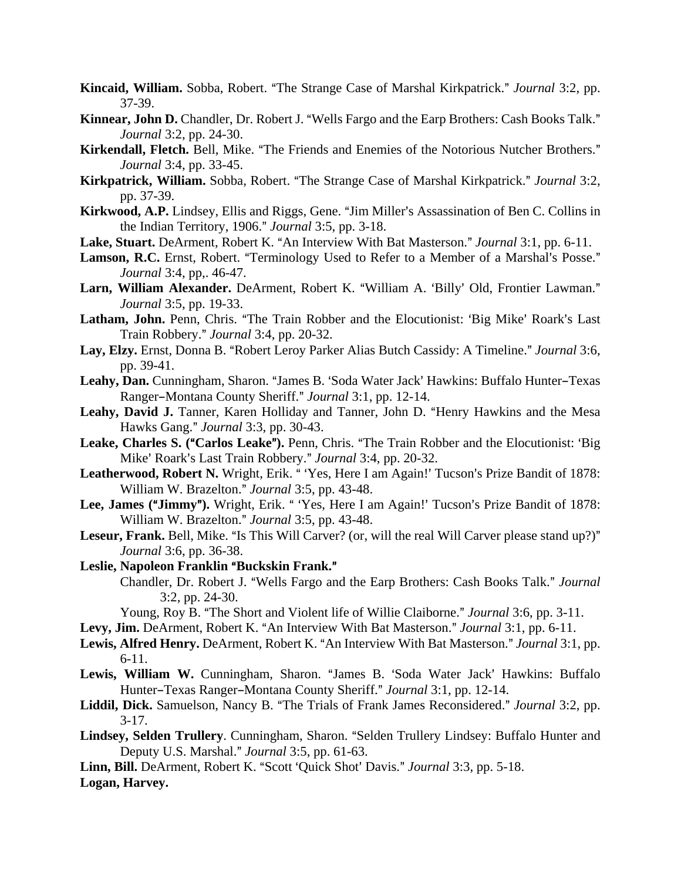**Kincaid, William.** Sobba, Robert. "The Strange Case of Marshal Kirkpatrick." *Journal* 3:2, pp. 37-39.

**Kinnear, John D.** Chandler, Dr. Robert J. "Wells Fargo and the Earp Brothers: Cash Books Talk." *Journal* 3:2, pp. 24-30.

**Kirkendall, Fletch.** Bell, Mike. "The Friends and Enemies of the Notorious Nutcher Brothers." *Journal* 3:4, pp. 33-45.

**Kirkpatrick, William.** Sobba, Robert. "The Strange Case of Marshal Kirkpatrick." *Journal* 3:2, pp. 37-39.

**Kirkwood, A.P.** Lindsey, Ellis and Riggs, Gene. "Jim Miller's Assassination of Ben C. Collins in the Indian Territory, 1906." *Journal* 3:5, pp. 3-18.

**Lake, Stuart.** DeArment, Robert K. "An Interview With Bat Masterson." *Journal* 3:1, pp. 6-11.

**Lamson, R.C.** Ernst, Robert. "Terminology Used to Refer to a Member of a Marshal's Posse." *Journal* 3:4, pp,. 46-47.

**Larn, William Alexander.** DeArment, Robert K. "William A. 'Billy' Old, Frontier Lawman." *Journal* 3:5, pp. 19-33.

**Latham, John.** Penn, Chris. "The Train Robber and the Elocutionist: 'Big Mike' Roark's Last Train Robbery." *Journal* 3:4, pp. 20-32.

**Lay, Elzy.** Ernst, Donna B. "Robert Leroy Parker Alias Butch Cassidy: A Timeline." *Journal* 3:6, pp. 39-41.

**Leahy, Dan.** Cunningham, Sharon. "James B. 'Soda Water Jack' Hawkins: Buffalo Hunter–Texas Ranger–Montana County Sheriff." *Journal* 3:1, pp. 12-14.

**Leahy, David J.** Tanner, Karen Holliday and Tanner, John D. "Henry Hawkins and the Mesa Hawks Gang." *Journal* 3:3, pp. 30-43.

**Leake, Charles S. ("Carlos Leake").** Penn, Chris. "The Train Robber and the Elocutionist: 'Big Mike' Roark's Last Train Robbery." *Journal* 3:4, pp. 20-32.

**Leatherwood, Robert N.** Wright, Erik. " 'Yes, Here I am Again!' Tucson's Prize Bandit of 1878: William W. Brazelton." *Journal* 3:5, pp. 43-48.

**Lee, James ("Jimmy").** Wright, Erik. " 'Yes, Here I am Again!' Tucson's Prize Bandit of 1878: William W. Brazelton." *Journal* 3:5, pp. 43-48.

**Leseur, Frank.** Bell, Mike. "Is This Will Carver? (or, will the real Will Carver please stand up?)" *Journal* 3:6, pp. 36-38.

**Leslie, Napoleon Franklin "Buckskin Frank."**

Chandler, Dr. Robert J. "Wells Fargo and the Earp Brothers: Cash Books Talk." *Journal* 3:2, pp. 24-30.

Young, Roy B. "The Short and Violent life of Willie Claiborne." *Journal* 3:6, pp. 3-11.

**Levy, Jim.** DeArment, Robert K. "An Interview With Bat Masterson." *Journal* 3:1, pp. 6-11.

**Lewis, Alfred Henry.** DeArment, Robert K. "An Interview With Bat Masterson." *Journal* 3:1, pp. 6-11.

**Lewis, William W.** Cunningham, Sharon. "James B. 'Soda Water Jack' Hawkins: Buffalo Hunter–Texas Ranger–Montana County Sheriff." *Journal* 3:1, pp. 12-14.

**Liddil, Dick.** Samuelson, Nancy B. "The Trials of Frank James Reconsidered." *Journal* 3:2, pp. 3-17.

**Lindsey, Selden Trullery**. Cunningham, Sharon. "Selden Trullery Lindsey: Buffalo Hunter and Deputy U.S. Marshal." *Journal* 3:5, pp. 61-63.

**Linn, Bill.** DeArment, Robert K. "Scott 'Quick Shot' Davis." *Journal* 3:3, pp. 5-18.

**Logan, Harvey.**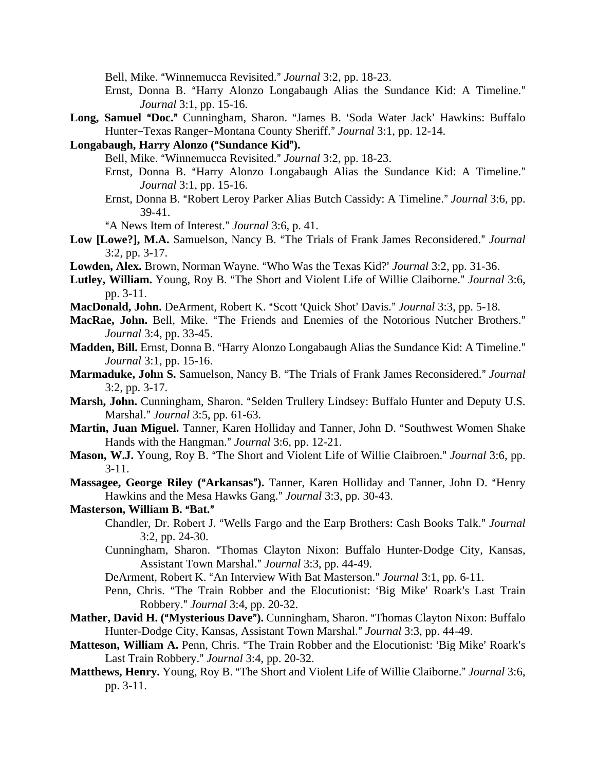Bell, Mike. "Winnemucca Revisited." *Journal* 3:2, pp. 18-23.

Ernst, Donna B. "Harry Alonzo Longabaugh Alias the Sundance Kid: A Timeline." *Journal* 3:1, pp. 15-16.

**Long, Samuel "Doc."** Cunningham, Sharon. "James B. 'Soda Water Jack' Hawkins: Buffalo Hunter–Texas Ranger–Montana County Sheriff." *Journal* 3:1, pp. 12-14.

**Longabaugh, Harry Alonzo ("Sundance Kid").**

Bell, Mike. "Winnemucca Revisited." *Journal* 3:2, pp. 18-23.

Ernst, Donna B. "Harry Alonzo Longabaugh Alias the Sundance Kid: A Timeline." *Journal* 3:1, pp. 15-16.

Ernst, Donna B. "Robert Leroy Parker Alias Butch Cassidy: A Timeline." *Journal* 3:6, pp. 39-41.

"A News Item of Interest." *Journal* 3:6, p. 41.

**Low [Lowe?], M.A.** Samuelson, Nancy B. "The Trials of Frank James Reconsidered." *Journal* 3:2, pp. 3-17.

**Lowden, Alex.** Brown, Norman Wayne. "Who Was the Texas Kid?' *Journal* 3:2, pp. 31-36.

**Lutley, William.** Young, Roy B. "The Short and Violent Life of Willie Claiborne." *Journal* 3:6, pp. 3-11.

**MacDonald, John.** DeArment, Robert K. "Scott 'Quick Shot' Davis." *Journal* 3:3, pp. 5-18.

**MacRae, John.** Bell, Mike. "The Friends and Enemies of the Notorious Nutcher Brothers." *Journal* 3:4, pp. 33-45.

**Madden, Bill.** Ernst, Donna B. "Harry Alonzo Longabaugh Alias the Sundance Kid: A Timeline." *Journal* 3:1, pp. 15-16.

**Marmaduke, John S.** Samuelson, Nancy B. "The Trials of Frank James Reconsidered." *Journal* 3:2, pp. 3-17.

**Marsh, John.** Cunningham, Sharon. "Selden Trullery Lindsey: Buffalo Hunter and Deputy U.S. Marshal." *Journal* 3:5, pp. 61-63.

**Martin, Juan Miguel.** Tanner, Karen Holliday and Tanner, John D. "Southwest Women Shake Hands with the Hangman." *Journal* 3:6, pp. 12-21.

**Mason, W.J.** Young, Roy B. "The Short and Violent Life of Willie Claibroen." *Journal* 3:6, pp. 3-11.

**Massagee, George Riley ("Arkansas").** Tanner, Karen Holliday and Tanner, John D. "Henry Hawkins and the Mesa Hawks Gang." *Journal* 3:3, pp. 30-43.

**Masterson, William B. "Bat."**

Chandler, Dr. Robert J. "Wells Fargo and the Earp Brothers: Cash Books Talk." *Journal* 3:2, pp. 24-30.

Cunningham, Sharon. "Thomas Clayton Nixon: Buffalo Hunter-Dodge City, Kansas, Assistant Town Marshal." *Journal* 3:3, pp. 44-49.

DeArment, Robert K. "An Interview With Bat Masterson." *Journal* 3:1, pp. 6-11.

Penn, Chris. "The Train Robber and the Elocutionist: 'Big Mike' Roark's Last Train Robbery." *Journal* 3:4, pp. 20-32.

**Mather, David H. ("Mysterious Dave").** Cunningham, Sharon. "Thomas Clayton Nixon: Buffalo Hunter-Dodge City, Kansas, Assistant Town Marshal." *Journal* 3:3, pp. 44-49.

**Matteson, William A.** Penn, Chris. "The Train Robber and the Elocutionist: 'Big Mike' Roark's Last Train Robbery." *Journal* 3:4, pp. 20-32.

**Matthews, Henry.** Young, Roy B. "The Short and Violent Life of Willie Claiborne." *Journal* 3:6, pp. 3-11.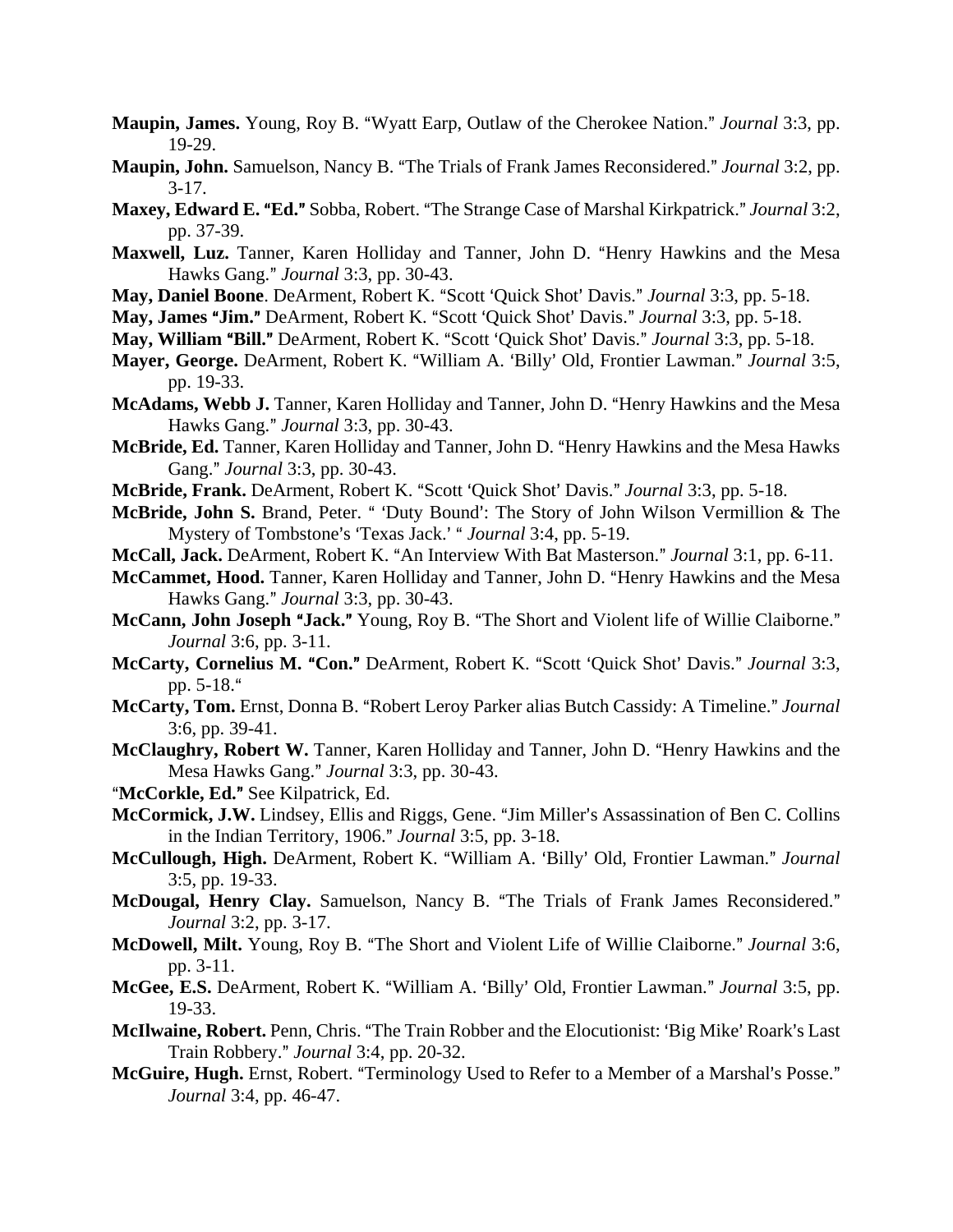**Maupin, James.** Young, Roy B. "Wyatt Earp, Outlaw of the Cherokee Nation." *Journal* 3:3, pp. 19-29.

**Maupin, John.** Samuelson, Nancy B. "The Trials of Frank James Reconsidered." *Journal* 3:2, pp. 3-17.

**Maxey, Edward E. "Ed."** Sobba, Robert. "The Strange Case of Marshal Kirkpatrick." *Journal* 3:2, pp. 37-39.

**Maxwell, Luz.** Tanner, Karen Holliday and Tanner, John D. "Henry Hawkins and the Mesa Hawks Gang." *Journal* 3:3, pp. 30-43.

**May, Daniel Boone**. DeArment, Robert K. "Scott 'Quick Shot' Davis." *Journal* 3:3, pp. 5-18.

**May, James "Jim."** DeArment, Robert K. "Scott 'Quick Shot' Davis." *Journal* 3:3, pp. 5-18.

**May, William "Bill."** DeArment, Robert K. "Scott 'Quick Shot' Davis." *Journal* 3:3, pp. 5-18.

**Mayer, George.** DeArment, Robert K. "William A. 'Billy' Old, Frontier Lawman." *Journal* 3:5, pp. 19-33.

**McAdams, Webb J.** Tanner, Karen Holliday and Tanner, John D. "Henry Hawkins and the Mesa Hawks Gang." *Journal* 3:3, pp. 30-43.

**McBride, Ed.** Tanner, Karen Holliday and Tanner, John D. "Henry Hawkins and the Mesa Hawks Gang." *Journal* 3:3, pp. 30-43.

**McBride, Frank.** DeArment, Robert K. "Scott 'Quick Shot' Davis." *Journal* 3:3, pp. 5-18.

**McBride, John S.** Brand, Peter. " 'Duty Bound': The Story of John Wilson Vermillion & The Mystery of Tombstone's 'Texas Jack.' " *Journal* 3:4, pp. 5-19.

**McCall, Jack.** DeArment, Robert K. "An Interview With Bat Masterson." *Journal* 3:1, pp. 6-11.

**McCammet, Hood.** Tanner, Karen Holliday and Tanner, John D. "Henry Hawkins and the Mesa Hawks Gang." *Journal* 3:3, pp. 30-43.

**McCann, John Joseph "Jack."** Young, Roy B. "The Short and Violent life of Willie Claiborne." *Journal* 3:6, pp. 3-11.

**McCarty, Cornelius M. "Con."** DeArment, Robert K. "Scott 'Quick Shot' Davis." *Journal* 3:3, pp. 5-18."

**McCarty, Tom.** Ernst, Donna B. "Robert Leroy Parker alias Butch Cassidy: A Timeline." *Journal* 3:6, pp. 39-41.

**McClaughry, Robert W.** Tanner, Karen Holliday and Tanner, John D. "Henry Hawkins and the Mesa Hawks Gang." *Journal* 3:3, pp. 30-43.

"**McCorkle, Ed."** See Kilpatrick, Ed.

**McCormick, J.W.** Lindsey, Ellis and Riggs, Gene. "Jim Miller's Assassination of Ben C. Collins in the Indian Territory, 1906." *Journal* 3:5, pp. 3-18.

**McCullough, High.** DeArment, Robert K. "William A. 'Billy' Old, Frontier Lawman." *Journal* 3:5, pp. 19-33.

**McDougal, Henry Clay.** Samuelson, Nancy B. "The Trials of Frank James Reconsidered." *Journal* 3:2, pp. 3-17.

**McDowell, Milt.** Young, Roy B. "The Short and Violent Life of Willie Claiborne." *Journal* 3:6, pp. 3-11.

**McGee, E.S.** DeArment, Robert K. "William A. 'Billy' Old, Frontier Lawman." *Journal* 3:5, pp. 19-33.

**McIlwaine, Robert.** Penn, Chris. "The Train Robber and the Elocutionist: 'Big Mike' Roark's Last Train Robbery." *Journal* 3:4, pp. 20-32.

**McGuire, Hugh.** Ernst, Robert. "Terminology Used to Refer to a Member of a Marshal's Posse." *Journal* 3:4, pp. 46-47.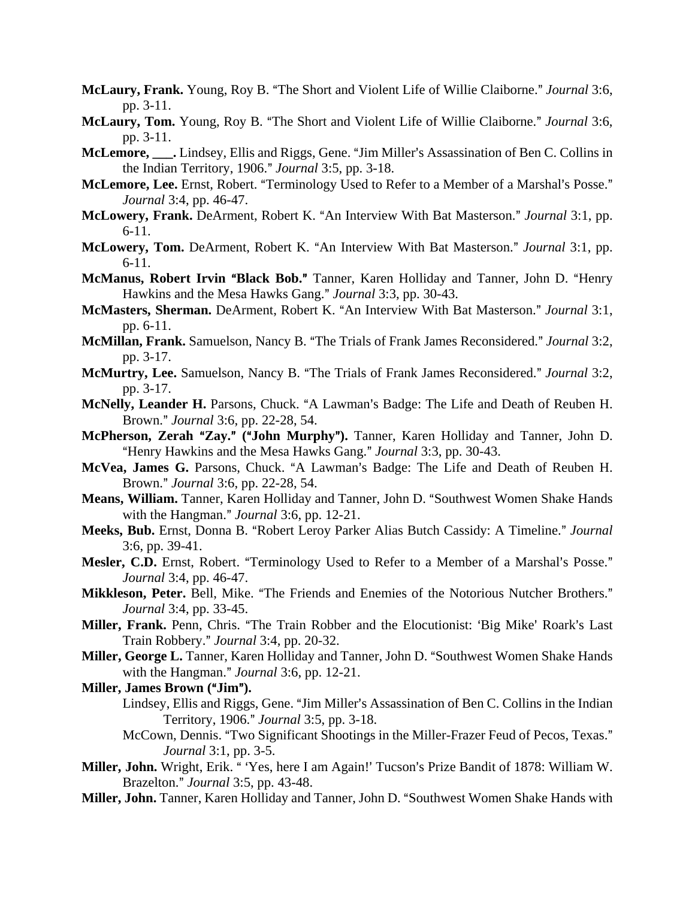**McLaury, Frank.** Young, Roy B. "The Short and Violent Life of Willie Claiborne." *Journal* 3:6, pp. 3-11.

**McLaury, Tom.** Young, Roy B. "The Short and Violent Life of Willie Claiborne." *Journal* 3:6, pp. 3-11.

**McLemore, ___.** Lindsey, Ellis and Riggs, Gene. "Jim Miller's Assassination of Ben C. Collins in the Indian Territory, 1906." *Journal* 3:5, pp. 3-18.

**McLemore, Lee.** Ernst, Robert. "Terminology Used to Refer to a Member of a Marshal's Posse." *Journal* 3:4, pp. 46-47.

**McLowery, Frank.** DeArment, Robert K. "An Interview With Bat Masterson." *Journal* 3:1, pp. 6-11.

**McLowery, Tom.** DeArment, Robert K. "An Interview With Bat Masterson." *Journal* 3:1, pp. 6-11.

**McManus, Robert Irvin "Black Bob."** Tanner, Karen Holliday and Tanner, John D. "Henry Hawkins and the Mesa Hawks Gang." *Journal* 3:3, pp. 30-43.

**McMasters, Sherman.** DeArment, Robert K. "An Interview With Bat Masterson." *Journal* 3:1, pp. 6-11.

**McMillan, Frank.** Samuelson, Nancy B. "The Trials of Frank James Reconsidered." *Journal* 3:2, pp. 3-17.

**McMurtry, Lee.** Samuelson, Nancy B. "The Trials of Frank James Reconsidered." *Journal* 3:2, pp. 3-17.

**McNelly, Leander H.** Parsons, Chuck. "A Lawman's Badge: The Life and Death of Reuben H. Brown." *Journal* 3:6, pp. 22-28, 54.

**McPherson, Zerah "Zay." ("John Murphy").** Tanner, Karen Holliday and Tanner, John D. "Henry Hawkins and the Mesa Hawks Gang." *Journal* 3:3, pp. 30-43.

**McVea, James G.** Parsons, Chuck. "A Lawman's Badge: The Life and Death of Reuben H. Brown." *Journal* 3:6, pp. 22-28, 54.

**Means, William.** Tanner, Karen Holliday and Tanner, John D. "Southwest Women Shake Hands with the Hangman." *Journal* 3:6, pp. 12-21.

**Meeks, Bub.** Ernst, Donna B. "Robert Leroy Parker Alias Butch Cassidy: A Timeline." *Journal* 3:6, pp. 39-41.

**Mesler, C.D.** Ernst, Robert. "Terminology Used to Refer to a Member of a Marshal's Posse." *Journal* 3:4, pp. 46-47.

**Mikkleson, Peter.** Bell, Mike. "The Friends and Enemies of the Notorious Nutcher Brothers." *Journal* 3:4, pp. 33-45.

**Miller, Frank.** Penn, Chris. "The Train Robber and the Elocutionist: 'Big Mike' Roark's Last Train Robbery." *Journal* 3:4, pp. 20-32.

**Miller, George L.** Tanner, Karen Holliday and Tanner, John D. "Southwest Women Shake Hands with the Hangman." *Journal* 3:6, pp. 12-21.

**Miller, James Brown ("Jim").**

Lindsey, Ellis and Riggs, Gene. "Jim Miller's Assassination of Ben C. Collins in the Indian Territory, 1906." *Journal* 3:5, pp. 3-18.

McCown, Dennis. "Two Significant Shootings in the Miller-Frazer Feud of Pecos, Texas." *Journal* 3:1, pp. 3-5.

**Miller, John.** Wright, Erik. " 'Yes, here I am Again!' Tucson's Prize Bandit of 1878: William W. Brazelton." *Journal* 3:5, pp. 43-48.

**Miller, John.** Tanner, Karen Holliday and Tanner, John D. "Southwest Women Shake Hands with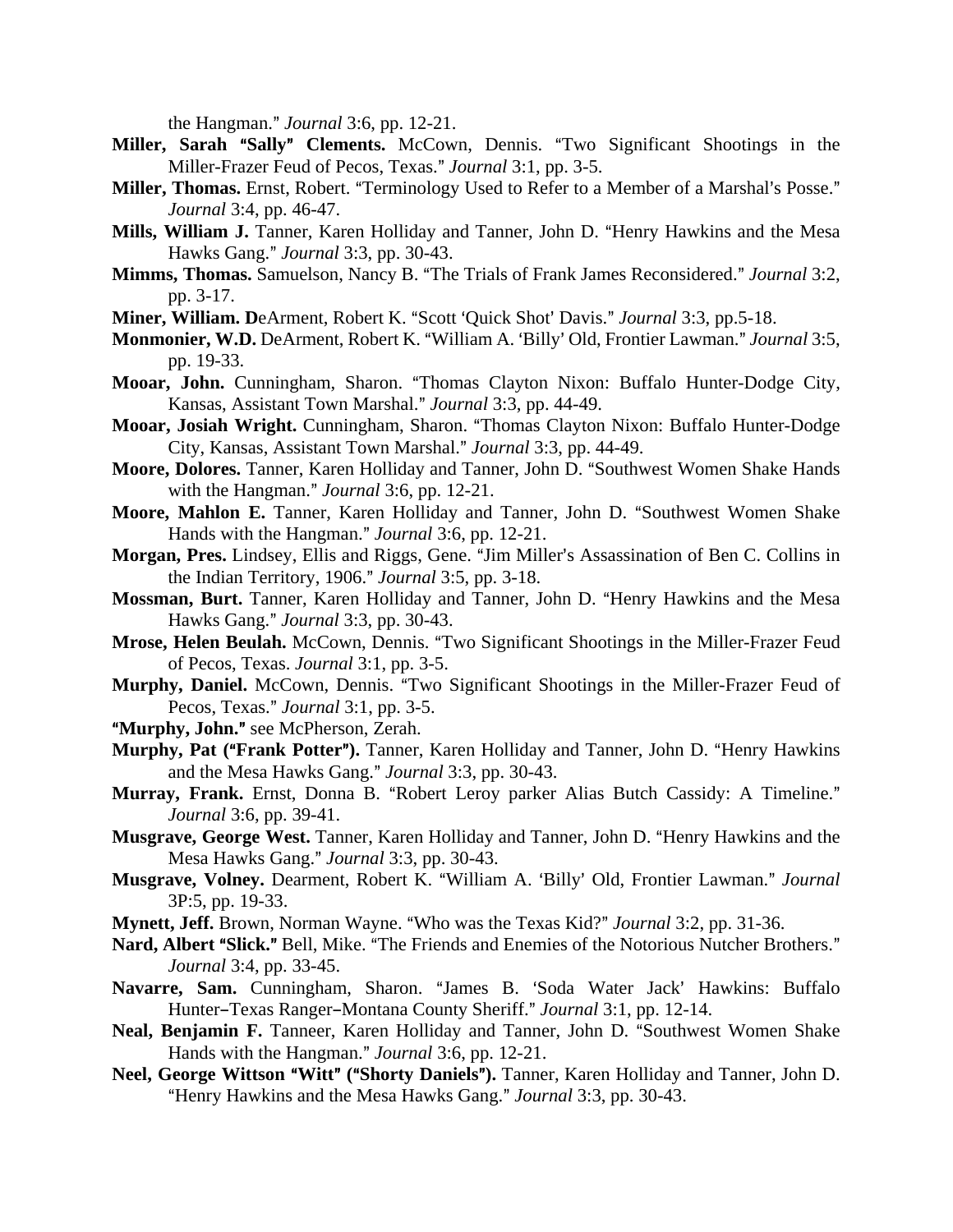the Hangman." *Journal* 3:6, pp. 12-21.

**Miller, Sarah "Sally" Clements.** McCown, Dennis. "Two Significant Shootings in the Miller-Frazer Feud of Pecos, Texas." *Journal* 3:1, pp. 3-5.

**Miller, Thomas.** Ernst, Robert. "Terminology Used to Refer to a Member of a Marshal's Posse." *Journal* 3:4, pp. 46-47.

**Mills, William J.** Tanner, Karen Holliday and Tanner, John D. "Henry Hawkins and the Mesa Hawks Gang." *Journal* 3:3, pp. 30-43.

**Mimms, Thomas.** Samuelson, Nancy B. "The Trials of Frank James Reconsidered." *Journal* 3:2, pp. 3-17.

**Miner, William. D**eArment, Robert K. "Scott 'Quick Shot' Davis." *Journal* 3:3, pp.5-18.

**Monmonier, W.D.** DeArment, Robert K. "William A. 'Billy' Old, Frontier Lawman." *Journal* 3:5, pp. 19-33.

**Mooar, John.** Cunningham, Sharon. "Thomas Clayton Nixon: Buffalo Hunter-Dodge City, Kansas, Assistant Town Marshal." *Journal* 3:3, pp. 44-49.

**Mooar, Josiah Wright.** Cunningham, Sharon. "Thomas Clayton Nixon: Buffalo Hunter-Dodge City, Kansas, Assistant Town Marshal." *Journal* 3:3, pp. 44-49.

**Moore, Dolores.** Tanner, Karen Holliday and Tanner, John D. "Southwest Women Shake Hands with the Hangman." *Journal* 3:6, pp. 12-21.

**Moore, Mahlon E.** Tanner, Karen Holliday and Tanner, John D. "Southwest Women Shake Hands with the Hangman." *Journal* 3:6, pp. 12-21.

**Morgan, Pres.** Lindsey, Ellis and Riggs, Gene. "Jim Miller's Assassination of Ben C. Collins in the Indian Territory, 1906." *Journal* 3:5, pp. 3-18.

**Mossman, Burt.** Tanner, Karen Holliday and Tanner, John D. "Henry Hawkins and the Mesa Hawks Gang." *Journal* 3:3, pp. 30-43.

**Mrose, Helen Beulah.** McCown, Dennis. "Two Significant Shootings in the Miller-Frazer Feud of Pecos, Texas. *Journal* 3:1, pp. 3-5.

**Murphy, Daniel.** McCown, Dennis. "Two Significant Shootings in the Miller-Frazer Feud of Pecos, Texas." *Journal* 3:1, pp. 3-5.

**"Murphy, John."** see McPherson, Zerah.

**Murphy, Pat ("Frank Potter").** Tanner, Karen Holliday and Tanner, John D. "Henry Hawkins and the Mesa Hawks Gang." *Journal* 3:3, pp. 30-43.

**Murray, Frank.** Ernst, Donna B. "Robert Leroy parker Alias Butch Cassidy: A Timeline." *Journal* 3:6, pp. 39-41.

**Musgrave, George West.** Tanner, Karen Holliday and Tanner, John D. "Henry Hawkins and the Mesa Hawks Gang." *Journal* 3:3, pp. 30-43.

**Musgrave, Volney.** Dearment, Robert K. "William A. 'Billy' Old, Frontier Lawman." *Journal* 3P:5, pp. 19-33.

**Mynett, Jeff.** Brown, Norman Wayne. "Who was the Texas Kid?" *Journal* 3:2, pp. 31-36.

**Nard, Albert "Slick."** Bell, Mike. "The Friends and Enemies of the Notorious Nutcher Brothers." *Journal* 3:4, pp. 33-45.

**Navarre, Sam.** Cunningham, Sharon. "James B. 'Soda Water Jack' Hawkins: Buffalo Hunter–Texas Ranger–Montana County Sheriff." *Journal* 3:1, pp. 12-14.

**Neal, Benjamin F.** Tanneer, Karen Holliday and Tanner, John D. "Southwest Women Shake Hands with the Hangman." *Journal* 3:6, pp. 12-21.

**Neel, George Wittson "Witt" ("Shorty Daniels").** Tanner, Karen Holliday and Tanner, John D. "Henry Hawkins and the Mesa Hawks Gang." *Journal* 3:3, pp. 30-43.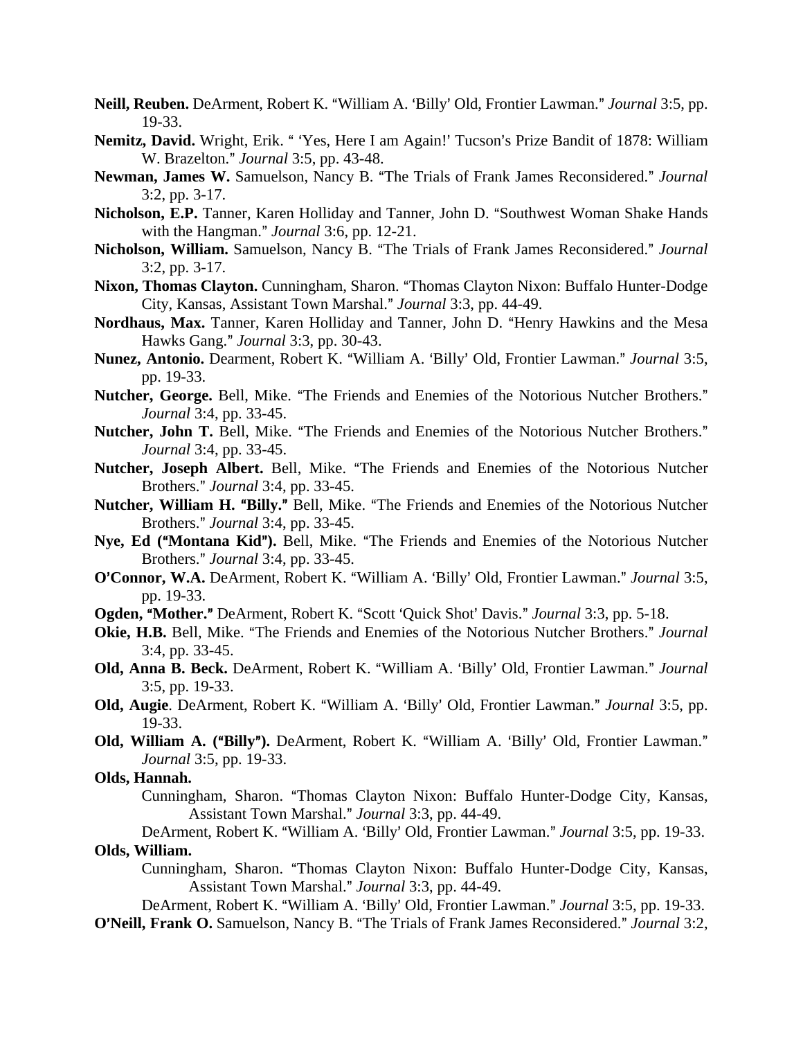**Neill, Reuben.** DeArment, Robert K. "William A. 'Billy' Old, Frontier Lawman." *Journal* 3:5, pp. 19-33.

**Nemitz, David.** Wright, Erik. " 'Yes, Here I am Again!' Tucson's Prize Bandit of 1878: William W. Brazelton." *Journal* 3:5, pp. 43-48.

**Newman, James W.** Samuelson, Nancy B. "The Trials of Frank James Reconsidered." *Journal* 3:2, pp. 3-17.

**Nicholson, E.P.** Tanner, Karen Holliday and Tanner, John D. "Southwest Woman Shake Hands with the Hangman." *Journal* 3:6, pp. 12-21.

**Nicholson, William.** Samuelson, Nancy B. "The Trials of Frank James Reconsidered." *Journal* 3:2, pp. 3-17.

**Nixon, Thomas Clayton.** Cunningham, Sharon. "Thomas Clayton Nixon: Buffalo Hunter-Dodge City, Kansas, Assistant Town Marshal." *Journal* 3:3, pp. 44-49.

**Nordhaus, Max.** Tanner, Karen Holliday and Tanner, John D. "Henry Hawkins and the Mesa Hawks Gang." *Journal* 3:3, pp. 30-43.

**Nunez, Antonio.** Dearment, Robert K. "William A. 'Billy' Old, Frontier Lawman." *Journal* 3:5, pp. 19-33.

**Nutcher, George.** Bell, Mike. "The Friends and Enemies of the Notorious Nutcher Brothers." *Journal* 3:4, pp. 33-45.

**Nutcher, John T.** Bell, Mike. "The Friends and Enemies of the Notorious Nutcher Brothers." *Journal* 3:4, pp. 33-45.

**Nutcher, Joseph Albert.** Bell, Mike. "The Friends and Enemies of the Notorious Nutcher Brothers." *Journal* 3:4, pp. 33-45.

**Nutcher, William H. "Billy."** Bell, Mike. "The Friends and Enemies of the Notorious Nutcher Brothers." *Journal* 3:4, pp. 33-45.

**Nye, Ed ("Montana Kid").** Bell, Mike. "The Friends and Enemies of the Notorious Nutcher Brothers." *Journal* 3:4, pp. 33-45.

**O'Connor, W.A.** DeArment, Robert K. "William A. 'Billy' Old, Frontier Lawman." *Journal* 3:5, pp. 19-33.

**Ogden, "Mother."** DeArment, Robert K. "Scott 'Quick Shot' Davis." *Journal* 3:3, pp. 5-18.

**Okie, H.B.** Bell, Mike. "The Friends and Enemies of the Notorious Nutcher Brothers." *Journal* 3:4, pp. 33-45.

**Old, Anna B. Beck.** DeArment, Robert K. "William A. 'Billy' Old, Frontier Lawman." *Journal* 3:5, pp. 19-33.

**Old, Augie**. DeArment, Robert K. "William A. 'Billy' Old, Frontier Lawman." *Journal* 3:5, pp. 19-33.

**Old, William A. ("Billy").** DeArment, Robert K. "William A. 'Billy' Old, Frontier Lawman." *Journal* 3:5, pp. 19-33.

**Olds, Hannah.**

Cunningham, Sharon. "Thomas Clayton Nixon: Buffalo Hunter-Dodge City, Kansas, Assistant Town Marshal." *Journal* 3:3, pp. 44-49.

DeArment, Robert K. "William A. 'Billy' Old, Frontier Lawman." *Journal* 3:5, pp. 19-33.

**Olds, William.**

Cunningham, Sharon. "Thomas Clayton Nixon: Buffalo Hunter-Dodge City, Kansas, Assistant Town Marshal." *Journal* 3:3, pp. 44-49.

DeArment, Robert K. "William A. 'Billy' Old, Frontier Lawman." *Journal* 3:5, pp. 19-33.

**O'Neill, Frank O.** Samuelson, Nancy B. "The Trials of Frank James Reconsidered." *Journal* 3:2,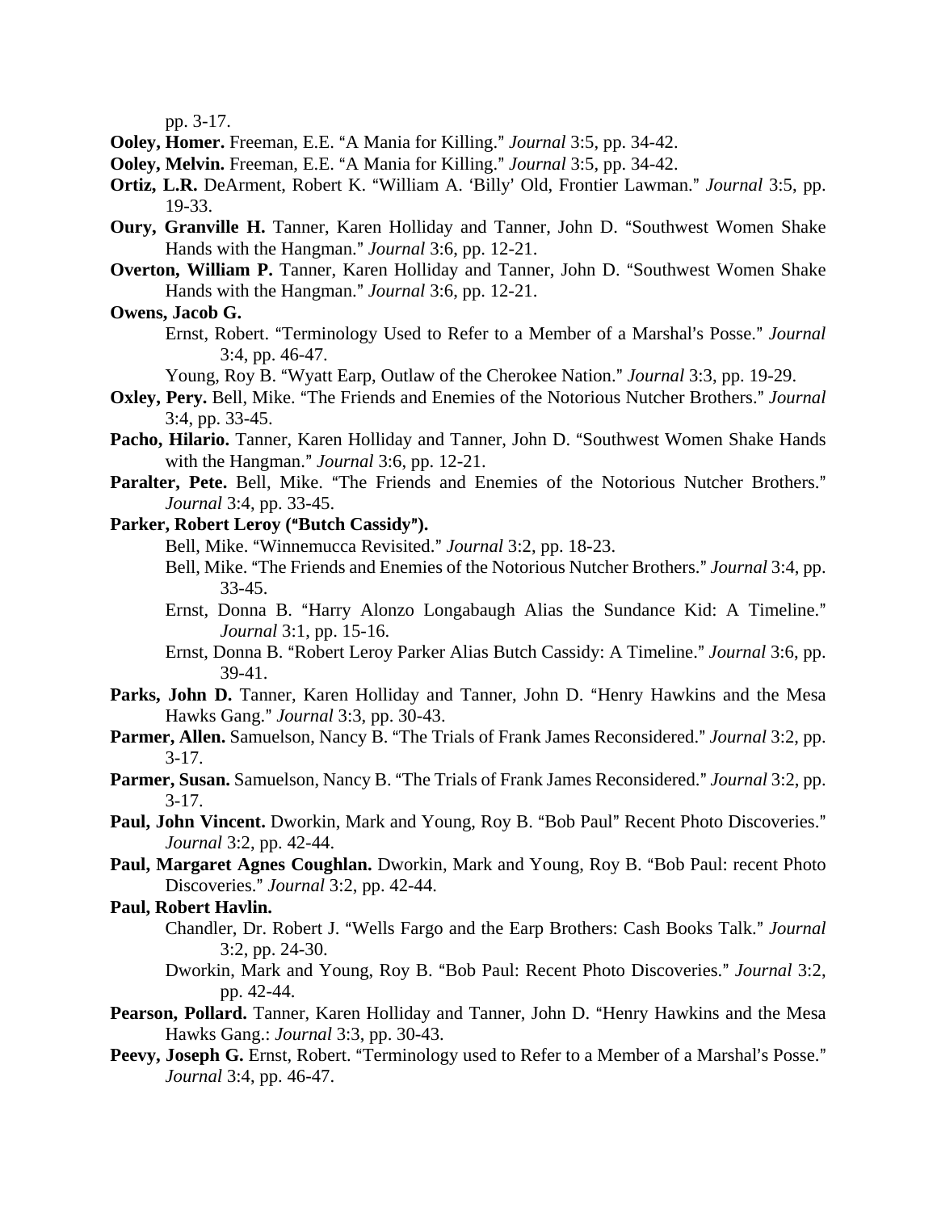pp. 3-17.

**Ooley, Homer.** Freeman, E.E. "A Mania for Killing." *Journal* 3:5, pp. 34-42.

**Ooley, Melvin.** Freeman, E.E. "A Mania for Killing." *Journal* 3:5, pp. 34-42.

**Ortiz, L.R.** DeArment, Robert K. "William A. 'Billy' Old, Frontier Lawman." *Journal* 3:5, pp. 19-33.

**Oury, Granville H.** Tanner, Karen Holliday and Tanner, John D. "Southwest Women Shake Hands with the Hangman." *Journal* 3:6, pp. 12-21.

**Overton, William P.** Tanner, Karen Holliday and Tanner, John D. "Southwest Women Shake Hands with the Hangman." *Journal* 3:6, pp. 12-21.

**Owens, Jacob G.**

Ernst, Robert. "Terminology Used to Refer to a Member of a Marshal's Posse." *Journal* 3:4, pp. 46-47.

Young, Roy B. "Wyatt Earp, Outlaw of the Cherokee Nation." *Journal* 3:3, pp. 19-29.

**Oxley, Pery.** Bell, Mike. "The Friends and Enemies of the Notorious Nutcher Brothers." *Journal* 3:4, pp. 33-45.

**Pacho, Hilario.** Tanner, Karen Holliday and Tanner, John D. "Southwest Women Shake Hands with the Hangman." *Journal* 3:6, pp. 12-21.

**Paralter, Pete.** Bell, Mike. "The Friends and Enemies of the Notorious Nutcher Brothers." *Journal* 3:4, pp. 33-45.

**Parker, Robert Leroy ("Butch Cassidy").**

Bell, Mike. "Winnemucca Revisited." *Journal* 3:2, pp. 18-23.

Bell, Mike. "The Friends and Enemies of the Notorious Nutcher Brothers." *Journal* 3:4, pp. 33-45.

Ernst, Donna B. "Harry Alonzo Longabaugh Alias the Sundance Kid: A Timeline." *Journal* 3:1, pp. 15-16.

Ernst, Donna B. "Robert Leroy Parker Alias Butch Cassidy: A Timeline." *Journal* 3:6, pp. 39-41.

**Parks, John D.** Tanner, Karen Holliday and Tanner, John D. "Henry Hawkins and the Mesa Hawks Gang." *Journal* 3:3, pp. 30-43.

**Parmer, Allen.** Samuelson, Nancy B. "The Trials of Frank James Reconsidered." *Journal* 3:2, pp. 3-17.

**Parmer, Susan.** Samuelson, Nancy B. "The Trials of Frank James Reconsidered." *Journal* 3:2, pp. 3-17.

**Paul, John Vincent.** Dworkin, Mark and Young, Roy B. "Bob Paul" Recent Photo Discoveries." *Journal* 3:2, pp. 42-44.

**Paul, Margaret Agnes Coughlan.** Dworkin, Mark and Young, Roy B. "Bob Paul: recent Photo Discoveries." *Journal* 3:2, pp. 42-44.

**Paul, Robert Havlin.**

Chandler, Dr. Robert J. "Wells Fargo and the Earp Brothers: Cash Books Talk." *Journal* 3:2, pp. 24-30.

Dworkin, Mark and Young, Roy B. "Bob Paul: Recent Photo Discoveries." *Journal* 3:2, pp. 42-44.

**Pearson, Pollard.** Tanner, Karen Holliday and Tanner, John D. "Henry Hawkins and the Mesa Hawks Gang.: *Journal* 3:3, pp. 30-43.

**Peevy, Joseph G.** Ernst, Robert. "Terminology used to Refer to a Member of a Marshal's Posse." *Journal* 3:4, pp. 46-47.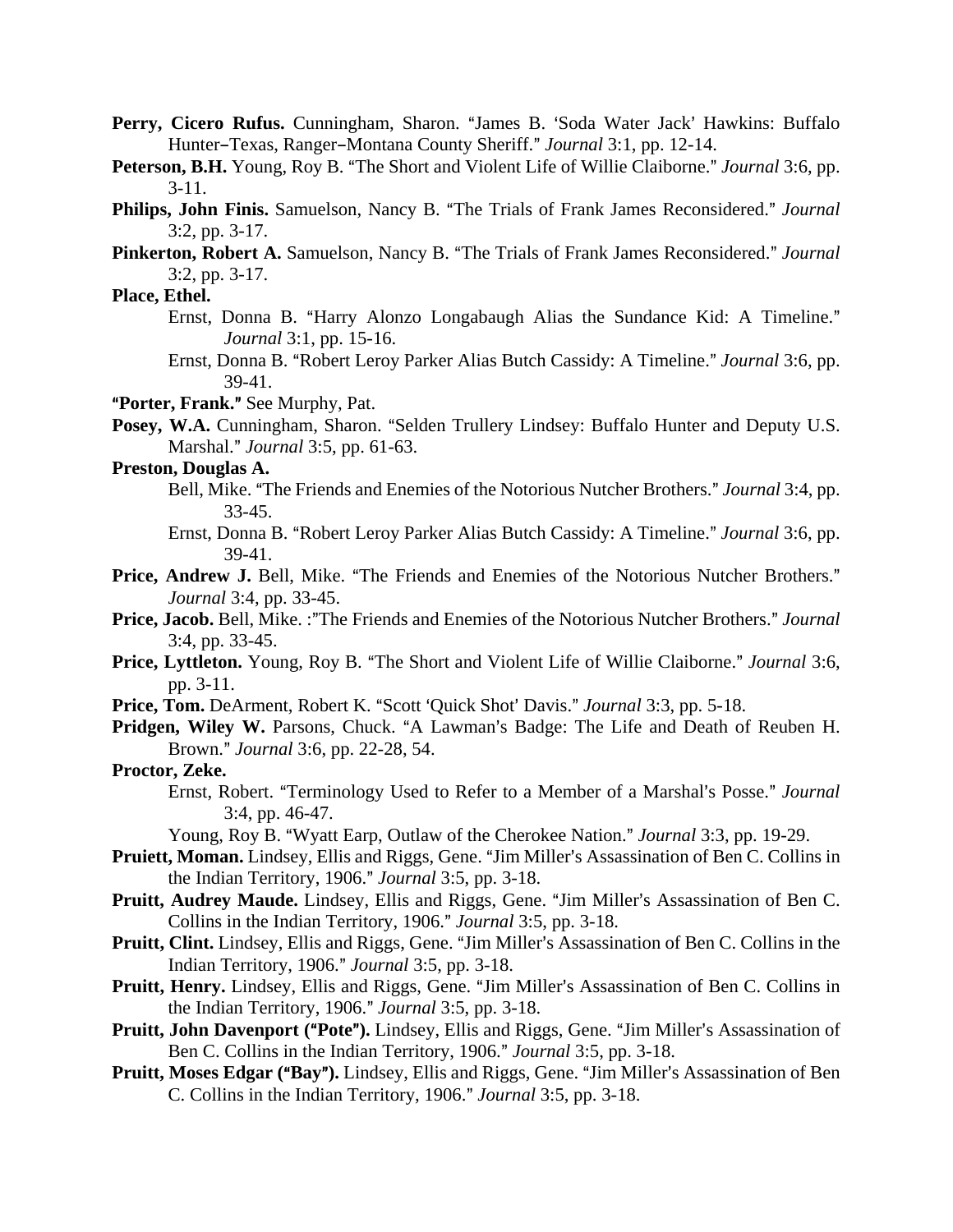**Perry, Cicero Rufus.** Cunningham, Sharon. "James B. 'Soda Water Jack' Hawkins: Buffalo Hunter–Texas, Ranger–Montana County Sheriff." *Journal* 3:1, pp. 12-14.

**Peterson, B.H.** Young, Roy B. "The Short and Violent Life of Willie Claiborne." *Journal* 3:6, pp. 3-11.

**Philips, John Finis.** Samuelson, Nancy B. "The Trials of Frank James Reconsidered." *Journal* 3:2, pp. 3-17.

**Pinkerton, Robert A.** Samuelson, Nancy B. "The Trials of Frank James Reconsidered." *Journal* 3:2, pp. 3-17.

**Place, Ethel.**

Ernst, Donna B. "Harry Alonzo Longabaugh Alias the Sundance Kid: A Timeline." *Journal* 3:1, pp. 15-16.

Ernst, Donna B. "Robert Leroy Parker Alias Butch Cassidy: A Timeline." *Journal* 3:6, pp. 39-41.

**"Porter, Frank."** See Murphy, Pat.

**Posey, W.A.** Cunningham, Sharon. "Selden Trullery Lindsey: Buffalo Hunter and Deputy U.S. Marshal." *Journal* 3:5, pp. 61-63.

**Preston, Douglas A.**

Bell, Mike. "The Friends and Enemies of the Notorious Nutcher Brothers." *Journal* 3:4, pp. 33-45.

Ernst, Donna B. "Robert Leroy Parker Alias Butch Cassidy: A Timeline." *Journal* 3:6, pp. 39-41.

**Price, Andrew J.** Bell, Mike. "The Friends and Enemies of the Notorious Nutcher Brothers." *Journal* 3:4, pp. 33-45.

**Price, Jacob.** Bell, Mike. :"The Friends and Enemies of the Notorious Nutcher Brothers." *Journal* 3:4, pp. 33-45.

**Price, Lyttleton.** Young, Roy B. "The Short and Violent Life of Willie Claiborne." *Journal* 3:6, pp. 3-11.

**Price, Tom.** DeArment, Robert K. "Scott 'Quick Shot' Davis." *Journal* 3:3, pp. 5-18.

**Pridgen, Wiley W.** Parsons, Chuck. "A Lawman's Badge: The Life and Death of Reuben H. Brown." *Journal* 3:6, pp. 22-28, 54.

**Proctor, Zeke.**

Ernst, Robert. "Terminology Used to Refer to a Member of a Marshal's Posse." *Journal* 3:4, pp. 46-47.

Young, Roy B. "Wyatt Earp, Outlaw of the Cherokee Nation." *Journal* 3:3, pp. 19-29.

**Pruiett, Moman.** Lindsey, Ellis and Riggs, Gene. "Jim Miller's Assassination of Ben C. Collins in the Indian Territory, 1906." *Journal* 3:5, pp. 3-18.

**Pruitt, Audrey Maude.** Lindsey, Ellis and Riggs, Gene. "Jim Miller's Assassination of Ben C. Collins in the Indian Territory, 1906." *Journal* 3:5, pp. 3-18.

**Pruitt, Clint.** Lindsey, Ellis and Riggs, Gene. "Jim Miller's Assassination of Ben C. Collins in the Indian Territory, 1906." *Journal* 3:5, pp. 3-18.

**Pruitt, Henry.** Lindsey, Ellis and Riggs, Gene. "Jim Miller's Assassination of Ben C. Collins in the Indian Territory, 1906." *Journal* 3:5, pp. 3-18.

**Pruitt, John Davenport ("Pote").** Lindsey, Ellis and Riggs, Gene. "Jim Miller's Assassination of Ben C. Collins in the Indian Territory, 1906." *Journal* 3:5, pp. 3-18.

**Pruitt, Moses Edgar ("Bay").** Lindsey, Ellis and Riggs, Gene. "Jim Miller's Assassination of Ben C. Collins in the Indian Territory, 1906." *Journal* 3:5, pp. 3-18.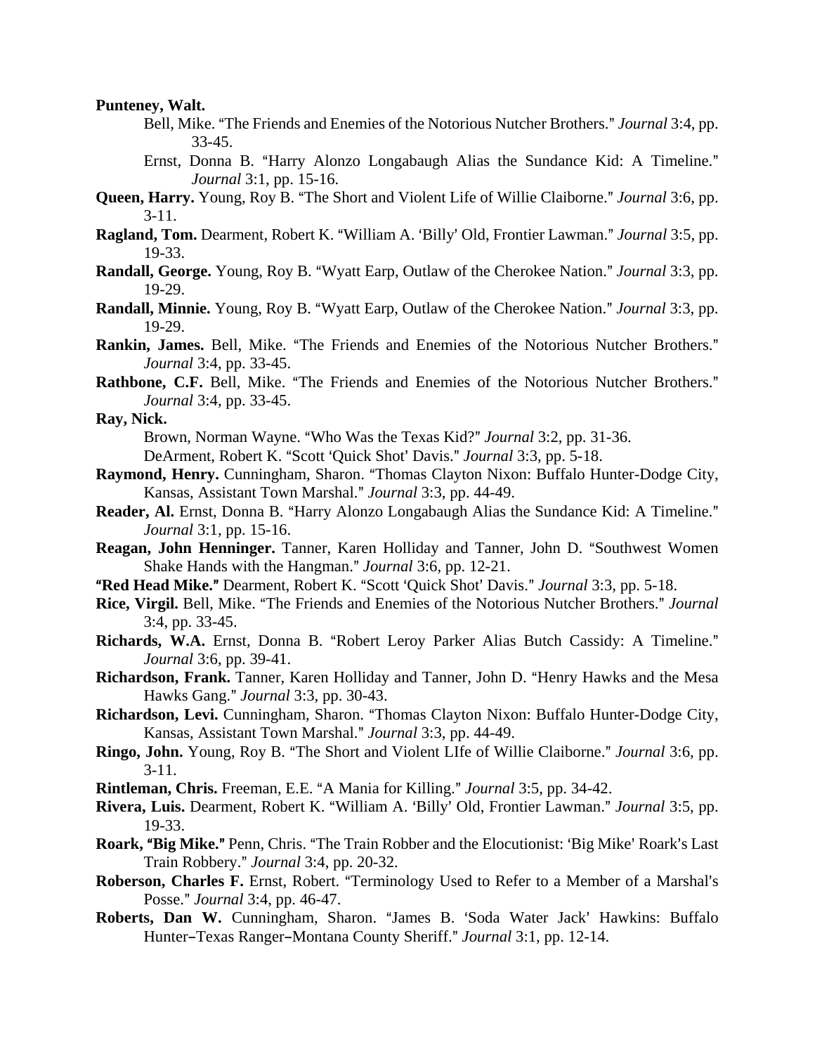**Punteney, Walt.**

Bell, Mike. "The Friends and Enemies of the Notorious Nutcher Brothers." *Journal* 3:4, pp. 33-45.

Ernst, Donna B. "Harry Alonzo Longabaugh Alias the Sundance Kid: A Timeline." *Journal* 3:1, pp. 15-16.

**Queen, Harry.** Young, Roy B. "The Short and Violent Life of Willie Claiborne." *Journal* 3:6, pp. 3-11.

**Ragland, Tom.** Dearment, Robert K. "William A. 'Billy' Old, Frontier Lawman." *Journal* 3:5, pp. 19-33.

**Randall, George.** Young, Roy B. "Wyatt Earp, Outlaw of the Cherokee Nation." *Journal* 3:3, pp. 19-29.

**Randall, Minnie.** Young, Roy B. "Wyatt Earp, Outlaw of the Cherokee Nation." *Journal* 3:3, pp. 19-29.

**Rankin, James.** Bell, Mike. "The Friends and Enemies of the Notorious Nutcher Brothers." *Journal* 3:4, pp. 33-45.

**Rathbone, C.F.** Bell, Mike. "The Friends and Enemies of the Notorious Nutcher Brothers." *Journal* 3:4, pp. 33-45.

**Ray, Nick.**

Brown, Norman Wayne. "Who Was the Texas Kid?" *Journal* 3:2, pp. 31-36.

DeArment, Robert K. "Scott 'Quick Shot' Davis." *Journal* 3:3, pp. 5-18.

**Raymond, Henry.** Cunningham, Sharon. "Thomas Clayton Nixon: Buffalo Hunter-Dodge City, Kansas, Assistant Town Marshal." *Journal* 3:3, pp. 44-49.

**Reader, Al.** Ernst, Donna B. "Harry Alonzo Longabaugh Alias the Sundance Kid: A Timeline." *Journal* 3:1, pp. 15-16.

**Reagan, John Henninger.** Tanner, Karen Holliday and Tanner, John D. "Southwest Women Shake Hands with the Hangman." *Journal* 3:6, pp. 12-21.

**"Red Head Mike."** Dearment, Robert K. "Scott 'Quick Shot' Davis." *Journal* 3:3, pp. 5-18.

**Rice, Virgil.** Bell, Mike. "The Friends and Enemies of the Notorious Nutcher Brothers." *Journal* 3:4, pp. 33-45.

**Richards, W.A.** Ernst, Donna B. "Robert Leroy Parker Alias Butch Cassidy: A Timeline." *Journal* 3:6, pp. 39-41.

**Richardson, Frank.** Tanner, Karen Holliday and Tanner, John D. "Henry Hawks and the Mesa Hawks Gang." *Journal* 3:3, pp. 30-43.

**Richardson, Levi.** Cunningham, Sharon. "Thomas Clayton Nixon: Buffalo Hunter-Dodge City, Kansas, Assistant Town Marshal." *Journal* 3:3, pp. 44-49.

**Ringo, John.** Young, Roy B. "The Short and Violent LIfe of Willie Claiborne." *Journal* 3:6, pp. 3-11.

**Rintleman, Chris.** Freeman, E.E. "A Mania for Killing." *Journal* 3:5, pp. 34-42.

**Rivera, Luis.** Dearment, Robert K. "William A. 'Billy' Old, Frontier Lawman." *Journal* 3:5, pp. 19-33.

**Roark, "Big Mike."** Penn, Chris. "The Train Robber and the Elocutionist: 'Big Mike' Roark's Last Train Robbery." *Journal* 3:4, pp. 20-32.

**Roberson, Charles F.** Ernst, Robert. "Terminology Used to Refer to a Member of a Marshal's Posse." *Journal* 3:4, pp. 46-47.

**Roberts, Dan W.** Cunningham, Sharon. "James B. 'Soda Water Jack' Hawkins: Buffalo Hunter–Texas Ranger–Montana County Sheriff." *Journal* 3:1, pp. 12-14.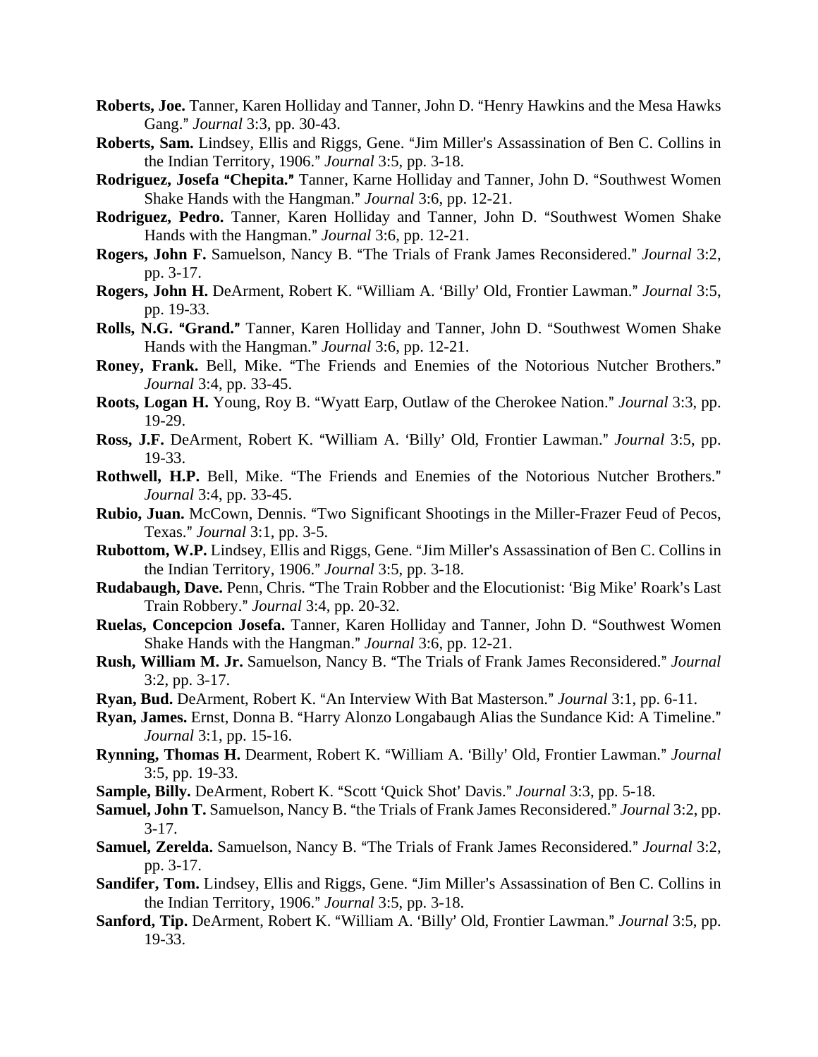**Roberts, Joe.** Tanner, Karen Holliday and Tanner, John D. "Henry Hawkins and the Mesa Hawks Gang." *Journal* 3:3, pp. 30-43.

**Roberts, Sam.** Lindsey, Ellis and Riggs, Gene. "Jim Miller's Assassination of Ben C. Collins in the Indian Territory, 1906." *Journal* 3:5, pp. 3-18.

**Rodriguez, Josefa "Chepita."** Tanner, Karne Holliday and Tanner, John D. "Southwest Women Shake Hands with the Hangman." *Journal* 3:6, pp. 12-21.

**Rodriguez, Pedro.** Tanner, Karen Holliday and Tanner, John D. "Southwest Women Shake Hands with the Hangman." *Journal* 3:6, pp. 12-21.

**Rogers, John F.** Samuelson, Nancy B. "The Trials of Frank James Reconsidered." *Journal* 3:2, pp. 3-17.

**Rogers, John H.** DeArment, Robert K. "William A. 'Billy' Old, Frontier Lawman." *Journal* 3:5, pp. 19-33.

**Rolls, N.G. "Grand."** Tanner, Karen Holliday and Tanner, John D. "Southwest Women Shake Hands with the Hangman." *Journal* 3:6, pp. 12-21.

**Roney, Frank.** Bell, Mike. "The Friends and Enemies of the Notorious Nutcher Brothers." *Journal* 3:4, pp. 33-45.

**Roots, Logan H.** Young, Roy B. "Wyatt Earp, Outlaw of the Cherokee Nation." *Journal* 3:3, pp. 19-29.

**Ross, J.F.** DeArment, Robert K. "William A. 'Billy' Old, Frontier Lawman." *Journal* 3:5, pp. 19-33.

**Rothwell, H.P.** Bell, Mike. "The Friends and Enemies of the Notorious Nutcher Brothers." *Journal* 3:4, pp. 33-45.

**Rubio, Juan.** McCown, Dennis. "Two Significant Shootings in the Miller-Frazer Feud of Pecos, Texas." *Journal* 3:1, pp. 3-5.

**Rubottom, W.P.** Lindsey, Ellis and Riggs, Gene. "Jim Miller's Assassination of Ben C. Collins in the Indian Territory, 1906." *Journal* 3:5, pp. 3-18.

**Rudabaugh, Dave.** Penn, Chris. "The Train Robber and the Elocutionist: 'Big Mike' Roark's Last Train Robbery." *Journal* 3:4, pp. 20-32.

**Ruelas, Concepcion Josefa.** Tanner, Karen Holliday and Tanner, John D. "Southwest Women Shake Hands with the Hangman." *Journal* 3:6, pp. 12-21.

**Rush, William M. Jr.** Samuelson, Nancy B. "The Trials of Frank James Reconsidered." *Journal* 3:2, pp. 3-17.

**Ryan, Bud.** DeArment, Robert K. "An Interview With Bat Masterson." *Journal* 3:1, pp. 6-11.

**Ryan, James.** Ernst, Donna B. "Harry Alonzo Longabaugh Alias the Sundance Kid: A Timeline." *Journal* 3:1, pp. 15-16.

**Rynning, Thomas H.** Dearment, Robert K. "William A. 'Billy' Old, Frontier Lawman." *Journal* 3:5, pp. 19-33.

**Sample, Billy.** DeArment, Robert K. "Scott 'Quick Shot' Davis." *Journal* 3:3, pp. 5-18.

**Samuel, John T.** Samuelson, Nancy B. "the Trials of Frank James Reconsidered." *Journal* 3:2, pp. 3-17.

**Samuel, Zerelda.** Samuelson, Nancy B. "The Trials of Frank James Reconsidered." *Journal* 3:2, pp. 3-17.

**Sandifer, Tom.** Lindsey, Ellis and Riggs, Gene. "Jim Miller's Assassination of Ben C. Collins in the Indian Territory, 1906." *Journal* 3:5, pp. 3-18.

**Sanford, Tip.** DeArment, Robert K. "William A. 'Billy' Old, Frontier Lawman." *Journal* 3:5, pp. 19-33.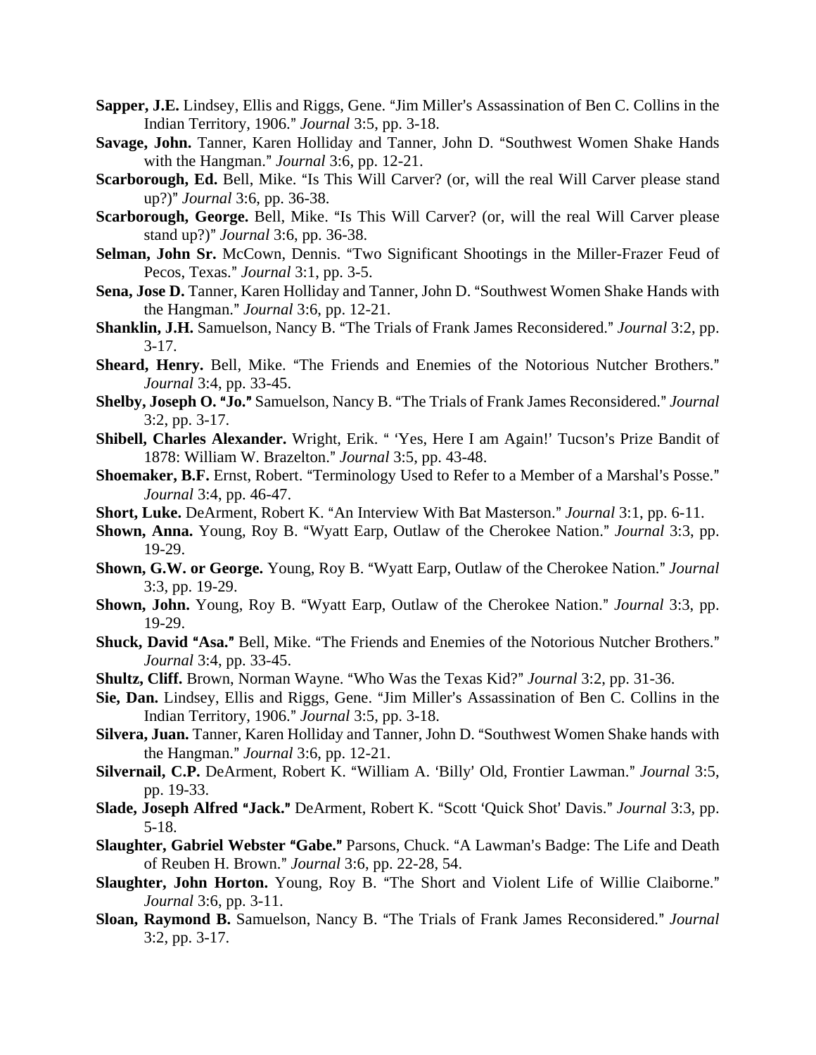**Sapper, J.E.** Lindsey, Ellis and Riggs, Gene. "Jim Miller's Assassination of Ben C. Collins in the Indian Territory, 1906." *Journal* 3:5, pp. 3-18.

**Savage, John.** Tanner, Karen Holliday and Tanner, John D. "Southwest Women Shake Hands with the Hangman." *Journal* 3:6, pp. 12-21.

**Scarborough, Ed.** Bell, Mike. "Is This Will Carver? (or, will the real Will Carver please stand up?)" *Journal* 3:6, pp. 36-38.

**Scarborough, George.** Bell, Mike. "Is This Will Carver? (or, will the real Will Carver please stand up?)" *Journal* 3:6, pp. 36-38.

**Selman, John Sr.** McCown, Dennis. "Two Significant Shootings in the Miller-Frazer Feud of Pecos, Texas." *Journal* 3:1, pp. 3-5.

**Sena, Jose D.** Tanner, Karen Holliday and Tanner, John D. "Southwest Women Shake Hands with the Hangman." *Journal* 3:6, pp. 12-21.

**Shanklin, J.H.** Samuelson, Nancy B. "The Trials of Frank James Reconsidered." *Journal* 3:2, pp. 3-17.

**Sheard, Henry.** Bell, Mike. "The Friends and Enemies of the Notorious Nutcher Brothers." *Journal* 3:4, pp. 33-45.

**Shelby, Joseph O. "Jo."** Samuelson, Nancy B. "The Trials of Frank James Reconsidered." *Journal* 3:2, pp. 3-17.

**Shibell, Charles Alexander.** Wright, Erik. " 'Yes, Here I am Again!' Tucson's Prize Bandit of 1878: William W. Brazelton." *Journal* 3:5, pp. 43-48.

**Shoemaker, B.F.** Ernst, Robert. "Terminology Used to Refer to a Member of a Marshal's Posse." *Journal* 3:4, pp. 46-47.

**Short, Luke.** DeArment, Robert K. "An Interview With Bat Masterson." *Journal* 3:1, pp. 6-11.

**Shown, Anna.** Young, Roy B. "Wyatt Earp, Outlaw of the Cherokee Nation." *Journal* 3:3, pp. 19-29.

**Shown, G.W. or George.** Young, Roy B. "Wyatt Earp, Outlaw of the Cherokee Nation." *Journal* 3:3, pp. 19-29.

**Shown, John.** Young, Roy B. "Wyatt Earp, Outlaw of the Cherokee Nation." *Journal* 3:3, pp. 19-29.

**Shuck, David "Asa."** Bell, Mike. "The Friends and Enemies of the Notorious Nutcher Brothers." *Journal* 3:4, pp. 33-45.

**Shultz, Cliff.** Brown, Norman Wayne. "Who Was the Texas Kid?" *Journal* 3:2, pp. 31-36.

**Sie, Dan.** Lindsey, Ellis and Riggs, Gene. "Jim Miller's Assassination of Ben C. Collins in the Indian Territory, 1906." *Journal* 3:5, pp. 3-18.

**Silvera, Juan.** Tanner, Karen Holliday and Tanner, John D. "Southwest Women Shake hands with the Hangman." *Journal* 3:6, pp. 12-21.

**Silvernail, C.P.** DeArment, Robert K. "William A. 'Billy' Old, Frontier Lawman." *Journal* 3:5, pp. 19-33.

**Slade, Joseph Alfred "Jack."** DeArment, Robert K. "Scott 'Quick Shot' Davis." *Journal* 3:3, pp. 5-18.

**Slaughter, Gabriel Webster "Gabe."** Parsons, Chuck. "A Lawman's Badge: The Life and Death of Reuben H. Brown." *Journal* 3:6, pp. 22-28, 54.

**Slaughter, John Horton.** Young, Roy B. "The Short and Violent Life of Willie Claiborne." *Journal* 3:6, pp. 3-11.

**Sloan, Raymond B.** Samuelson, Nancy B. "The Trials of Frank James Reconsidered." *Journal* 3:2, pp. 3-17.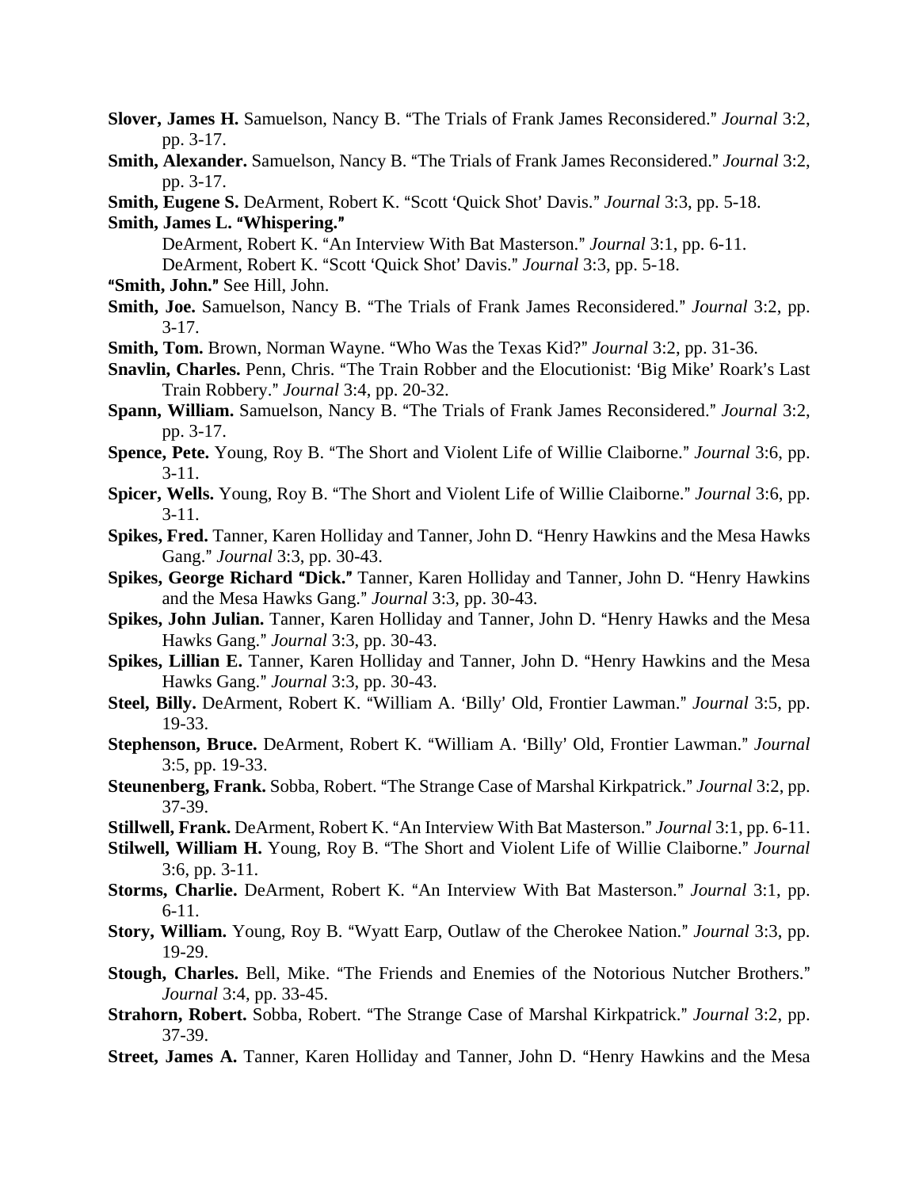**Slover, James H.** Samuelson, Nancy B. "The Trials of Frank James Reconsidered." *Journal* 3:2, pp. 3-17.

**Smith, Alexander.** Samuelson, Nancy B. "The Trials of Frank James Reconsidered." *Journal* 3:2, pp. 3-17.

**Smith, Eugene S.** DeArment, Robert K. "Scott 'Quick Shot' Davis." *Journal* 3:3, pp. 5-18.

**Smith, James L. "Whispering."**
DeArment, Robert K. "An Interview With Bat Masterson." *Journal* 3:1, pp. 6-11.
DeArment, Robert K. "Scott 'Quick Shot' Davis." *Journal* 3:3, pp. 5-18.

**"Smith, John."** See Hill, John.

**Smith, Joe.** Samuelson, Nancy B. "The Trials of Frank James Reconsidered." *Journal* 3:2, pp. 3-17.

**Smith, Tom.** Brown, Norman Wayne. "Who Was the Texas Kid?" *Journal* 3:2, pp. 31-36.

**Snavlin, Charles.** Penn, Chris. "The Train Robber and the Elocutionist: 'Big Mike' Roark's Last Train Robbery." *Journal* 3:4, pp. 20-32.

**Spann, William.** Samuelson, Nancy B. "The Trials of Frank James Reconsidered." *Journal* 3:2, pp. 3-17.

**Spence, Pete.** Young, Roy B. "The Short and Violent Life of Willie Claiborne." *Journal* 3:6, pp. 3-11.

**Spicer, Wells.** Young, Roy B. "The Short and Violent Life of Willie Claiborne." *Journal* 3:6, pp. 3-11.

**Spikes, Fred.** Tanner, Karen Holliday and Tanner, John D. "Henry Hawkins and the Mesa Hawks Gang." *Journal* 3:3, pp. 30-43.

**Spikes, George Richard "Dick."** Tanner, Karen Holliday and Tanner, John D. "Henry Hawkins and the Mesa Hawks Gang." *Journal* 3:3, pp. 30-43.

**Spikes, John Julian.** Tanner, Karen Holliday and Tanner, John D. "Henry Hawks and the Mesa Hawks Gang." *Journal* 3:3, pp. 30-43.

**Spikes, Lillian E.** Tanner, Karen Holliday and Tanner, John D. "Henry Hawkins and the Mesa Hawks Gang." *Journal* 3:3, pp. 30-43.

**Steel, Billy.** DeArment, Robert K. "William A. 'Billy' Old, Frontier Lawman." *Journal* 3:5, pp. 19-33.

**Stephenson, Bruce.** DeArment, Robert K. "William A. 'Billy' Old, Frontier Lawman." *Journal* 3:5, pp. 19-33.

**Steunenberg, Frank.** Sobba, Robert. "The Strange Case of Marshal Kirkpatrick." *Journal* 3:2, pp. 37-39.

**Stillwell, Frank.** DeArment, Robert K. "An Interview With Bat Masterson." *Journal* 3:1, pp. 6-11.

**Stilwell, William H.** Young, Roy B. "The Short and Violent Life of Willie Claiborne." *Journal* 3:6, pp. 3-11.

**Storms, Charlie.** DeArment, Robert K. "An Interview With Bat Masterson." *Journal* 3:1, pp. 6-11.

**Story, William.** Young, Roy B. "Wyatt Earp, Outlaw of the Cherokee Nation." *Journal* 3:3, pp. 19-29.

**Stough, Charles.** Bell, Mike. "The Friends and Enemies of the Notorious Nutcher Brothers." *Journal* 3:4, pp. 33-45.

**Strahorn, Robert.** Sobba, Robert. "The Strange Case of Marshal Kirkpatrick." *Journal* 3:2, pp. 37-39.

**Street, James A.** Tanner, Karen Holliday and Tanner, John D. "Henry Hawkins and the Mesa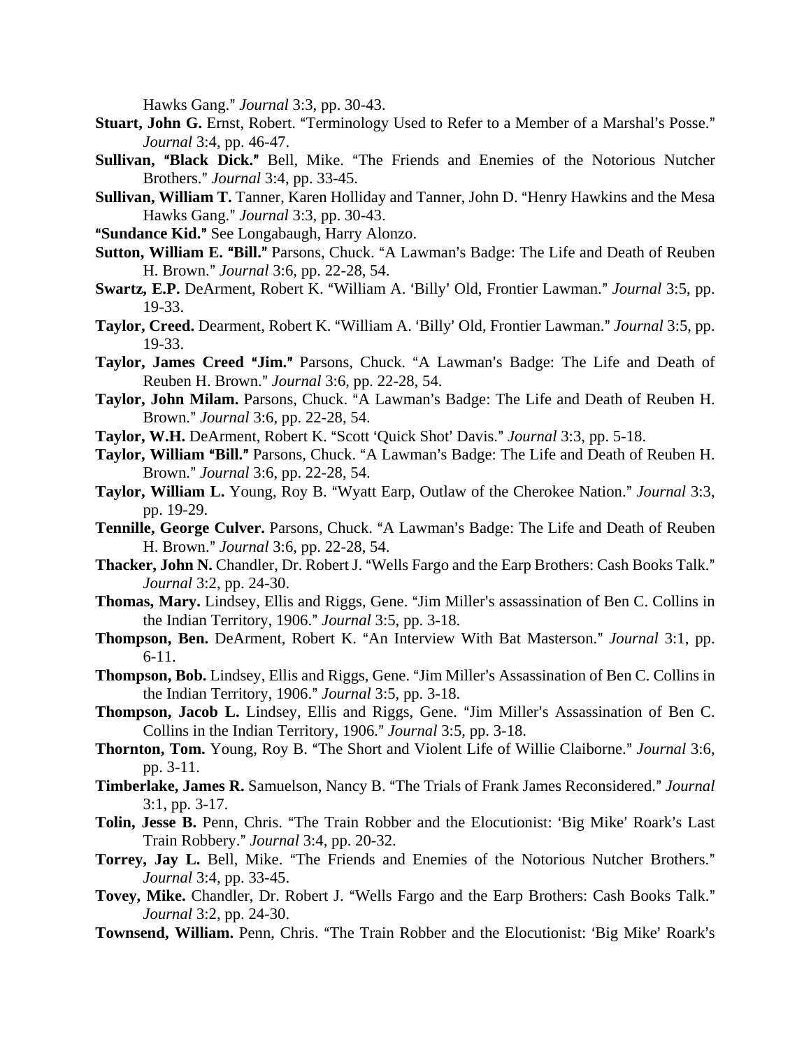Hawks Gang." *Journal* 3:3, pp. 30-43.

**Stuart, John G.** Ernst, Robert. "Terminology Used to Refer to a Member of a Marshal's Posse." *Journal* 3:4, pp. 46-47.

**Sullivan, "Black Dick."** Bell, Mike. "The Friends and Enemies of the Notorious Nutcher Brothers." *Journal* 3:4, pp. 33-45.

**Sullivan, William T.** Tanner, Karen Holliday and Tanner, John D. "Henry Hawkins and the Mesa Hawks Gang." *Journal* 3:3, pp. 30-43.

**"Sundance Kid."** See Longabaugh, Harry Alonzo.

**Sutton, William E. "Bill."** Parsons, Chuck. "A Lawman's Badge: The Life and Death of Reuben H. Brown." *Journal* 3:6, pp. 22-28, 54.

**Swartz, E.P.** DeArment, Robert K. "William A. 'Billy' Old, Frontier Lawman." *Journal* 3:5, pp. 19-33.

**Taylor, Creed.** Dearment, Robert K. "William A. 'Billy' Old, Frontier Lawman." *Journal* 3:5, pp. 19-33.

**Taylor, James Creed "Jim."** Parsons, Chuck. "A Lawman's Badge: The Life and Death of Reuben H. Brown." *Journal* 3:6, pp. 22-28, 54.

**Taylor, John Milam.** Parsons, Chuck. "A Lawman's Badge: The Life and Death of Reuben H. Brown." *Journal* 3:6, pp. 22-28, 54.

**Taylor, W.H.** DeArment, Robert K. "Scott 'Quick Shot' Davis." *Journal* 3:3, pp. 5-18.

**Taylor, William "Bill."** Parsons, Chuck. "A Lawman's Badge: The Life and Death of Reuben H. Brown." *Journal* 3:6, pp. 22-28, 54.

**Taylor, William L.** Young, Roy B. "Wyatt Earp, Outlaw of the Cherokee Nation." *Journal* 3:3, pp. 19-29.

**Tennille, George Culver.** Parsons, Chuck. "A Lawman's Badge: The Life and Death of Reuben H. Brown." *Journal* 3:6, pp. 22-28, 54.

**Thacker, John N.** Chandler, Dr. Robert J. "Wells Fargo and the Earp Brothers: Cash Books Talk." *Journal* 3:2, pp. 24-30.

**Thomas, Mary.** Lindsey, Ellis and Riggs, Gene. "Jim Miller's assassination of Ben C. Collins in the Indian Territory, 1906." *Journal* 3:5, pp. 3-18.

**Thompson, Ben.** DeArment, Robert K. "An Interview With Bat Masterson." *Journal* 3:1, pp. 6-11.

**Thompson, Bob.** Lindsey, Ellis and Riggs, Gene. "Jim Miller's Assassination of Ben C. Collins in the Indian Territory, 1906." *Journal* 3:5, pp. 3-18.

**Thompson, Jacob L.** Lindsey, Ellis and Riggs, Gene. "Jim Miller's Assassination of Ben C. Collins in the Indian Territory, 1906." *Journal* 3:5, pp. 3-18.

**Thornton, Tom.** Young, Roy B. "The Short and Violent Life of Willie Claiborne." *Journal* 3:6, pp. 3-11.

**Timberlake, James R.** Samuelson, Nancy B. "The Trials of Frank James Reconsidered." *Journal* 3:1, pp. 3-17.

**Tolin, Jesse B.** Penn, Chris. "The Train Robber and the Elocutionist: 'Big Mike' Roark's Last Train Robbery." *Journal* 3:4, pp. 20-32.

**Torrey, Jay L.** Bell, Mike. "The Friends and Enemies of the Notorious Nutcher Brothers." *Journal* 3:4, pp. 33-45.

**Tovey, Mike.** Chandler, Dr. Robert J. "Wells Fargo and the Earp Brothers: Cash Books Talk." *Journal* 3:2, pp. 24-30.

**Townsend, William.** Penn, Chris. "The Train Robber and the Elocutionist: 'Big Mike' Roark's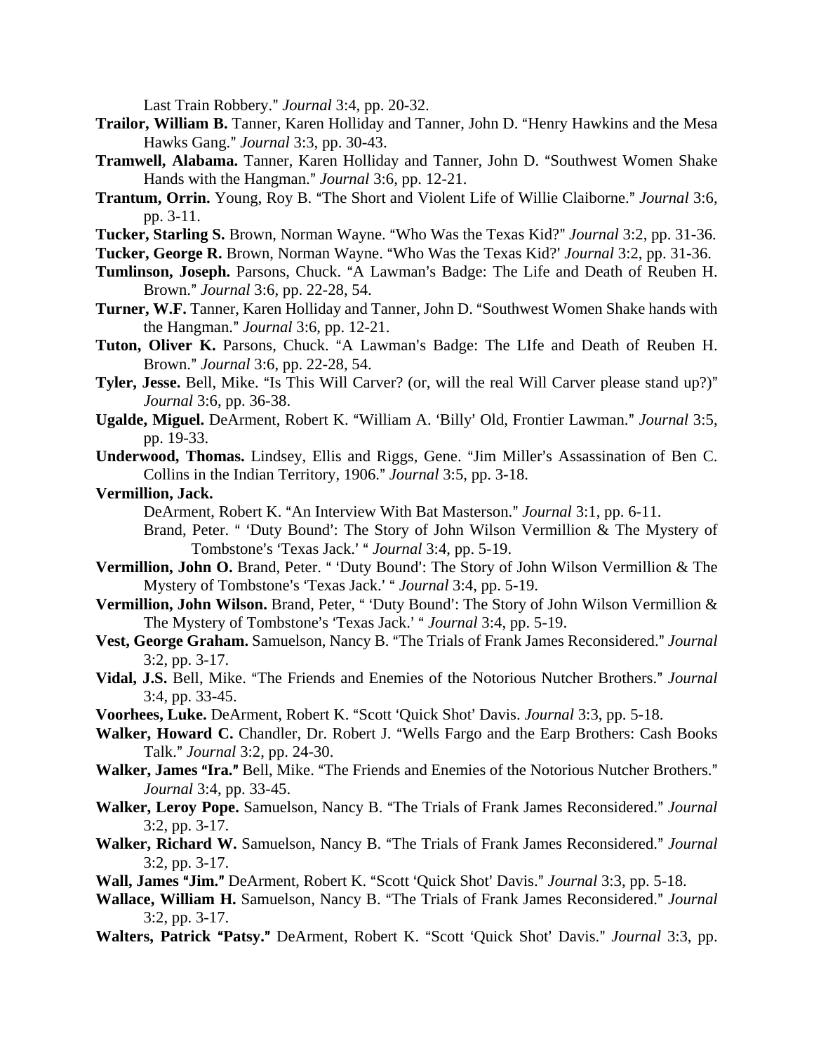Last Train Robbery." *Journal* 3:4, pp. 20-32.

**Trailor, William B.** Tanner, Karen Holliday and Tanner, John D. "Henry Hawkins and the Mesa Hawks Gang." *Journal* 3:3, pp. 30-43.

**Tramwell, Alabama.** Tanner, Karen Holliday and Tanner, John D. "Southwest Women Shake Hands with the Hangman." *Journal* 3:6, pp. 12-21.

**Trantum, Orrin.** Young, Roy B. "The Short and Violent Life of Willie Claiborne." *Journal* 3:6, pp. 3-11.

**Tucker, Starling S.** Brown, Norman Wayne. "Who Was the Texas Kid?" *Journal* 3:2, pp. 31-36.

**Tucker, George R.** Brown, Norman Wayne. "Who Was the Texas Kid?' *Journal* 3:2, pp. 31-36.

**Tumlinson, Joseph.** Parsons, Chuck. "A Lawman's Badge: The Life and Death of Reuben H. Brown." *Journal* 3:6, pp. 22-28, 54.

**Turner, W.F.** Tanner, Karen Holliday and Tanner, John D. "Southwest Women Shake hands with the Hangman." *Journal* 3:6, pp. 12-21.

**Tuton, Oliver K.** Parsons, Chuck. "A Lawman's Badge: The LIfe and Death of Reuben H. Brown." *Journal* 3:6, pp. 22-28, 54.

**Tyler, Jesse.** Bell, Mike. "Is This Will Carver? (or, will the real Will Carver please stand up?)" *Journal* 3:6, pp. 36-38.

**Ugalde, Miguel.** DeArment, Robert K. "William A. 'Billy' Old, Frontier Lawman." *Journal* 3:5, pp. 19-33.

**Underwood, Thomas.** Lindsey, Ellis and Riggs, Gene. "Jim Miller's Assassination of Ben C. Collins in the Indian Territory, 1906." *Journal* 3:5, pp. 3-18.

**Vermillion, Jack.**

DeArment, Robert K. "An Interview With Bat Masterson." *Journal* 3:1, pp. 6-11.

Brand, Peter. " 'Duty Bound': The Story of John Wilson Vermillion & The Mystery of Tombstone's 'Texas Jack.' " *Journal* 3:4, pp. 5-19.

**Vermillion, John O.** Brand, Peter. " 'Duty Bound': The Story of John Wilson Vermillion & The Mystery of Tombstone's 'Texas Jack.' " *Journal* 3:4, pp. 5-19.

**Vermillion, John Wilson.** Brand, Peter, " 'Duty Bound': The Story of John Wilson Vermillion & The Mystery of Tombstone's 'Texas Jack.' " *Journal* 3:4, pp. 5-19.

**Vest, George Graham.** Samuelson, Nancy B. "The Trials of Frank James Reconsidered." *Journal* 3:2, pp. 3-17.

**Vidal, J.S.** Bell, Mike. "The Friends and Enemies of the Notorious Nutcher Brothers." *Journal* 3:4, pp. 33-45.

**Voorhees, Luke.** DeArment, Robert K. "Scott 'Quick Shot' Davis. *Journal* 3:3, pp. 5-18.

**Walker, Howard C.** Chandler, Dr. Robert J. "Wells Fargo and the Earp Brothers: Cash Books Talk." *Journal* 3:2, pp. 24-30.

**Walker, James "Ira."** Bell, Mike. "The Friends and Enemies of the Notorious Nutcher Brothers." *Journal* 3:4, pp. 33-45.

**Walker, Leroy Pope.** Samuelson, Nancy B. "The Trials of Frank James Reconsidered." *Journal* 3:2, pp. 3-17.

**Walker, Richard W.** Samuelson, Nancy B. "The Trials of Frank James Reconsidered." *Journal* 3:2, pp. 3-17.

**Wall, James "Jim."** DeArment, Robert K. "Scott 'Quick Shot' Davis." *Journal* 3:3, pp. 5-18.

**Wallace, William H.** Samuelson, Nancy B. "The Trials of Frank James Reconsidered." *Journal* 3:2, pp. 3-17.

**Walters, Patrick "Patsy."** DeArment, Robert K. "Scott 'Quick Shot' Davis." *Journal* 3:3, pp.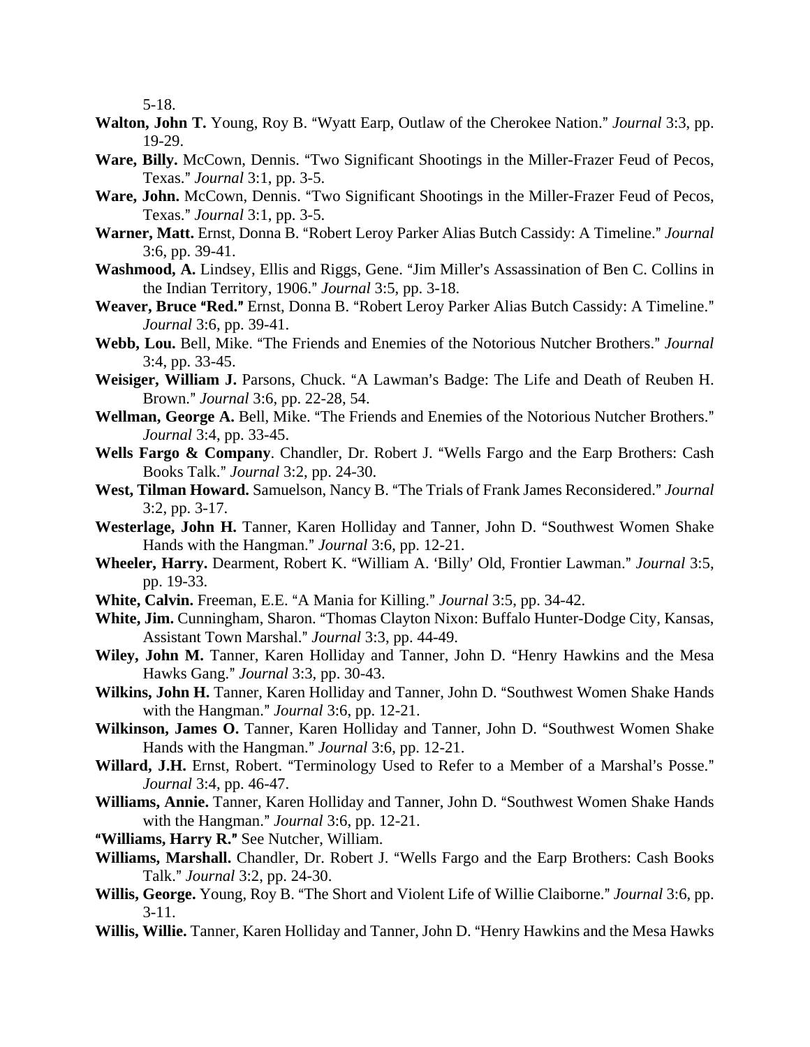5-18.

**Walton, John T.** Young, Roy B. "Wyatt Earp, Outlaw of the Cherokee Nation." *Journal* 3:3, pp. 19-29.

**Ware, Billy.** McCown, Dennis. "Two Significant Shootings in the Miller-Frazer Feud of Pecos, Texas." *Journal* 3:1, pp. 3-5.

**Ware, John.** McCown, Dennis. "Two Significant Shootings in the Miller-Frazer Feud of Pecos, Texas." *Journal* 3:1, pp. 3-5.

**Warner, Matt.** Ernst, Donna B. "Robert Leroy Parker Alias Butch Cassidy: A Timeline." *Journal* 3:6, pp. 39-41.

**Washmood, A.** Lindsey, Ellis and Riggs, Gene. "Jim Miller's Assassination of Ben C. Collins in the Indian Territory, 1906." *Journal* 3:5, pp. 3-18.

**Weaver, Bruce "Red."** Ernst, Donna B. "Robert Leroy Parker Alias Butch Cassidy: A Timeline." *Journal* 3:6, pp. 39-41.

**Webb, Lou.** Bell, Mike. "The Friends and Enemies of the Notorious Nutcher Brothers." *Journal* 3:4, pp. 33-45.

**Weisiger, William J.** Parsons, Chuck. "A Lawman's Badge: The Life and Death of Reuben H. Brown." *Journal* 3:6, pp. 22-28, 54.

**Wellman, George A.** Bell, Mike. "The Friends and Enemies of the Notorious Nutcher Brothers." *Journal* 3:4, pp. 33-45.

**Wells Fargo & Company**. Chandler, Dr. Robert J. "Wells Fargo and the Earp Brothers: Cash Books Talk." *Journal* 3:2, pp. 24-30.

**West, Tilman Howard.** Samuelson, Nancy B. "The Trials of Frank James Reconsidered." *Journal* 3:2, pp. 3-17.

**Westerlage, John H.** Tanner, Karen Holliday and Tanner, John D. "Southwest Women Shake Hands with the Hangman." *Journal* 3:6, pp. 12-21.

**Wheeler, Harry.** Dearment, Robert K. "William A. 'Billy' Old, Frontier Lawman." *Journal* 3:5, pp. 19-33.

**White, Calvin.** Freeman, E.E. "A Mania for Killing." *Journal* 3:5, pp. 34-42.

**White, Jim.** Cunningham, Sharon. "Thomas Clayton Nixon: Buffalo Hunter-Dodge City, Kansas, Assistant Town Marshal." *Journal* 3:3, pp. 44-49.

**Wiley, John M.** Tanner, Karen Holliday and Tanner, John D. "Henry Hawkins and the Mesa Hawks Gang." *Journal* 3:3, pp. 30-43.

**Wilkins, John H.** Tanner, Karen Holliday and Tanner, John D. "Southwest Women Shake Hands with the Hangman." *Journal* 3:6, pp. 12-21.

**Wilkinson, James O.** Tanner, Karen Holliday and Tanner, John D. "Southwest Women Shake Hands with the Hangman." *Journal* 3:6, pp. 12-21.

**Willard, J.H.** Ernst, Robert. "Terminology Used to Refer to a Member of a Marshal's Posse." *Journal* 3:4, pp. 46-47.

**Williams, Annie.** Tanner, Karen Holliday and Tanner, John D. "Southwest Women Shake Hands with the Hangman." *Journal* 3:6, pp. 12-21.

**"Williams, Harry R."** See Nutcher, William.

**Williams, Marshall.** Chandler, Dr. Robert J. "Wells Fargo and the Earp Brothers: Cash Books Talk." *Journal* 3:2, pp. 24-30.

**Willis, George.** Young, Roy B. "The Short and Violent Life of Willie Claiborne." *Journal* 3:6, pp. 3-11.

**Willis, Willie.** Tanner, Karen Holliday and Tanner, John D. "Henry Hawkins and the Mesa Hawks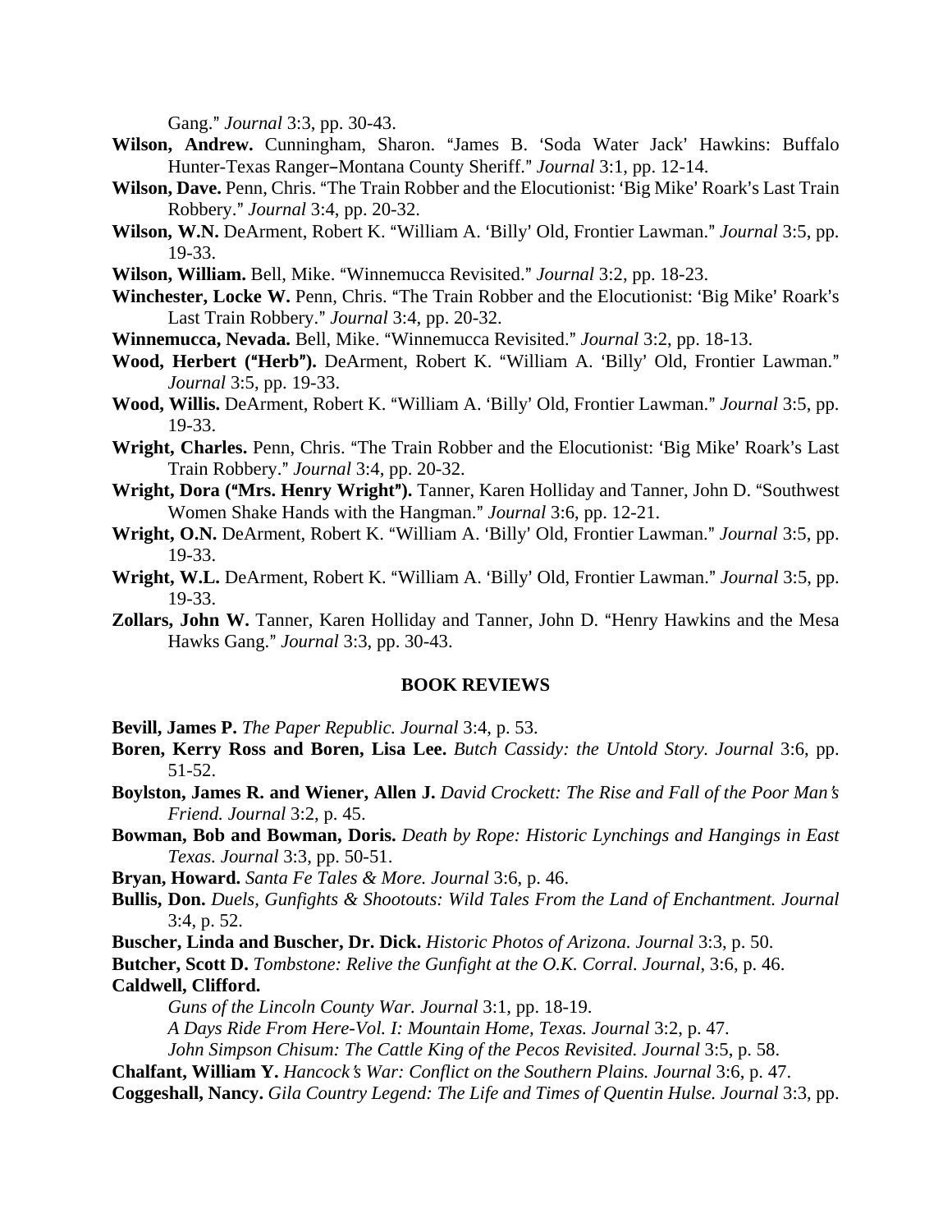Gang." *Journal* 3:3, pp. 30-43.

**Wilson, Andrew.** Cunningham, Sharon. "James B. 'Soda Water Jack' Hawkins: Buffalo Hunter-Texas Ranger–Montana County Sheriff." *Journal* 3:1, pp. 12-14.

**Wilson, Dave.** Penn, Chris. "The Train Robber and the Elocutionist: 'Big Mike' Roark's Last Train Robbery." *Journal* 3:4, pp. 20-32.

**Wilson, W.N.** DeArment, Robert K. "William A. 'Billy' Old, Frontier Lawman." *Journal* 3:5, pp. 19-33.

**Wilson, William.** Bell, Mike. "Winnemucca Revisited." *Journal* 3:2, pp. 18-23.

**Winchester, Locke W.** Penn, Chris. "The Train Robber and the Elocutionist: 'Big Mike' Roark's Last Train Robbery." *Journal* 3:4, pp. 20-32.

**Winnemucca, Nevada.** Bell, Mike. "Winnemucca Revisited." *Journal* 3:2, pp. 18-13.

**Wood, Herbert ("Herb").** DeArment, Robert K. "William A. 'Billy' Old, Frontier Lawman." *Journal* 3:5, pp. 19-33.

**Wood, Willis.** DeArment, Robert K. "William A. 'Billy' Old, Frontier Lawman." *Journal* 3:5, pp. 19-33.

**Wright, Charles.** Penn, Chris. "The Train Robber and the Elocutionist: 'Big Mike' Roark's Last Train Robbery." *Journal* 3:4, pp. 20-32.

**Wright, Dora ("Mrs. Henry Wright").** Tanner, Karen Holliday and Tanner, John D. "Southwest Women Shake Hands with the Hangman." *Journal* 3:6, pp. 12-21.

**Wright, O.N.** DeArment, Robert K. "William A. 'Billy' Old, Frontier Lawman." *Journal* 3:5, pp. 19-33.

**Wright, W.L.** DeArment, Robert K. "William A. 'Billy' Old, Frontier Lawman." *Journal* 3:5, pp. 19-33.

**Zollars, John W.** Tanner, Karen Holliday and Tanner, John D. "Henry Hawkins and the Mesa Hawks Gang." *Journal* 3:3, pp. 30-43.

## BOOK REVIEWS

**Bevill, James P.** *The Paper Republic. Journal* 3:4, p. 53.

**Boren, Kerry Ross and Boren, Lisa Lee.** *Butch Cassidy: the Untold Story. Journal* 3:6, pp. 51-52.

**Boylston, James R. and Wiener, Allen J.** *David Crockett: The Rise and Fall of the Poor Man's Friend. Journal* 3:2, p. 45.

**Bowman, Bob and Bowman, Doris.** *Death by Rope: Historic Lynchings and Hangings in East Texas. Journal* 3:3, pp. 50-51.

**Bryan, Howard.** *Santa Fe Tales & More. Journal* 3:6, p. 46.

**Bullis, Don.** *Duels, Gunfights & Shootouts: Wild Tales From the Land of Enchantment. Journal* 3:4, p. 52.

**Buscher, Linda and Buscher, Dr. Dick.** *Historic Photos of Arizona. Journal* 3:3, p. 50.

**Butcher, Scott D.** *Tombstone: Relive the Gunfight at the O.K. Corral. Journal*, 3:6, p. 46.

**Caldwell, Clifford.**

*Guns of the Lincoln County War. Journal* 3:1, pp. 18-19.

*A Days Ride From Here-Vol. I: Mountain Home, Texas. Journal* 3:2, p. 47.

*John Simpson Chisum: The Cattle King of the Pecos Revisited. Journal* 3:5, p. 58.

**Chalfant, William Y.** *Hancock's War: Conflict on the Southern Plains. Journal* 3:6, p. 47.

**Coggeshall, Nancy.** *Gila Country Legend: The Life and Times of Quentin Hulse. Journal* 3:3, pp.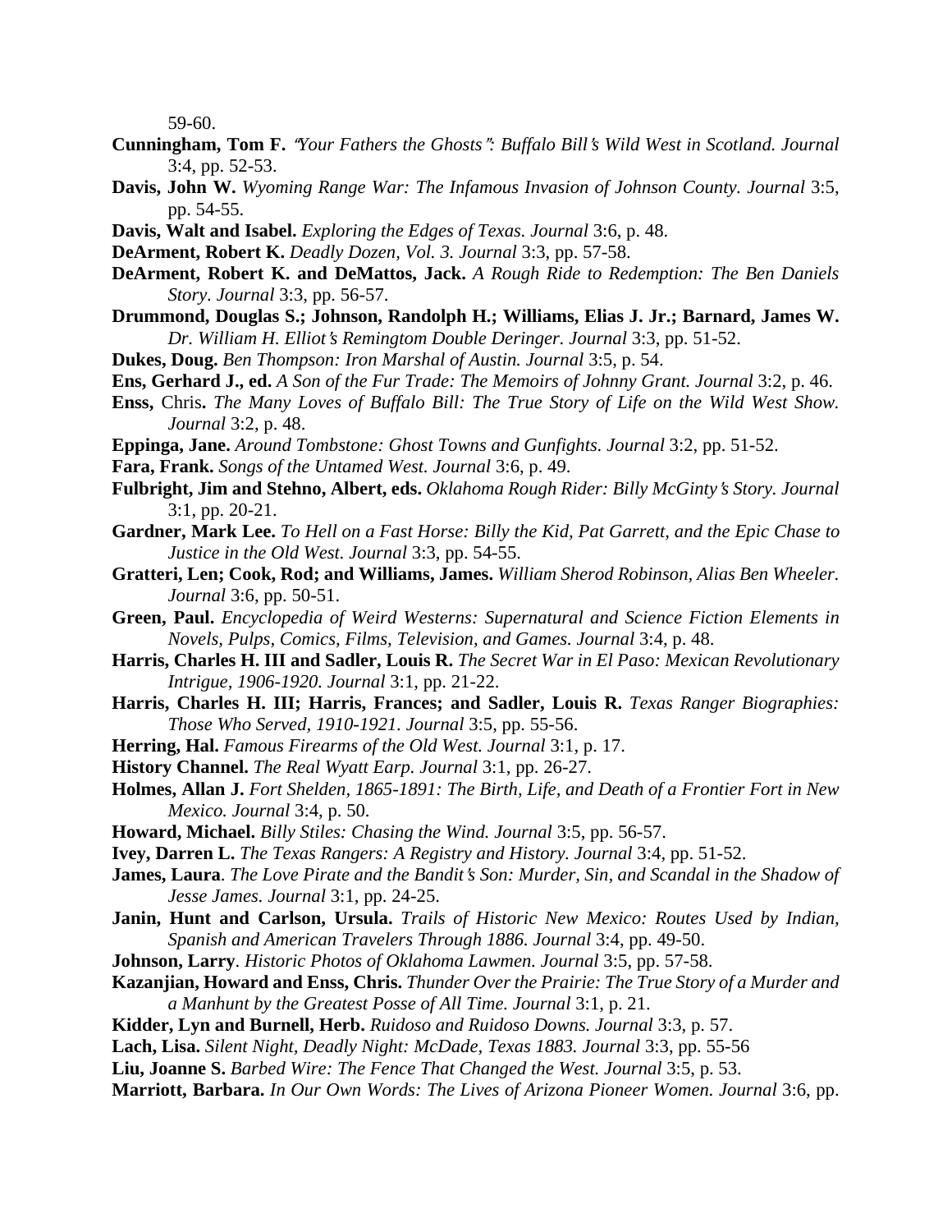59-60.

**Cunningham, Tom F.** *"Your Fathers the Ghosts": Buffalo Bill's Wild West in Scotland. Journal* 3:4, pp. 52-53.

**Davis, John W.** *Wyoming Range War: The Infamous Invasion of Johnson County. Journal* 3:5, pp. 54-55.

**Davis, Walt and Isabel.** *Exploring the Edges of Texas. Journal* 3:6, p. 48.

**DeArment, Robert K.** *Deadly Dozen, Vol. 3. Journal* 3:3, pp. 57-58.

**DeArment, Robert K. and DeMattos, Jack.** *A Rough Ride to Redemption: The Ben Daniels Story. Journal* 3:3, pp. 56-57.

**Drummond, Douglas S.; Johnson, Randolph H.; Williams, Elias J. Jr.; Barnard, James W.** *Dr. William H. Elliot's Remingtom Double Deringer. Journal* 3:3, pp. 51-52.

**Dukes, Doug.** *Ben Thompson: Iron Marshal of Austin. Journal* 3:5, p. 54.

**Ens, Gerhard J., ed.** *A Son of the Fur Trade: The Memoirs of Johnny Grant. Journal* 3:2, p. 46.

**Enss,** Chris**.** *The Many Loves of Buffalo Bill: The True Story of Life on the Wild West Show. Journal* 3:2, p. 48.

**Eppinga, Jane.** *Around Tombstone: Ghost Towns and Gunfights. Journal* 3:2, pp. 51-52.

**Fara, Frank.** *Songs of the Untamed West. Journal* 3:6, p. 49.

**Fulbright, Jim and Stehno, Albert, eds.** *Oklahoma Rough Rider: Billy McGinty's Story. Journal* 3:1, pp. 20-21.

**Gardner, Mark Lee.** *To Hell on a Fast Horse: Billy the Kid, Pat Garrett, and the Epic Chase to Justice in the Old West. Journal* 3:3, pp. 54-55.

**Gratteri, Len; Cook, Rod; and Williams, James.** *William Sherod Robinson, Alias Ben Wheeler. Journal* 3:6, pp. 50-51.

**Green, Paul.** *Encyclopedia of Weird Westerns: Supernatural and Science Fiction Elements in Novels, Pulps, Comics, Films, Television, and Games. Journal* 3:4, p. 48.

**Harris, Charles H. III and Sadler, Louis R.** *The Secret War in El Paso: Mexican Revolutionary Intrigue, 1906-1920. Journal* 3:1, pp. 21-22.

**Harris, Charles H. III; Harris, Frances; and Sadler, Louis R.** *Texas Ranger Biographies: Those Who Served, 1910-1921. Journal* 3:5, pp. 55-56.

**Herring, Hal.** *Famous Firearms of the Old West. Journal* 3:1, p. 17.

**History Channel.** *The Real Wyatt Earp. Journal* 3:1, pp. 26-27.

**Holmes, Allan J.** *Fort Shelden, 1865-1891: The Birth, Life, and Death of a Frontier Fort in New Mexico. Journal* 3:4, p. 50.

**Howard, Michael.** *Billy Stiles: Chasing the Wind. Journal* 3:5, pp. 56-57.

**Ivey, Darren L.** *The Texas Rangers: A Registry and History. Journal* 3:4, pp. 51-52.

**James, Laura**. *The Love Pirate and the Bandit's Son: Murder, Sin, and Scandal in the Shadow of Jesse James. Journal* 3:1, pp. 24-25.

**Janin, Hunt and Carlson, Ursula.** *Trails of Historic New Mexico: Routes Used by Indian, Spanish and American Travelers Through 1886. Journal* 3:4, pp. 49-50.

**Johnson, Larry**. *Historic Photos of Oklahoma Lawmen. Journal* 3:5, pp. 57-58.

**Kazanjian, Howard and Enss, Chris.** *Thunder Over the Prairie: The True Story of a Murder and a Manhunt by the Greatest Posse of All Time. Journal* 3:1, p. 21.

**Kidder, Lyn and Burnell, Herb.** *Ruidoso and Ruidoso Downs. Journal* 3:3, p. 57.

**Lach, Lisa.** *Silent Night, Deadly Night: McDade, Texas 1883. Journal* 3:3, pp. 55-56

**Liu, Joanne S.** *Barbed Wire: The Fence That Changed the West. Journal* 3:5, p. 53.

**Marriott, Barbara.** *In Our Own Words: The Lives of Arizona Pioneer Women. Journal* 3:6, pp.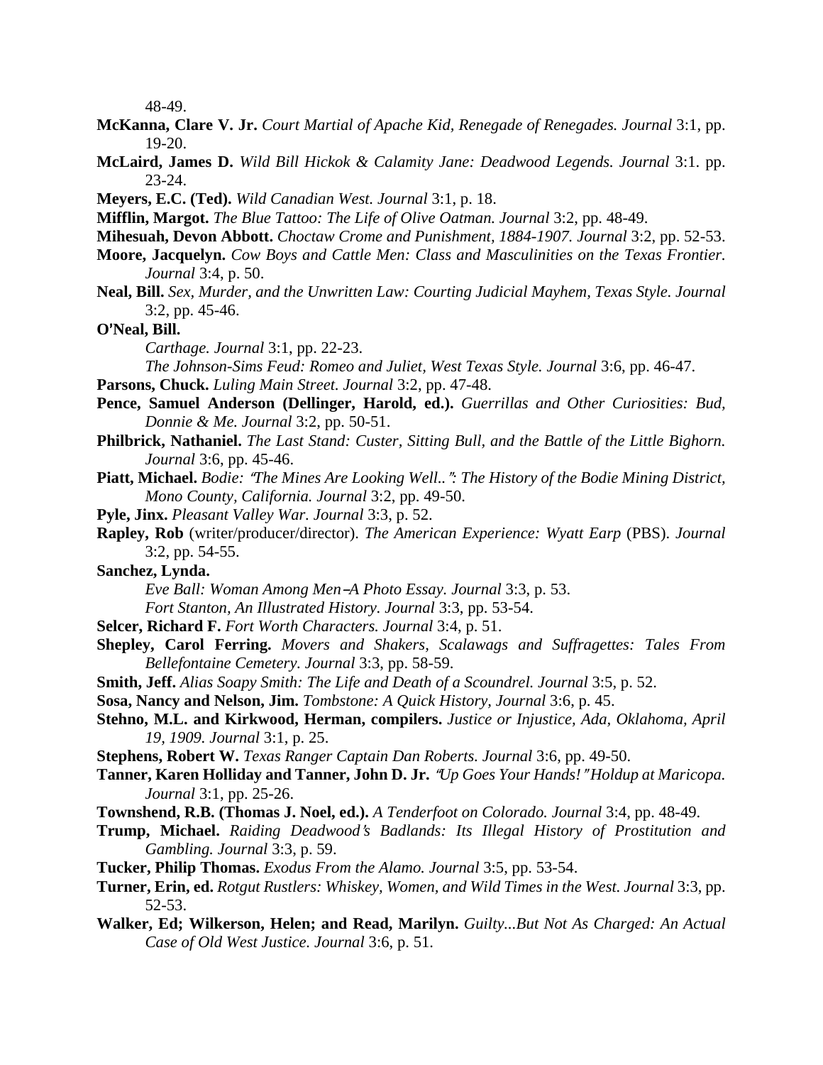48-49.

**McKanna, Clare V. Jr.** *Court Martial of Apache Kid, Renegade of Renegades. Journal* 3:1, pp. 19-20.

**McLaird, James D.** *Wild Bill Hickok & Calamity Jane: Deadwood Legends. Journal* 3:1. pp. 23-24.

**Meyers, E.C. (Ted).** *Wild Canadian West. Journal* 3:1, p. 18.

**Mifflin, Margot.** *The Blue Tattoo: The Life of Olive Oatman. Journal* 3:2, pp. 48-49.

**Mihesuah, Devon Abbott.** *Choctaw Crome and Punishment, 1884-1907. Journal* 3:2, pp. 52-53.

**Moore, Jacquelyn.** *Cow Boys and Cattle Men: Class and Masculinities on the Texas Frontier. Journal* 3:4, p. 50.

**Neal, Bill.** *Sex, Murder, and the Unwritten Law: Courting Judicial Mayhem, Texas Style. Journal* 3:2, pp. 45-46.

**O'Neal, Bill.**

*Carthage. Journal* 3:1, pp. 22-23.

*The Johnson-Sims Feud: Romeo and Juliet, West Texas Style. Journal* 3:6, pp. 46-47.

**Parsons, Chuck.** *Luling Main Street. Journal* 3:2, pp. 47-48.

**Pence, Samuel Anderson (Dellinger, Harold, ed.).** *Guerrillas and Other Curiosities: Bud, Donnie & Me. Journal* 3:2, pp. 50-51.

**Philbrick, Nathaniel.** *The Last Stand: Custer, Sitting Bull, and the Battle of the Little Bighorn. Journal* 3:6, pp. 45-46.

**Piatt, Michael.** *Bodie: "The Mines Are Looking Well..": The History of the Bodie Mining District, Mono County, California. Journal* 3:2, pp. 49-50.

**Pyle, Jinx.** *Pleasant Valley War. Journal* 3:3, p. 52.

**Rapley, Rob** (writer/producer/director). *The American Experience: Wyatt Earp* (PBS). *Journal* 3:2, pp. 54-55.

**Sanchez, Lynda.**

*Eve Ball: Woman Among Men–A Photo Essay. Journal* 3:3, p. 53.

*Fort Stanton, An Illustrated History. Journal* 3:3, pp. 53-54.

**Selcer, Richard F.** *Fort Worth Characters. Journal* 3:4, p. 51.

**Shepley, Carol Ferring.** *Movers and Shakers, Scalawags and Suffragettes: Tales From Bellefontaine Cemetery. Journal* 3:3, pp. 58-59.

**Smith, Jeff.** *Alias Soapy Smith: The Life and Death of a Scoundrel. Journal* 3:5, p. 52.

**Sosa, Nancy and Nelson, Jim.** *Tombstone: A Quick History, Journal* 3:6, p. 45.

**Stehno, M.L. and Kirkwood, Herman, compilers.** *Justice or Injustice, Ada, Oklahoma, April 19, 1909. Journal* 3:1, p. 25.

**Stephens, Robert W.** *Texas Ranger Captain Dan Roberts. Journal* 3:6, pp. 49-50.

**Tanner, Karen Holliday and Tanner, John D. Jr.** *"Up Goes Your Hands!" Holdup at Maricopa. Journal* 3:1, pp. 25-26.

**Townshend, R.B. (Thomas J. Noel, ed.).** *A Tenderfoot on Colorado. Journal* 3:4, pp. 48-49.

**Trump, Michael.** *Raiding Deadwood's Badlands: Its Illegal History of Prostitution and Gambling. Journal* 3:3, p. 59.

**Tucker, Philip Thomas.** *Exodus From the Alamo. Journal* 3:5, pp. 53-54.

**Turner, Erin, ed.** *Rotgut Rustlers: Whiskey, Women, and Wild Times in the West. Journal* 3:3, pp. 52-53.

**Walker, Ed; Wilkerson, Helen; and Read, Marilyn.** *Guilty...But Not As Charged: An Actual Case of Old West Justice. Journal* 3:6, p. 51.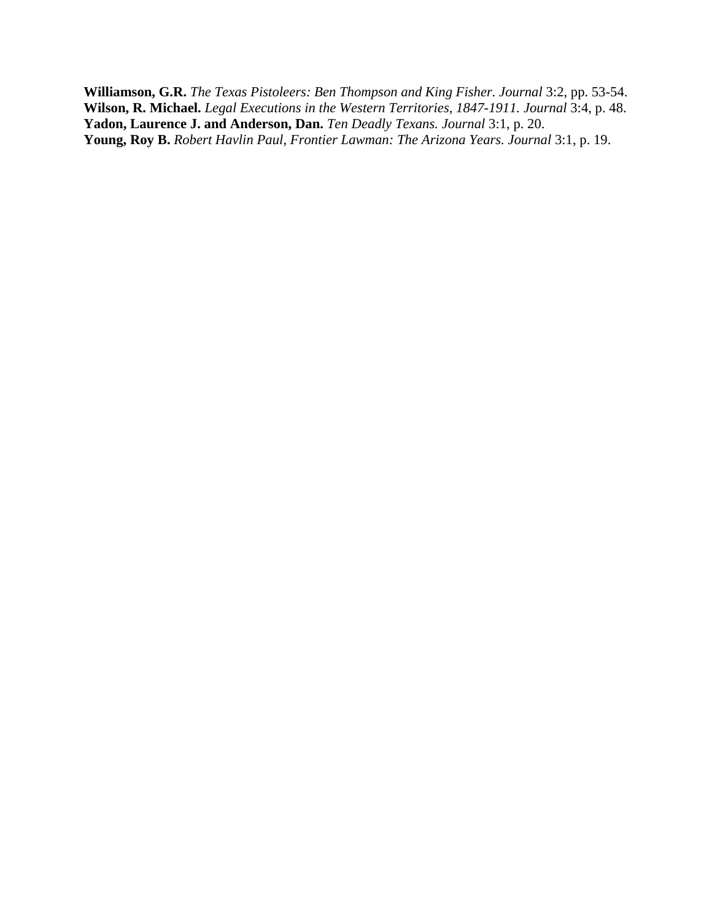**Williamson, G.R.** *The Texas Pistoleers: Ben Thompson and King Fisher. Journal* 3:2, pp. 53-54.
**Wilson, R. Michael.** *Legal Executions in the Western Territories, 1847-1911. Journal* 3:4, p. 48.
**Yadon, Laurence J. and Anderson, Dan.** *Ten Deadly Texans. Journal* 3:1, p. 20.
**Young, Roy B.** *Robert Havlin Paul, Frontier Lawman: The Arizona Years. Journal* 3:1, p. 19.